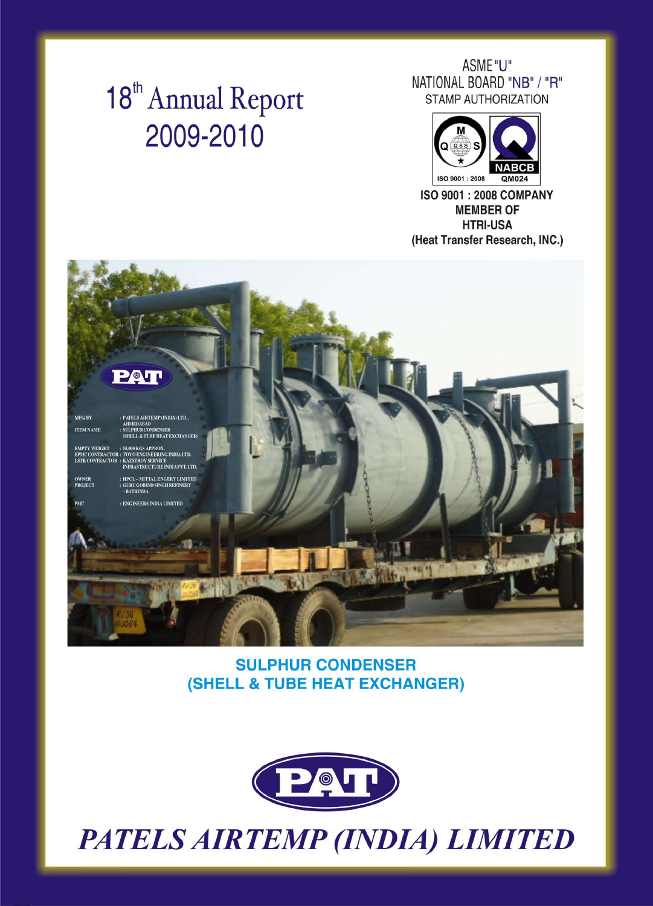# 18th Annual Report 2009-2010

ASME "U"
NATIONAL BOARD "NB" / "R"
STAMP AUTHORIZATION

ISO 9001 : 2008 | NABCB QM024

**ISO 9001 : 2008 COMPANY**
**MEMBER OF**
**HTRI-USA**
**(Heat Transfer Research, INC.)**

MFG BY : PATELS AIRTEMP (INDIA) LTD., AHMEDABAD
ITEM NAME : SULPHUR CONDENSER (SHELL & TUBE HEAT EXCHANGER)
EMPTY WEIGHT : 55,000 KGS APPROX.
EPMC CONTRACTOR : TOYO ENGINEERING INDIA LTD.
LSTK CONTRACTOR : KAZSTROY SERVICE INFRASTRUCTURE INDIA PVT. LTD.
OWNER : HPCL – MITTAL ENGERY LIMITED
PROJECT : GURU GOBIND SINGH REFINERY – BATHINDA
PMC : ENGINEERS INDIA LIMITED

**SULPHUR CONDENSER**
**(SHELL & TUBE HEAT EXCHANGER)**

PAT

***PATELS AIRTEMP (INDIA) LIMITED***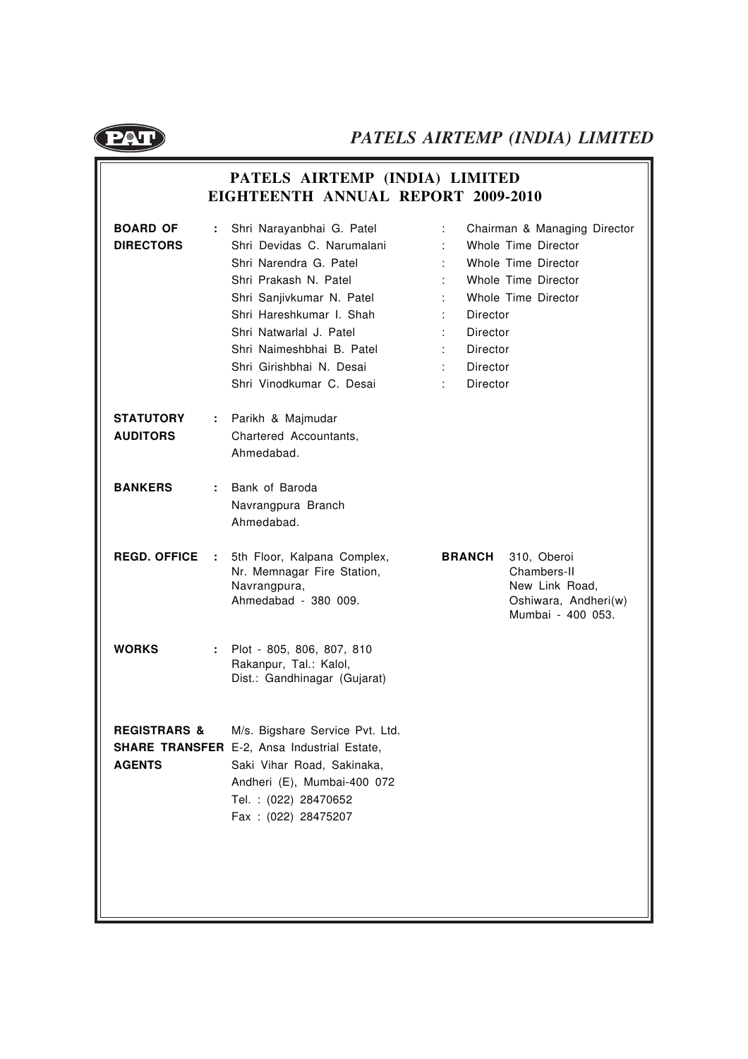# PATELS AIRTEMP (INDIA) LIMITED
## EIGHTEENTH ANNUAL REPORT 2009-2010

**BOARD OF DIRECTORS** :

| Name | | Designation |
|---|---|---|
| Shri Narayanbhai G. Patel | : | Chairman & Managing Director |
| Shri Devidas C. Narumalani | : | Whole Time Director |
| Shri Narendra G. Patel | : | Whole Time Director |
| Shri Prakash N. Patel | : | Whole Time Director |
| Shri Sanjivkumar N. Patel | : | Whole Time Director |
| Shri Hareshkumar I. Shah | : | Director |
| Shri Natwarlal J. Patel | : | Director |
| Shri Naimeshbhai B. Patel | : | Director |
| Shri Girishbhai N. Desai | : | Director |
| Shri Vinodkumar C. Desai | : | Director |

**STATUTORY AUDITORS** : Parikh & Majmudar
Chartered Accountants,
Ahmedabad.

**BANKERS** : Bank of Baroda
Navrangpura Branch
Ahmedabad.

**REGD. OFFICE** : 5th Floor, Kalpana Complex,
Nr. Memnagar Fire Station,
Navrangpura,
Ahmedabad - 380 009.

**BRANCH** 310, Oberoi
Chambers-II
New Link Road,
Oshiwara, Andheri(w)
Mumbai - 400 053.

**WORKS** : Plot - 805, 806, 807, 810
Rakanpur, Tal.: Kalol,
Dist.: Gandhinagar (Gujarat)

**REGISTRARS & SHARE TRANSFER AGENTS** M/s. Bigshare Service Pvt. Ltd.
E-2, Ansa Industrial Estate,
Saki Vihar Road, Sakinaka,
Andheri (E), Mumbai-400 072
Tel. : (022) 28470652
Fax : (022) 28475207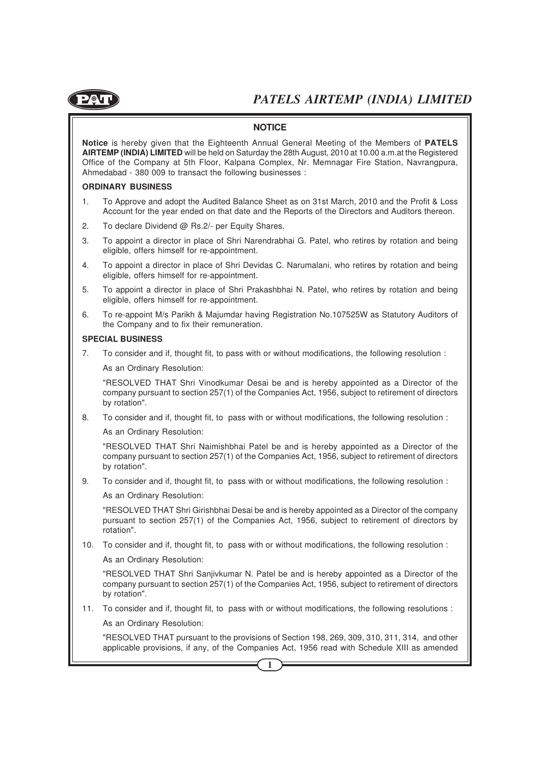## NOTICE

**Notice** is hereby given that the Eighteenth Annual General Meeting of the Members of **PATELS AIRTEMP (INDIA) LIMITED** will be held on Saturday the 28th August, 2010 at 10.00 a.m.at the Registered Office of the Company at 5th Floor, Kalpana Complex, Nr. Memnagar Fire Station, Navrangpura, Ahmedabad - 380 009 to transact the following businesses :

### ORDINARY BUSINESS

1. To Approve and adopt the Audited Balance Sheet as on 31st March, 2010 and the Profit & Loss Account for the year ended on that date and the Reports of the Directors and Auditors thereon.
2. To declare Dividend @ Rs.2/- per Equity Shares.
3. To appoint a director in place of Shri Narendrabhai G. Patel, who retires by rotation and being eligible, offers himself for re-appointment.
4. To appoint a director in place of Shri Devidas C. Narumalani, who retires by rotation and being eligible, offers himself for re-appointment.
5. To appoint a director in place of Shri Prakashbhai N. Patel, who retires by rotation and being eligible, offers himself for re-appointment.
6. To re-appoint M/s Parikh & Majumdar having Registration No.107525W as Statutory Auditors of the Company and to fix their remuneration.

### SPECIAL BUSINESS

7. To consider and if, thought fit, to pass with or without modifications, the following resolution :

   As an Ordinary Resolution:

   "RESOLVED THAT Shri Vinodkumar Desai be and is hereby appointed as a Director of the company pursuant to section 257(1) of the Companies Act, 1956, subject to retirement of directors by rotation".

8. To consider and if, thought fit, to pass with or without modifications, the following resolution :

   As an Ordinary Resolution:

   "RESOLVED THAT Shri Naimishbhai Patel be and is hereby appointed as a Director of the company pursuant to section 257(1) of the Companies Act, 1956, subject to retirement of directors by rotation".

9. To consider and if, thought fit, to pass with or without modifications, the following resolution :

   As an Ordinary Resolution:

   "RESOLVED THAT Shri Girishbhai Desai be and is hereby appointed as a Director of the company pursuant to section 257(1) of the Companies Act, 1956, subject to retirement of directors by rotation".

10. To consider and if, thought fit, to pass with or without modifications, the following resolution :

    As an Ordinary Resolution:

    "RESOLVED THAT Shri Sanjivkumar N. Patel be and is hereby appointed as a Director of the company pursuant to section 257(1) of the Companies Act, 1956, subject to retirement of directors by rotation".

11. To consider and if, thought fit, to pass with or without modifications, the following resolutions :

    As an Ordinary Resolution:

    "RESOLVED THAT pursuant to the provisions of Section 198, 269, 309, 310, 311, 314, and other applicable provisions, if any, of the Companies Act, 1956 read with Schedule XIII as amended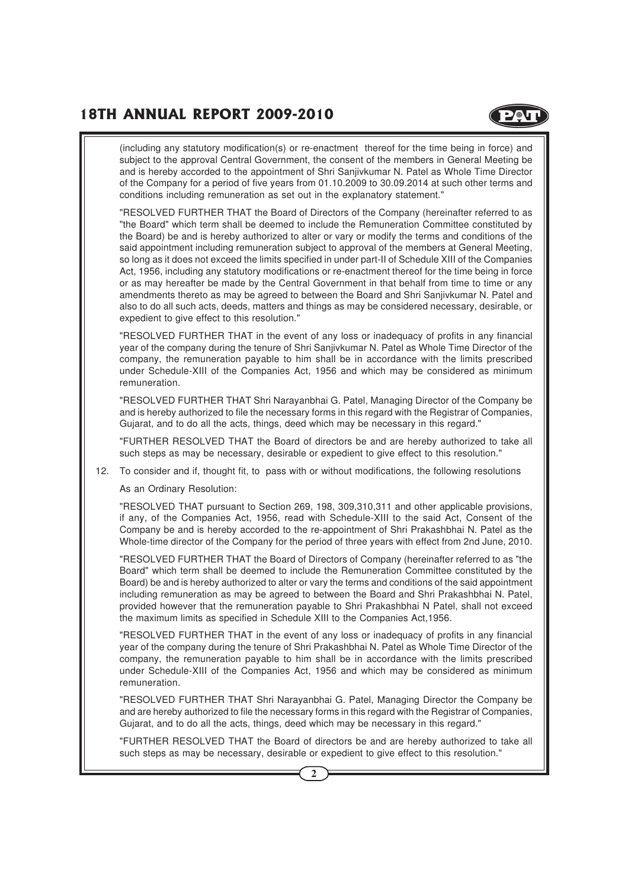(including any statutory modification(s) or re-enactment thereof for the time being in force) and subject to the approval Central Government, the consent of the members in General Meeting be and is hereby accorded to the appointment of Shri Sanjivkumar N. Patel as Whole Time Director of the Company for a period of five years from 01.10.2009 to 30.09.2014 at such other terms and conditions including remuneration as set out in the explanatory statement."

"RESOLVED FURTHER THAT the Board of Directors of the Company (hereinafter referred to as "the Board" which term shall be deemed to include the Remuneration Committee constituted by the Board) be and is hereby authorized to alter or vary or modify the terms and conditions of the said appointment including remuneration subject to approval of the members at General Meeting, so long as it does not exceed the limits specified in under part-II of Schedule XIII of the Companies Act, 1956, including any statutory modifications or re-enactment thereof for the time being in force or as may hereafter be made by the Central Government in that behalf from time to time or any amendments thereto as may be agreed to between the Board and Shri Sanjivkumar N. Patel and also to do all such acts, deeds, matters and things as may be considered necessary, desirable, or expedient to give effect to this resolution."

"RESOLVED FURTHER THAT in the event of any loss or inadequacy of profits in any financial year of the company during the tenure of Shri Sanjivkumar N. Patel as Whole Time Director of the company, the remuneration payable to him shall be in accordance with the limits prescribed under Schedule-XIII of the Companies Act, 1956 and which may be considered as minimum remuneration.

"RESOLVED FURTHER THAT Shri Narayanbhai G. Patel, Managing Director of the Company be and is hereby authorized to file the necessary forms in this regard with the Registrar of Companies, Gujarat, and to do all the acts, things, deed which may be necessary in this regard."

"FURTHER RESOLVED THAT the Board of directors be and are hereby authorized to take all such steps as may be necessary, desirable or expedient to give effect to this resolution."

12. To consider and if, thought fit, to pass with or without modifications, the following resolutions

As an Ordinary Resolution:

"RESOLVED THAT pursuant to Section 269, 198, 309,310,311 and other applicable provisions, if any, of the Companies Act, 1956, read with Schedule-XIII to the said Act, Consent of the Company be and is hereby accorded to the re-appointment of Shri Prakashbhai N. Patel as the Whole-time director of the Company for the period of three years with effect from 2nd June, 2010.

"RESOLVED FURTHER THAT the Board of Directors of Company (hereinafter referred to as "the Board" which term shall be deemed to include the Remuneration Committee constituted by the Board) be and is hereby authorized to alter or vary the terms and conditions of the said appointment including remuneration as may be agreed to between the Board and Shri Prakashbhai N. Patel, provided however that the remuneration payable to Shri Prakashbhai N Patel, shall not exceed the maximum limits as specified in Schedule XIII to the Companies Act,1956.

"RESOLVED FURTHER THAT in the event of any loss or inadequacy of profits in any financial year of the company during the tenure of Shri Prakashbhai N. Patel as Whole Time Director of the company, the remuneration payable to him shall be in accordance with the limits prescribed under Schedule-XIII of the Companies Act, 1956 and which may be considered as minimum remuneration.

"RESOLVED FURTHER THAT Shri Narayanbhai G. Patel, Managing Director the Company be and are hereby authorized to file the necessary forms in this regard with the Registrar of Companies, Gujarat, and to do all the acts, things, deed which may be necessary in this regard."

"FURTHER RESOLVED THAT the Board of directors be and are hereby authorized to take all such steps as may be necessary, desirable or expedient to give effect to this resolution."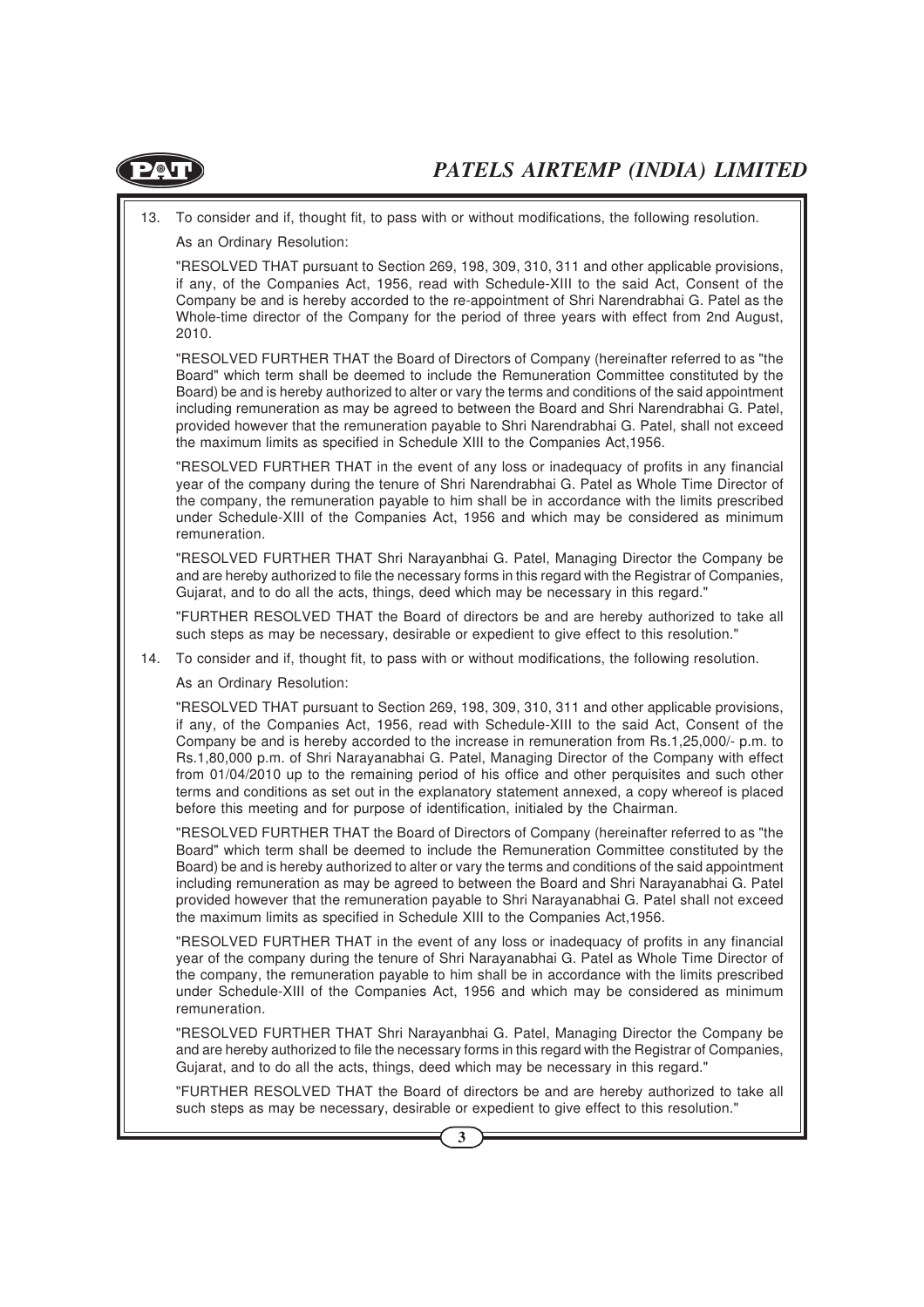13. To consider and if, thought fit, to pass with or without modifications, the following resolution.

    As an Ordinary Resolution:

    "RESOLVED THAT pursuant to Section 269, 198, 309, 310, 311 and other applicable provisions, if any, of the Companies Act, 1956, read with Schedule-XIII to the said Act, Consent of the Company be and is hereby accorded to the re-appointment of Shri Narendrabhai G. Patel as the Whole-time director of the Company for the period of three years with effect from 2nd August, 2010.

    "RESOLVED FURTHER THAT the Board of Directors of Company (hereinafter referred to as "the Board" which term shall be deemed to include the Remuneration Committee constituted by the Board) be and is hereby authorized to alter or vary the terms and conditions of the said appointment including remuneration as may be agreed to between the Board and Shri Narendrabhai G. Patel, provided however that the remuneration payable to Shri Narendrabhai G. Patel, shall not exceed the maximum limits as specified in Schedule XIII to the Companies Act,1956.

    "RESOLVED FURTHER THAT in the event of any loss or inadequacy of profits in any financial year of the company during the tenure of Shri Narendrabhai G. Patel as Whole Time Director of the company, the remuneration payable to him shall be in accordance with the limits prescribed under Schedule-XIII of the Companies Act, 1956 and which may be considered as minimum remuneration.

    "RESOLVED FURTHER THAT Shri Narayanbhai G. Patel, Managing Director the Company be and are hereby authorized to file the necessary forms in this regard with the Registrar of Companies, Gujarat, and to do all the acts, things, deed which may be necessary in this regard."

    "FURTHER RESOLVED THAT the Board of directors be and are hereby authorized to take all such steps as may be necessary, desirable or expedient to give effect to this resolution."

14. To consider and if, thought fit, to pass with or without modifications, the following resolution.

    As an Ordinary Resolution:

    "RESOLVED THAT pursuant to Section 269, 198, 309, 310, 311 and other applicable provisions, if any, of the Companies Act, 1956, read with Schedule-XIII to the said Act, Consent of the Company be and is hereby accorded to the increase in remuneration from Rs.1,25,000/- p.m. to Rs.1,80,000 p.m. of Shri Narayanabhai G. Patel, Managing Director of the Company with effect from 01/04/2010 up to the remaining period of his office and other perquisites and such other terms and conditions as set out in the explanatory statement annexed, a copy whereof is placed before this meeting and for purpose of identification, initialed by the Chairman.

    "RESOLVED FURTHER THAT the Board of Directors of Company (hereinafter referred to as "the Board" which term shall be deemed to include the Remuneration Committee constituted by the Board) be and is hereby authorized to alter or vary the terms and conditions of the said appointment including remuneration as may be agreed to between the Board and Shri Narayanabhai G. Patel provided however that the remuneration payable to Shri Narayanabhai G. Patel shall not exceed the maximum limits as specified in Schedule XIII to the Companies Act,1956.

    "RESOLVED FURTHER THAT in the event of any loss or inadequacy of profits in any financial year of the company during the tenure of Shri Narayanabhai G. Patel as Whole Time Director of the company, the remuneration payable to him shall be in accordance with the limits prescribed under Schedule-XIII of the Companies Act, 1956 and which may be considered as minimum remuneration.

    "RESOLVED FURTHER THAT Shri Narayanbhai G. Patel, Managing Director the Company be and are hereby authorized to file the necessary forms in this regard with the Registrar of Companies, Gujarat, and to do all the acts, things, deed which may be necessary in this regard."

    "FURTHER RESOLVED THAT the Board of directors be and are hereby authorized to take all such steps as may be necessary, desirable or expedient to give effect to this resolution."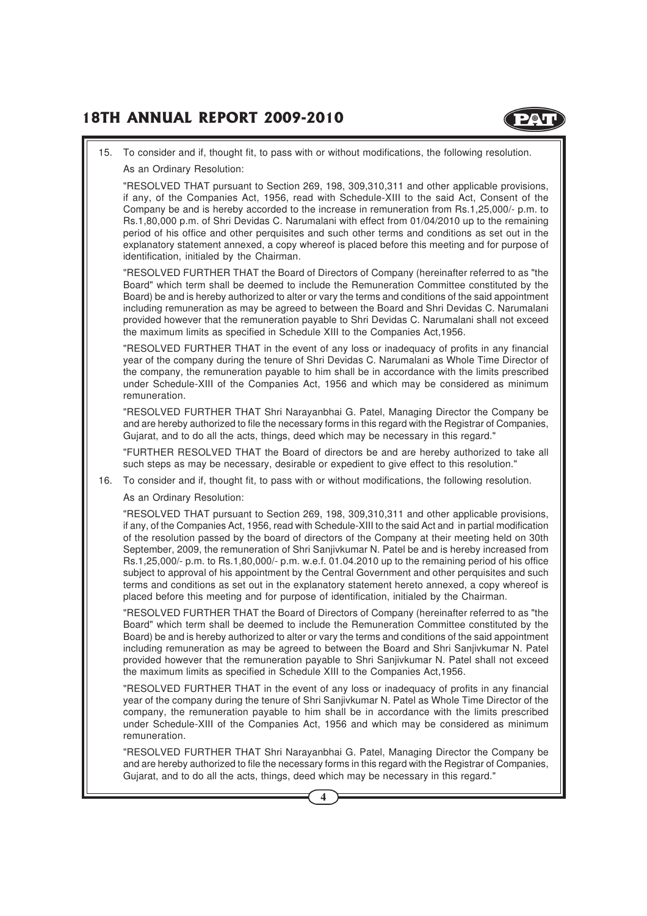15. To consider and if, thought fit, to pass with or without modifications, the following resolution.

    As an Ordinary Resolution:

    "RESOLVED THAT pursuant to Section 269, 198, 309,310,311 and other applicable provisions, if any, of the Companies Act, 1956, read with Schedule-XIII to the said Act, Consent of the Company be and is hereby accorded to the increase in remuneration from Rs.1,25,000/- p.m. to Rs.1,80,000 p.m. of Shri Devidas C. Narumalani with effect from 01/04/2010 up to the remaining period of his office and other perquisites and such other terms and conditions as set out in the explanatory statement annexed, a copy whereof is placed before this meeting and for purpose of identification, initialed by the Chairman.

    "RESOLVED FURTHER THAT the Board of Directors of Company (hereinafter referred to as "the Board" which term shall be deemed to include the Remuneration Committee constituted by the Board) be and is hereby authorized to alter or vary the terms and conditions of the said appointment including remuneration as may be agreed to between the Board and Shri Devidas C. Narumalani provided however that the remuneration payable to Shri Devidas C. Narumalani shall not exceed the maximum limits as specified in Schedule XIII to the Companies Act,1956.

    "RESOLVED FURTHER THAT in the event of any loss or inadequacy of profits in any financial year of the company during the tenure of Shri Devidas C. Narumalani as Whole Time Director of the company, the remuneration payable to him shall be in accordance with the limits prescribed under Schedule-XIII of the Companies Act, 1956 and which may be considered as minimum remuneration.

    "RESOLVED FURTHER THAT Shri Narayanbhai G. Patel, Managing Director the Company be and are hereby authorized to file the necessary forms in this regard with the Registrar of Companies, Gujarat, and to do all the acts, things, deed which may be necessary in this regard."

    "FURTHER RESOLVED THAT the Board of directors be and are hereby authorized to take all such steps as may be necessary, desirable or expedient to give effect to this resolution."

16. To consider and if, thought fit, to pass with or without modifications, the following resolution.

    As an Ordinary Resolution:

    "RESOLVED THAT pursuant to Section 269, 198, 309,310,311 and other applicable provisions, if any, of the Companies Act, 1956, read with Schedule-XIII to the said Act and in partial modification of the resolution passed by the board of directors of the Company at their meeting held on 30th September, 2009, the remuneration of Shri Sanjivkumar N. Patel be and is hereby increased from Rs.1,25,000/- p.m. to Rs.1,80,000/- p.m. w.e.f. 01.04.2010 up to the remaining period of his office subject to approval of his appointment by the Central Government and other perquisites and such terms and conditions as set out in the explanatory statement hereto annexed, a copy whereof is placed before this meeting and for purpose of identification, initialed by the Chairman.

    "RESOLVED FURTHER THAT the Board of Directors of Company (hereinafter referred to as "the Board" which term shall be deemed to include the Remuneration Committee constituted by the Board) be and is hereby authorized to alter or vary the terms and conditions of the said appointment including remuneration as may be agreed to between the Board and Shri Sanjivkumar N. Patel provided however that the remuneration payable to Shri Sanjivkumar N. Patel shall not exceed the maximum limits as specified in Schedule XIII to the Companies Act,1956.

    "RESOLVED FURTHER THAT in the event of any loss or inadequacy of profits in any financial year of the company during the tenure of Shri Sanjivkumar N. Patel as Whole Time Director of the company, the remuneration payable to him shall be in accordance with the limits prescribed under Schedule-XIII of the Companies Act, 1956 and which may be considered as minimum remuneration.

    "RESOLVED FURTHER THAT Shri Narayanbhai G. Patel, Managing Director the Company be and are hereby authorized to file the necessary forms in this regard with the Registrar of Companies, Gujarat, and to do all the acts, things, deed which may be necessary in this regard."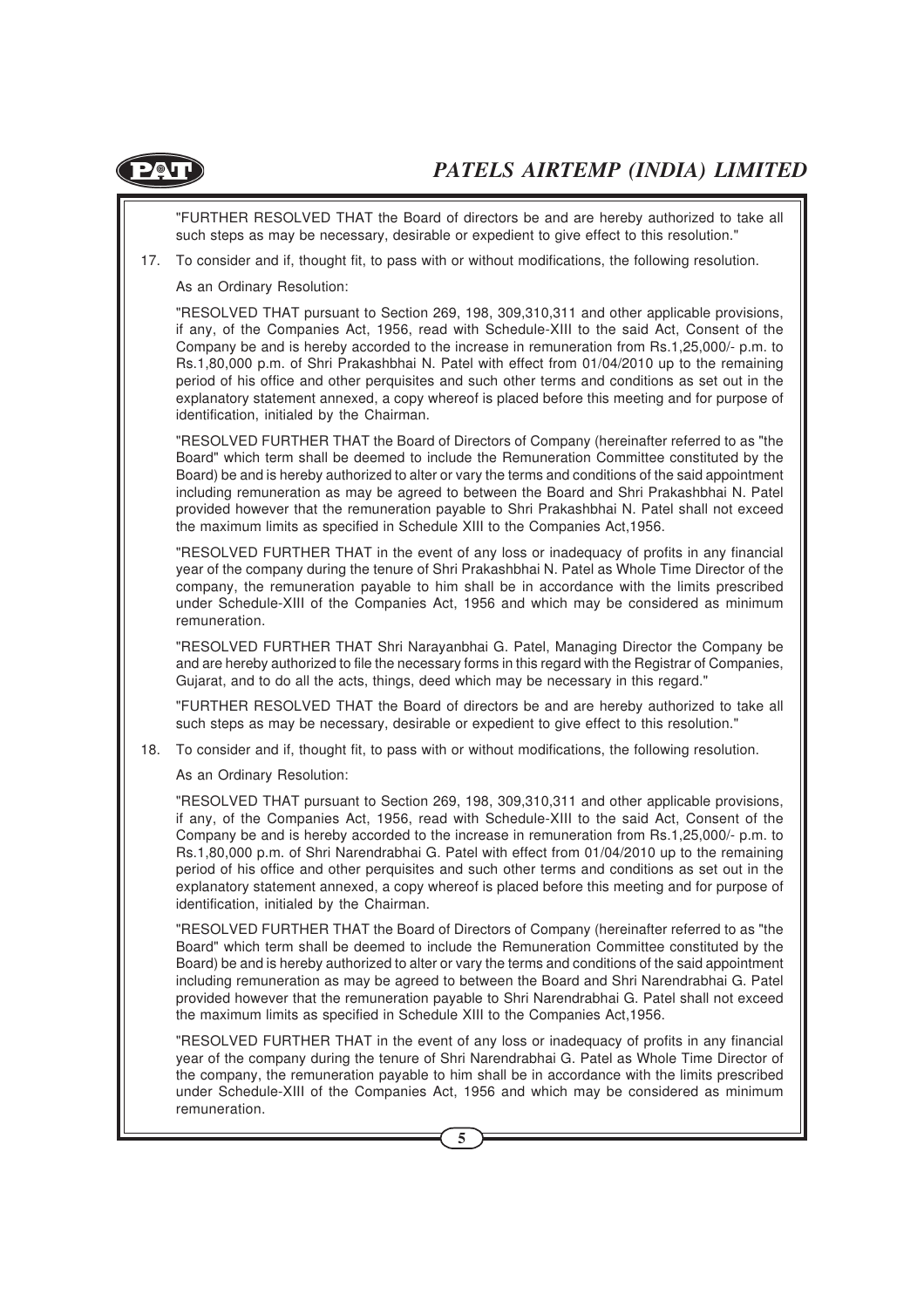"FURTHER RESOLVED THAT the Board of directors be and are hereby authorized to take all such steps as may be necessary, desirable or expedient to give effect to this resolution."

17. To consider and if, thought fit, to pass with or without modifications, the following resolution.

    As an Ordinary Resolution:

    "RESOLVED THAT pursuant to Section 269, 198, 309,310,311 and other applicable provisions, if any, of the Companies Act, 1956, read with Schedule-XIII to the said Act, Consent of the Company be and is hereby accorded to the increase in remuneration from Rs.1,25,000/- p.m. to Rs.1,80,000 p.m. of Shri Prakashbhai N. Patel with effect from 01/04/2010 up to the remaining period of his office and other perquisites and such other terms and conditions as set out in the explanatory statement annexed, a copy whereof is placed before this meeting and for purpose of identification, initialed by the Chairman.

    "RESOLVED FURTHER THAT the Board of Directors of Company (hereinafter referred to as "the Board" which term shall be deemed to include the Remuneration Committee constituted by the Board) be and is hereby authorized to alter or vary the terms and conditions of the said appointment including remuneration as may be agreed to between the Board and Shri Prakashbhai N. Patel provided however that the remuneration payable to Shri Prakashbhai N. Patel shall not exceed the maximum limits as specified in Schedule XIII to the Companies Act,1956.

    "RESOLVED FURTHER THAT in the event of any loss or inadequacy of profits in any financial year of the company during the tenure of Shri Prakashbhai N. Patel as Whole Time Director of the company, the remuneration payable to him shall be in accordance with the limits prescribed under Schedule-XIII of the Companies Act, 1956 and which may be considered as minimum remuneration.

    "RESOLVED FURTHER THAT Shri Narayanbhai G. Patel, Managing Director the Company be and are hereby authorized to file the necessary forms in this regard with the Registrar of Companies, Gujarat, and to do all the acts, things, deed which may be necessary in this regard."

    "FURTHER RESOLVED THAT the Board of directors be and are hereby authorized to take all such steps as may be necessary, desirable or expedient to give effect to this resolution."

18. To consider and if, thought fit, to pass with or without modifications, the following resolution.

    As an Ordinary Resolution:

    "RESOLVED THAT pursuant to Section 269, 198, 309,310,311 and other applicable provisions, if any, of the Companies Act, 1956, read with Schedule-XIII to the said Act, Consent of the Company be and is hereby accorded to the increase in remuneration from Rs.1,25,000/- p.m. to Rs.1,80,000 p.m. of Shri Narendrabhai G. Patel with effect from 01/04/2010 up to the remaining period of his office and other perquisites and such other terms and conditions as set out in the explanatory statement annexed, a copy whereof is placed before this meeting and for purpose of identification, initialed by the Chairman.

    "RESOLVED FURTHER THAT the Board of Directors of Company (hereinafter referred to as "the Board" which term shall be deemed to include the Remuneration Committee constituted by the Board) be and is hereby authorized to alter or vary the terms and conditions of the said appointment including remuneration as may be agreed to between the Board and Shri Narendrabhai G. Patel provided however that the remuneration payable to Shri Narendrabhai G. Patel shall not exceed the maximum limits as specified in Schedule XIII to the Companies Act,1956.

    "RESOLVED FURTHER THAT in the event of any loss or inadequacy of profits in any financial year of the company during the tenure of Shri Narendrabhai G. Patel as Whole Time Director of the company, the remuneration payable to him shall be in accordance with the limits prescribed under Schedule-XIII of the Companies Act, 1956 and which may be considered as minimum remuneration.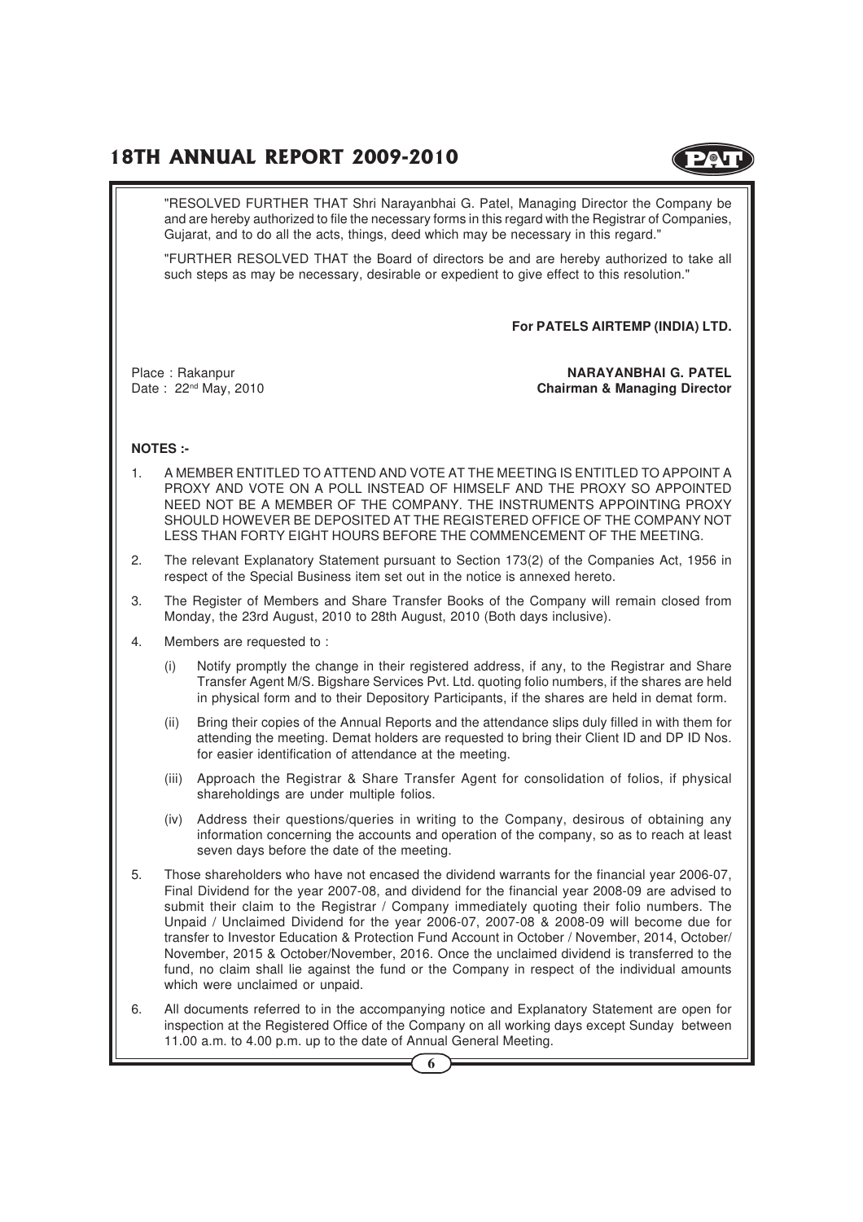"RESOLVED FURTHER THAT Shri Narayanbhai G. Patel, Managing Director the Company be and are hereby authorized to file the necessary forms in this regard with the Registrar of Companies, Gujarat, and to do all the acts, things, deed which may be necessary in this regard."

"FURTHER RESOLVED THAT the Board of directors be and are hereby authorized to take all such steps as may be necessary, desirable or expedient to give effect to this resolution."

**For PATELS AIRTEMP (INDIA) LTD.**

Place : Rakanpur
Date : 22nd May, 2010

**NARAYANBHAI G. PATEL**
**Chairman & Managing Director**

**NOTES :-**

1. A MEMBER ENTITLED TO ATTEND AND VOTE AT THE MEETING IS ENTITLED TO APPOINT A PROXY AND VOTE ON A POLL INSTEAD OF HIMSELF AND THE PROXY SO APPOINTED NEED NOT BE A MEMBER OF THE COMPANY. THE INSTRUMENTS APPOINTING PROXY SHOULD HOWEVER BE DEPOSITED AT THE REGISTERED OFFICE OF THE COMPANY NOT LESS THAN FORTY EIGHT HOURS BEFORE THE COMMENCEMENT OF THE MEETING.
2. The relevant Explanatory Statement pursuant to Section 173(2) of the Companies Act, 1956 in respect of the Special Business item set out in the notice is annexed hereto.
3. The Register of Members and Share Transfer Books of the Company will remain closed from Monday, the 23rd August, 2010 to 28th August, 2010 (Both days inclusive).
4. Members are requested to :
   (i) Notify promptly the change in their registered address, if any, to the Registrar and Share Transfer Agent M/S. Bigshare Services Pvt. Ltd. quoting folio numbers, if the shares are held in physical form and to their Depository Participants, if the shares are held in demat form.
   (ii) Bring their copies of the Annual Reports and the attendance slips duly filled in with them for attending the meeting. Demat holders are requested to bring their Client ID and DP ID Nos. for easier identification of attendance at the meeting.
   (iii) Approach the Registrar & Share Transfer Agent for consolidation of folios, if physical shareholdings are under multiple folios.
   (iv) Address their questions/queries in writing to the Company, desirous of obtaining any information concerning the accounts and operation of the company, so as to reach at least seven days before the date of the meeting.
5. Those shareholders who have not encased the dividend warrants for the financial year 2006-07, Final Dividend for the year 2007-08, and dividend for the financial year 2008-09 are advised to submit their claim to the Registrar / Company immediately quoting their folio numbers. The Unpaid / Unclaimed Dividend for the year 2006-07, 2007-08 & 2008-09 will become due for transfer to Investor Education & Protection Fund Account in October / November, 2014, October/ November, 2015 & October/November, 2016. Once the unclaimed dividend is transferred to the fund, no claim shall lie against the fund or the Company in respect of the individual amounts which were unclaimed or unpaid.
6. All documents referred to in the accompanying notice and Explanatory Statement are open for inspection at the Registered Office of the Company on all working days except Sunday between 11.00 a.m. to 4.00 p.m. up to the date of Annual General Meeting.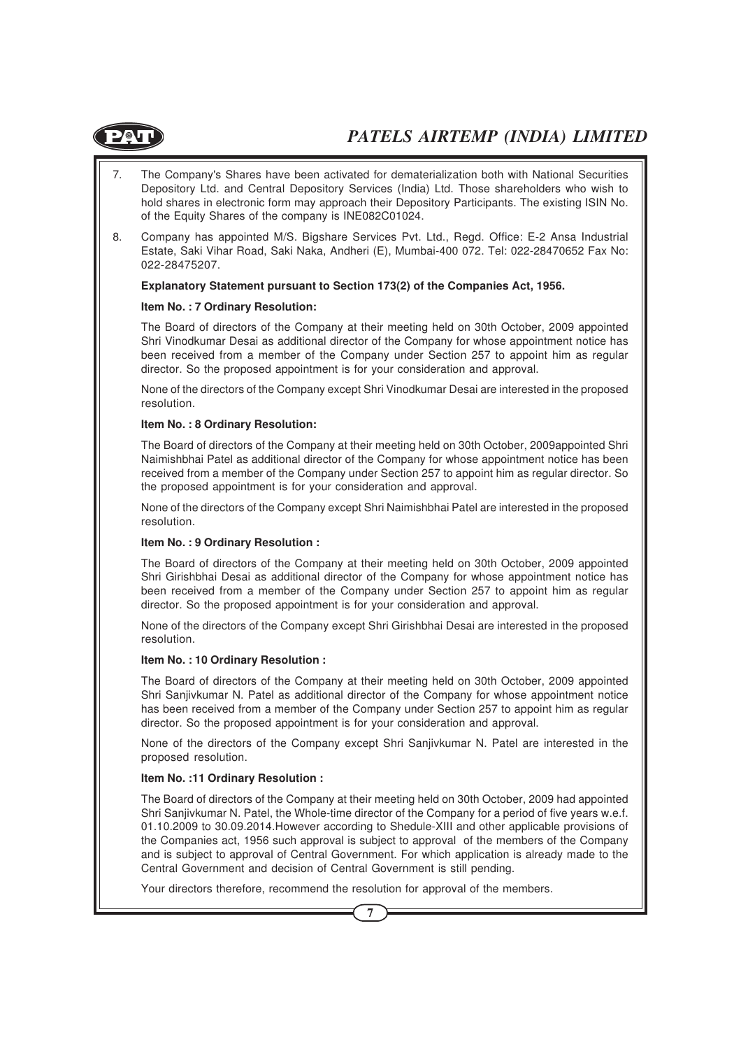7. The Company's Shares have been activated for dematerialization both with National Securities Depository Ltd. and Central Depository Services (India) Ltd. Those shareholders who wish to hold shares in electronic form may approach their Depository Participants. The existing ISIN No. of the Equity Shares of the company is INE082C01024.

8. Company has appointed M/S. Bigshare Services Pvt. Ltd., Regd. Office: E-2 Ansa Industrial Estate, Saki Vihar Road, Saki Naka, Andheri (E), Mumbai-400 072. Tel: 022-28470652 Fax No: 022-28475207.

**Explanatory Statement pursuant to Section 173(2) of the Companies Act, 1956.**

**Item No. : 7 Ordinary Resolution:**

The Board of directors of the Company at their meeting held on 30th October, 2009 appointed Shri Vinodkumar Desai as additional director of the Company for whose appointment notice has been received from a member of the Company under Section 257 to appoint him as regular director. So the proposed appointment is for your consideration and approval.

None of the directors of the Company except Shri Vinodkumar Desai are interested in the proposed resolution.

**Item No. : 8 Ordinary Resolution:**

The Board of directors of the Company at their meeting held on 30th October, 2009appointed Shri Naimishbhai Patel as additional director of the Company for whose appointment notice has been received from a member of the Company under Section 257 to appoint him as regular director. So the proposed appointment is for your consideration and approval.

None of the directors of the Company except Shri Naimishbhai Patel are interested in the proposed resolution.

**Item No. : 9 Ordinary Resolution :**

The Board of directors of the Company at their meeting held on 30th October, 2009 appointed Shri Girishbhai Desai as additional director of the Company for whose appointment notice has been received from a member of the Company under Section 257 to appoint him as regular director. So the proposed appointment is for your consideration and approval.

None of the directors of the Company except Shri Girishbhai Desai are interested in the proposed resolution.

**Item No. : 10 Ordinary Resolution :**

The Board of directors of the Company at their meeting held on 30th October, 2009 appointed Shri Sanjivkumar N. Patel as additional director of the Company for whose appointment notice has been received from a member of the Company under Section 257 to appoint him as regular director. So the proposed appointment is for your consideration and approval.

None of the directors of the Company except Shri Sanjivkumar N. Patel are interested in the proposed resolution.

**Item No. :11 Ordinary Resolution :**

The Board of directors of the Company at their meeting held on 30th October, 2009 had appointed Shri Sanjivkumar N. Patel, the Whole-time director of the Company for a period of five years w.e.f. 01.10.2009 to 30.09.2014.However according to Shedule-XIII and other applicable provisions of the Companies act, 1956 such approval is subject to approval of the members of the Company and is subject to approval of Central Government. For which application is already made to the Central Government and decision of Central Government is still pending.

Your directors therefore, recommend the resolution for approval of the members.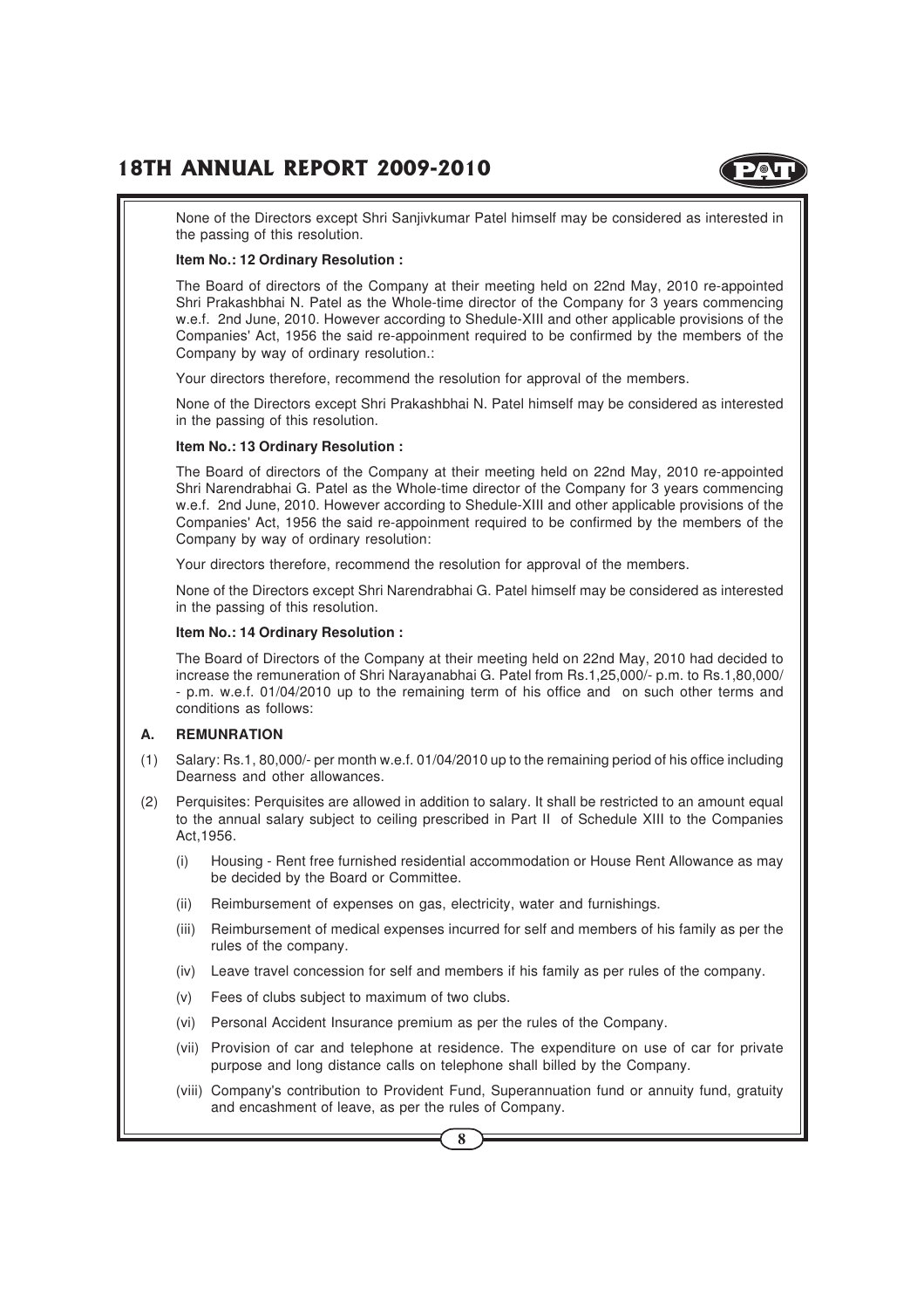None of the Directors except Shri Sanjivkumar Patel himself may be considered as interested in the passing of this resolution.

**Item No.: 12 Ordinary Resolution :**

The Board of directors of the Company at their meeting held on 22nd May, 2010 re-appointed Shri Prakashbhai N. Patel as the Whole-time director of the Company for 3 years commencing w.e.f. 2nd June, 2010. However according to Shedule-XIII and other applicable provisions of the Companies' Act, 1956 the said re-appoinment required to be confirmed by the members of the Company by way of ordinary resolution.:

Your directors therefore, recommend the resolution for approval of the members.

None of the Directors except Shri Prakashbhai N. Patel himself may be considered as interested in the passing of this resolution.

**Item No.: 13 Ordinary Resolution :**

The Board of directors of the Company at their meeting held on 22nd May, 2010 re-appointed Shri Narendrabhai G. Patel as the Whole-time director of the Company for 3 years commencing w.e.f. 2nd June, 2010. However according to Shedule-XIII and other applicable provisions of the Companies' Act, 1956 the said re-appoinment required to be confirmed by the members of the Company by way of ordinary resolution:

Your directors therefore, recommend the resolution for approval of the members.

None of the Directors except Shri Narendrabhai G. Patel himself may be considered as interested in the passing of this resolution.

**Item No.: 14 Ordinary Resolution :**

The Board of Directors of the Company at their meeting held on 22nd May, 2010 had decided to increase the remuneration of Shri Narayanabhai G. Patel from Rs.1,25,000/- p.m. to Rs.1,80,000/ - p.m. w.e.f. 01/04/2010 up to the remaining term of his office and on such other terms and conditions as follows:

**A. REMUNRATION**

(1) Salary: Rs.1, 80,000/- per month w.e.f. 01/04/2010 up to the remaining period of his office including Dearness and other allowances.

(2) Perquisites: Perquisites are allowed in addition to salary. It shall be restricted to an amount equal to the annual salary subject to ceiling prescribed in Part II of Schedule XIII to the Companies Act,1956.

   (i) Housing - Rent free furnished residential accommodation or House Rent Allowance as may be decided by the Board or Committee.

   (ii) Reimbursement of expenses on gas, electricity, water and furnishings.

   (iii) Reimbursement of medical expenses incurred for self and members of his family as per the rules of the company.

   (iv) Leave travel concession for self and members if his family as per rules of the company.

   (v) Fees of clubs subject to maximum of two clubs.

   (vi) Personal Accident Insurance premium as per the rules of the Company.

   (vii) Provision of car and telephone at residence. The expenditure on use of car for private purpose and long distance calls on telephone shall billed by the Company.

   (viii) Company's contribution to Provident Fund, Superannuation fund or annuity fund, gratuity and encashment of leave, as per the rules of Company.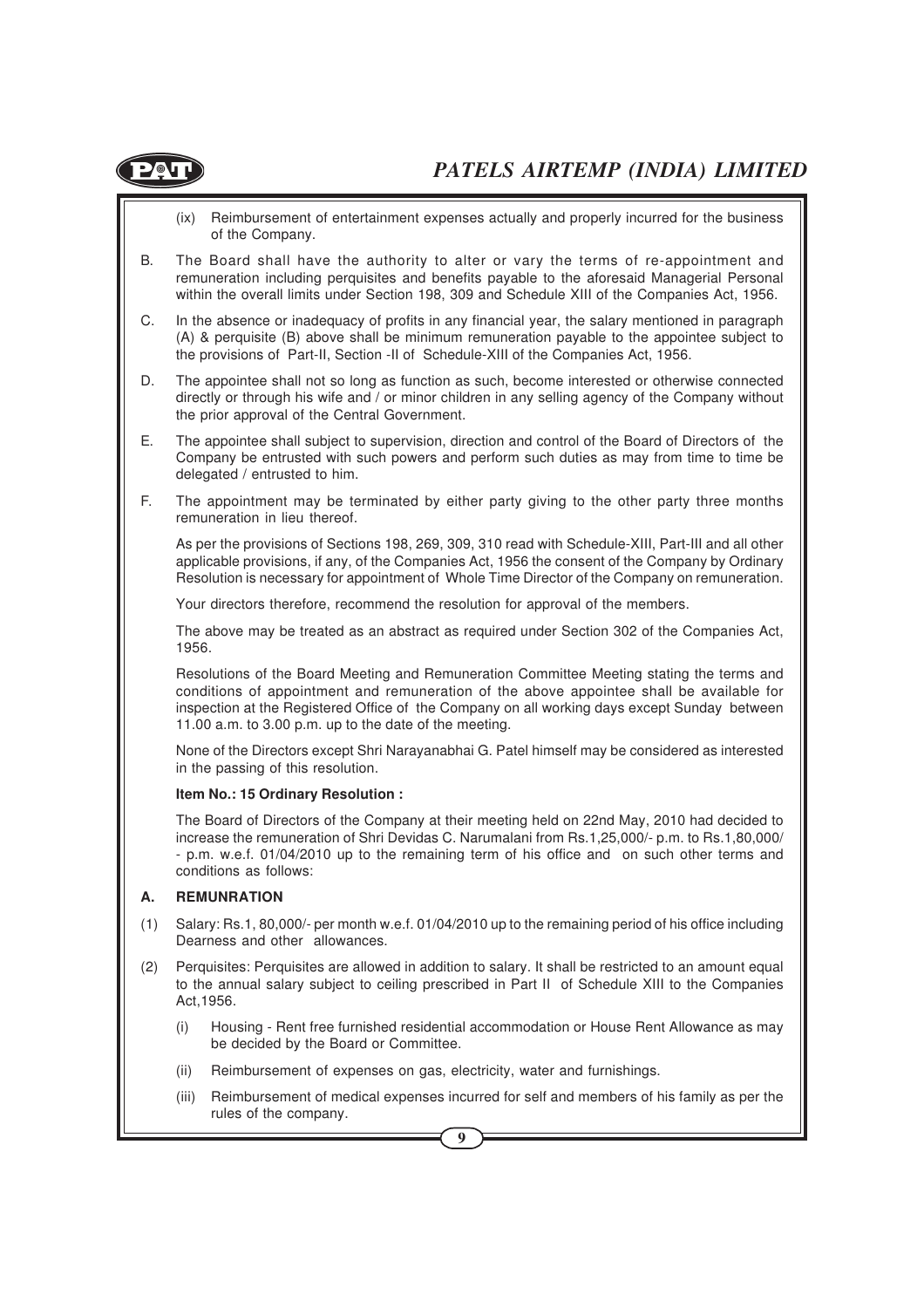(ix) Reimbursement of entertainment expenses actually and properly incurred for the business of the Company.

B. The Board shall have the authority to alter or vary the terms of re-appointment and remuneration including perquisites and benefits payable to the aforesaid Managerial Personal within the overall limits under Section 198, 309 and Schedule XIII of the Companies Act, 1956.

C. In the absence or inadequacy of profits in any financial year, the salary mentioned in paragraph (A) & perquisite (B) above shall be minimum remuneration payable to the appointee subject to the provisions of Part-II, Section -II of Schedule-XIII of the Companies Act, 1956.

D. The appointee shall not so long as function as such, become interested or otherwise connected directly or through his wife and / or minor children in any selling agency of the Company without the prior approval of the Central Government.

E. The appointee shall subject to supervision, direction and control of the Board of Directors of the Company be entrusted with such powers and perform such duties as may from time to time be delegated / entrusted to him.

F. The appointment may be terminated by either party giving to the other party three months remuneration in lieu thereof.

As per the provisions of Sections 198, 269, 309, 310 read with Schedule-XIII, Part-III and all other applicable provisions, if any, of the Companies Act, 1956 the consent of the Company by Ordinary Resolution is necessary for appointment of Whole Time Director of the Company on remuneration.

Your directors therefore, recommend the resolution for approval of the members.

The above may be treated as an abstract as required under Section 302 of the Companies Act, 1956.

Resolutions of the Board Meeting and Remuneration Committee Meeting stating the terms and conditions of appointment and remuneration of the above appointee shall be available for inspection at the Registered Office of the Company on all working days except Sunday between 11.00 a.m. to 3.00 p.m. up to the date of the meeting.

None of the Directors except Shri Narayanabhai G. Patel himself may be considered as interested in the passing of this resolution.

**Item No.: 15 Ordinary Resolution :**

The Board of Directors of the Company at their meeting held on 22nd May, 2010 had decided to increase the remuneration of Shri Devidas C. Narumalani from Rs.1,25,000/- p.m. to Rs.1,80,000/- p.m. w.e.f. 01/04/2010 up to the remaining term of his office and on such other terms and conditions as follows:

**A. REMUNRATION**

(1) Salary: Rs.1, 80,000/- per month w.e.f. 01/04/2010 up to the remaining period of his office including Dearness and other allowances.

(2) Perquisites: Perquisites are allowed in addition to salary. It shall be restricted to an amount equal to the annual salary subject to ceiling prescribed in Part II of Schedule XIII to the Companies Act,1956.

(i) Housing - Rent free furnished residential accommodation or House Rent Allowance as may be decided by the Board or Committee.

(ii) Reimbursement of expenses on gas, electricity, water and furnishings.

(iii) Reimbursement of medical expenses incurred for self and members of his family as per the rules of the company.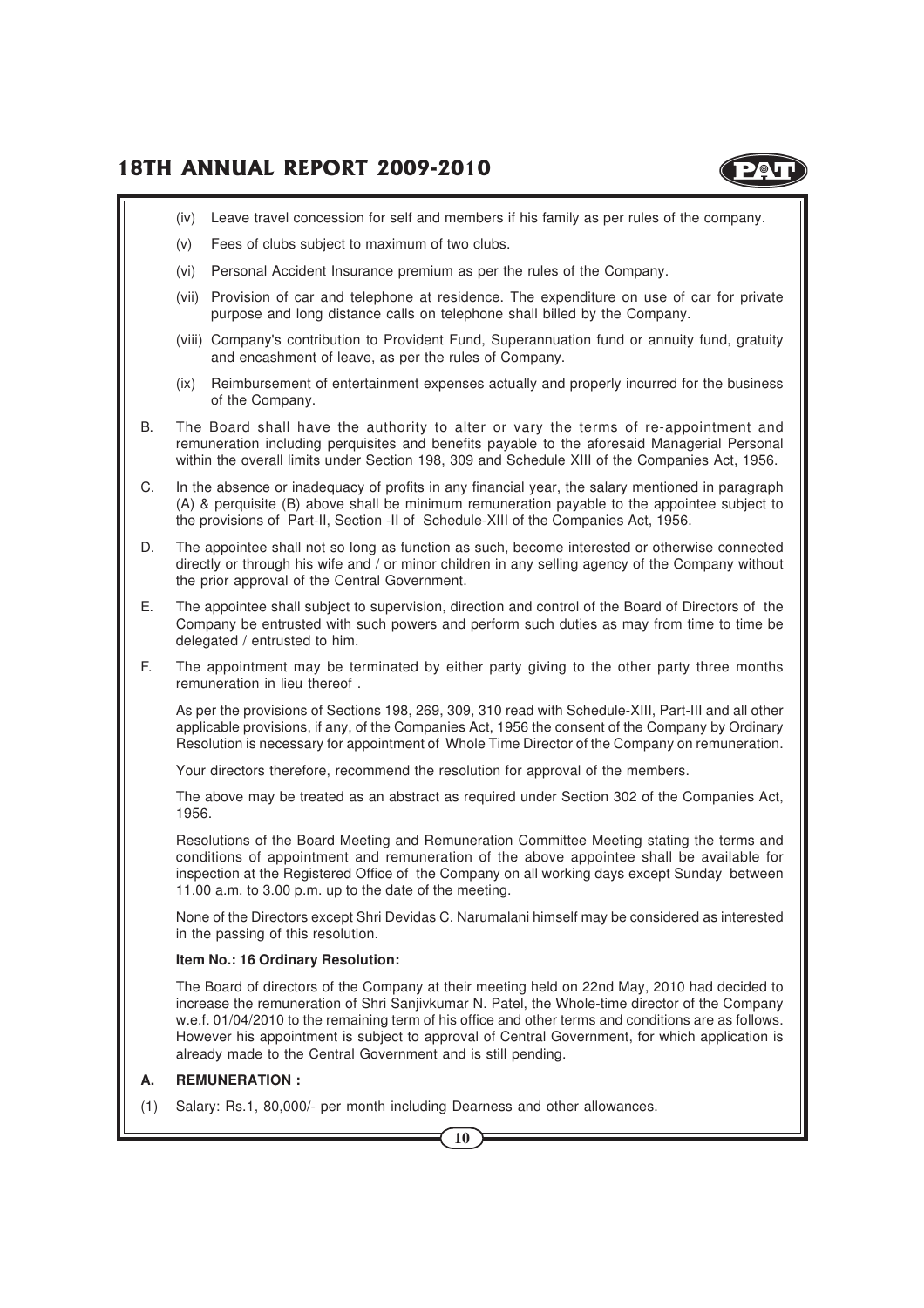(iv) Leave travel concession for self and members if his family as per rules of the company.

(v) Fees of clubs subject to maximum of two clubs.

(vi) Personal Accident Insurance premium as per the rules of the Company.

(vii) Provision of car and telephone at residence. The expenditure on use of car for private purpose and long distance calls on telephone shall billed by the Company.

(viii) Company's contribution to Provident Fund, Superannuation fund or annuity fund, gratuity and encashment of leave, as per the rules of Company.

(ix) Reimbursement of entertainment expenses actually and properly incurred for the business of the Company.

B. The Board shall have the authority to alter or vary the terms of re-appointment and remuneration including perquisites and benefits payable to the aforesaid Managerial Personal within the overall limits under Section 198, 309 and Schedule XIII of the Companies Act, 1956.

C. In the absence or inadequacy of profits in any financial year, the salary mentioned in paragraph (A) & perquisite (B) above shall be minimum remuneration payable to the appointee subject to the provisions of Part-II, Section -II of Schedule-XIII of the Companies Act, 1956.

D. The appointee shall not so long as function as such, become interested or otherwise connected directly or through his wife and / or minor children in any selling agency of the Company without the prior approval of the Central Government.

E. The appointee shall subject to supervision, direction and control of the Board of Directors of the Company be entrusted with such powers and perform such duties as may from time to time be delegated / entrusted to him.

F. The appointment may be terminated by either party giving to the other party three months remuneration in lieu thereof .

As per the provisions of Sections 198, 269, 309, 310 read with Schedule-XIII, Part-III and all other applicable provisions, if any, of the Companies Act, 1956 the consent of the Company by Ordinary Resolution is necessary for appointment of Whole Time Director of the Company on remuneration.

Your directors therefore, recommend the resolution for approval of the members.

The above may be treated as an abstract as required under Section 302 of the Companies Act, 1956.

Resolutions of the Board Meeting and Remuneration Committee Meeting stating the terms and conditions of appointment and remuneration of the above appointee shall be available for inspection at the Registered Office of the Company on all working days except Sunday between 11.00 a.m. to 3.00 p.m. up to the date of the meeting.

None of the Directors except Shri Devidas C. Narumalani himself may be considered as interested in the passing of this resolution.

**Item No.: 16 Ordinary Resolution:**

The Board of directors of the Company at their meeting held on 22nd May, 2010 had decided to increase the remuneration of Shri Sanjivkumar N. Patel, the Whole-time director of the Company w.e.f. 01/04/2010 to the remaining term of his office and other terms and conditions are as follows. However his appointment is subject to approval of Central Government, for which application is already made to the Central Government and is still pending.

**A. REMUNERATION :**

(1) Salary: Rs.1, 80,000/- per month including Dearness and other allowances.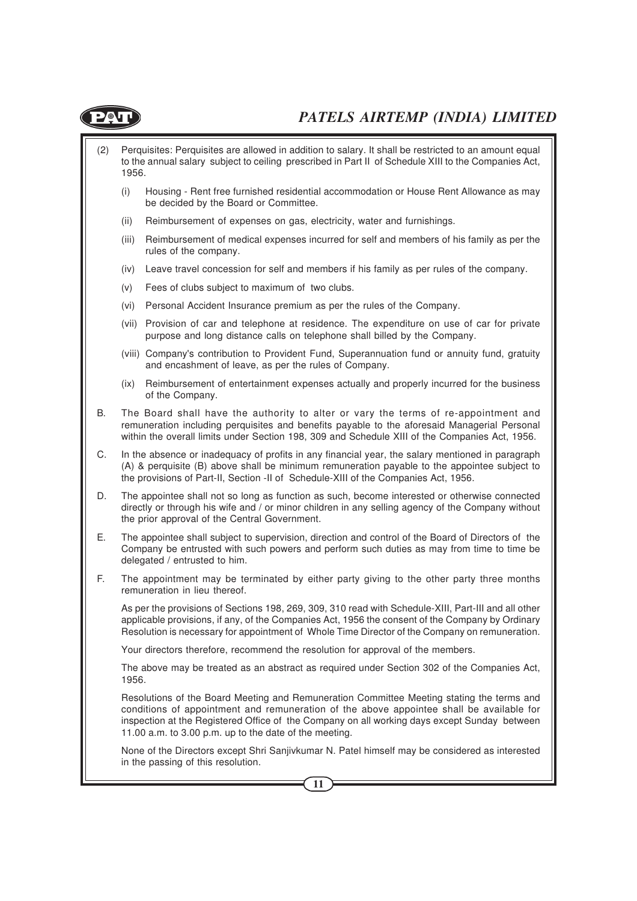(2) Perquisites: Perquisites are allowed in addition to salary. It shall be restricted to an amount equal to the annual salary subject to ceiling prescribed in Part II of Schedule XIII to the Companies Act, 1956.

   (i) Housing - Rent free furnished residential accommodation or House Rent Allowance as may be decided by the Board or Committee.

   (ii) Reimbursement of expenses on gas, electricity, water and furnishings.

   (iii) Reimbursement of medical expenses incurred for self and members of his family as per the rules of the company.

   (iv) Leave travel concession for self and members if his family as per rules of the company.

   (v) Fees of clubs subject to maximum of two clubs.

   (vi) Personal Accident Insurance premium as per the rules of the Company.

   (vii) Provision of car and telephone at residence. The expenditure on use of car for private purpose and long distance calls on telephone shall billed by the Company.

   (viii) Company's contribution to Provident Fund, Superannuation fund or annuity fund, gratuity and encashment of leave, as per the rules of Company.

   (ix) Reimbursement of entertainment expenses actually and properly incurred for the business of the Company.

B. The Board shall have the authority to alter or vary the terms of re-appointment and remuneration including perquisites and benefits payable to the aforesaid Managerial Personal within the overall limits under Section 198, 309 and Schedule XIII of the Companies Act, 1956.

C. In the absence or inadequacy of profits in any financial year, the salary mentioned in paragraph (A) & perquisite (B) above shall be minimum remuneration payable to the appointee subject to the provisions of Part-II, Section -II of Schedule-XIII of the Companies Act, 1956.

D. The appointee shall not so long as function as such, become interested or otherwise connected directly or through his wife and / or minor children in any selling agency of the Company without the prior approval of the Central Government.

E. The appointee shall subject to supervision, direction and control of the Board of Directors of the Company be entrusted with such powers and perform such duties as may from time to time be delegated / entrusted to him.

F. The appointment may be terminated by either party giving to the other party three months remuneration in lieu thereof.

As per the provisions of Sections 198, 269, 309, 310 read with Schedule-XIII, Part-III and all other applicable provisions, if any, of the Companies Act, 1956 the consent of the Company by Ordinary Resolution is necessary for appointment of Whole Time Director of the Company on remuneration.

Your directors therefore, recommend the resolution for approval of the members.

The above may be treated as an abstract as required under Section 302 of the Companies Act, 1956.

Resolutions of the Board Meeting and Remuneration Committee Meeting stating the terms and conditions of appointment and remuneration of the above appointee shall be available for inspection at the Registered Office of the Company on all working days except Sunday between 11.00 a.m. to 3.00 p.m. up to the date of the meeting.

None of the Directors except Shri Sanjivkumar N. Patel himself may be considered as interested in the passing of this resolution.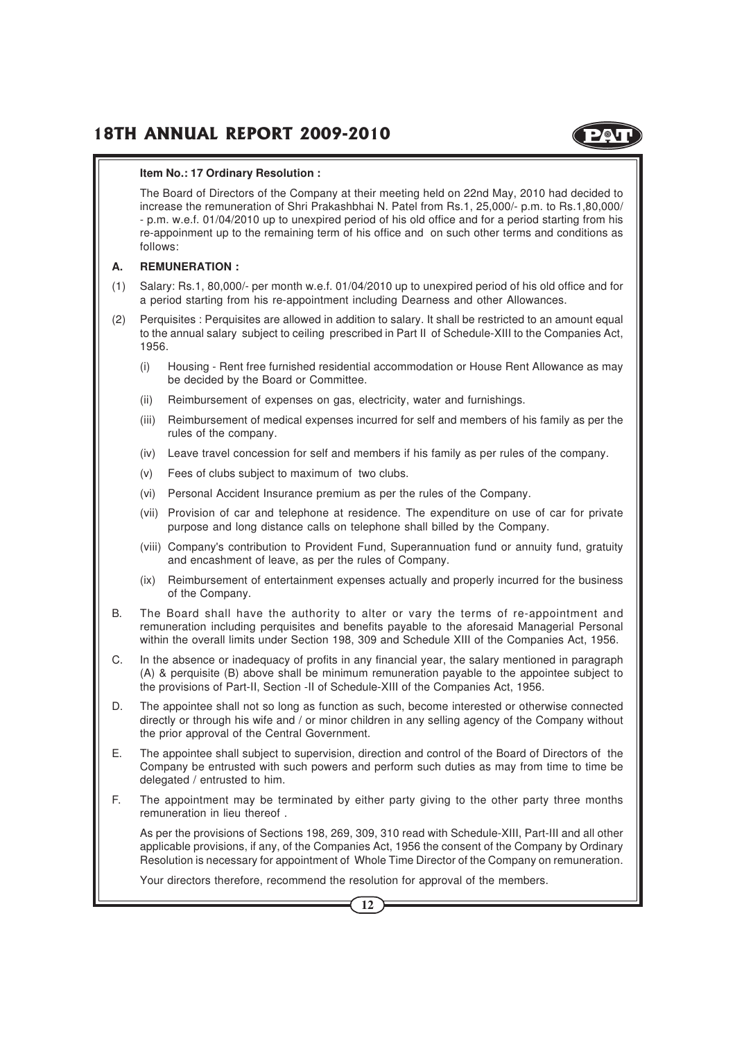**Item No.: 17 Ordinary Resolution :**

The Board of Directors of the Company at their meeting held on 22nd May, 2010 had decided to increase the remuneration of Shri Prakashbhai N. Patel from Rs.1, 25,000/- p.m. to Rs.1,80,000/ - p.m. w.e.f. 01/04/2010 up to unexpired period of his old office and for a period starting from his re-appoinment up to the remaining term of his office and on such other terms and conditions as follows:

**A. REMUNERATION :**

(1) Salary: Rs.1, 80,000/- per month w.e.f. 01/04/2010 up to unexpired period of his old office and for a period starting from his re-appointment including Dearness and other Allowances.

(2) Perquisites : Perquisites are allowed in addition to salary. It shall be restricted to an amount equal to the annual salary subject to ceiling prescribed in Part II of Schedule-XIII to the Companies Act, 1956.

  (i) Housing - Rent free furnished residential accommodation or House Rent Allowance as may be decided by the Board or Committee.

  (ii) Reimbursement of expenses on gas, electricity, water and furnishings.

  (iii) Reimbursement of medical expenses incurred for self and members of his family as per the rules of the company.

  (iv) Leave travel concession for self and members if his family as per rules of the company.

  (v) Fees of clubs subject to maximum of two clubs.

  (vi) Personal Accident Insurance premium as per the rules of the Company.

  (vii) Provision of car and telephone at residence. The expenditure on use of car for private purpose and long distance calls on telephone shall billed by the Company.

  (viii) Company's contribution to Provident Fund, Superannuation fund or annuity fund, gratuity and encashment of leave, as per the rules of Company.

  (ix) Reimbursement of entertainment expenses actually and properly incurred for the business of the Company.

B. The Board shall have the authority to alter or vary the terms of re-appointment and remuneration including perquisites and benefits payable to the aforesaid Managerial Personal within the overall limits under Section 198, 309 and Schedule XIII of the Companies Act, 1956.

C. In the absence or inadequacy of profits in any financial year, the salary mentioned in paragraph (A) & perquisite (B) above shall be minimum remuneration payable to the appointee subject to the provisions of Part-II, Section -II of Schedule-XIII of the Companies Act, 1956.

D. The appointee shall not so long as function as such, become interested or otherwise connected directly or through his wife and / or minor children in any selling agency of the Company without the prior approval of the Central Government.

E. The appointee shall subject to supervision, direction and control of the Board of Directors of the Company be entrusted with such powers and perform such duties as may from time to time be delegated / entrusted to him.

F. The appointment may be terminated by either party giving to the other party three months remuneration in lieu thereof .

As per the provisions of Sections 198, 269, 309, 310 read with Schedule-XIII, Part-III and all other applicable provisions, if any, of the Companies Act, 1956 the consent of the Company by Ordinary Resolution is necessary for appointment of Whole Time Director of the Company on remuneration.

Your directors therefore, recommend the resolution for approval of the members.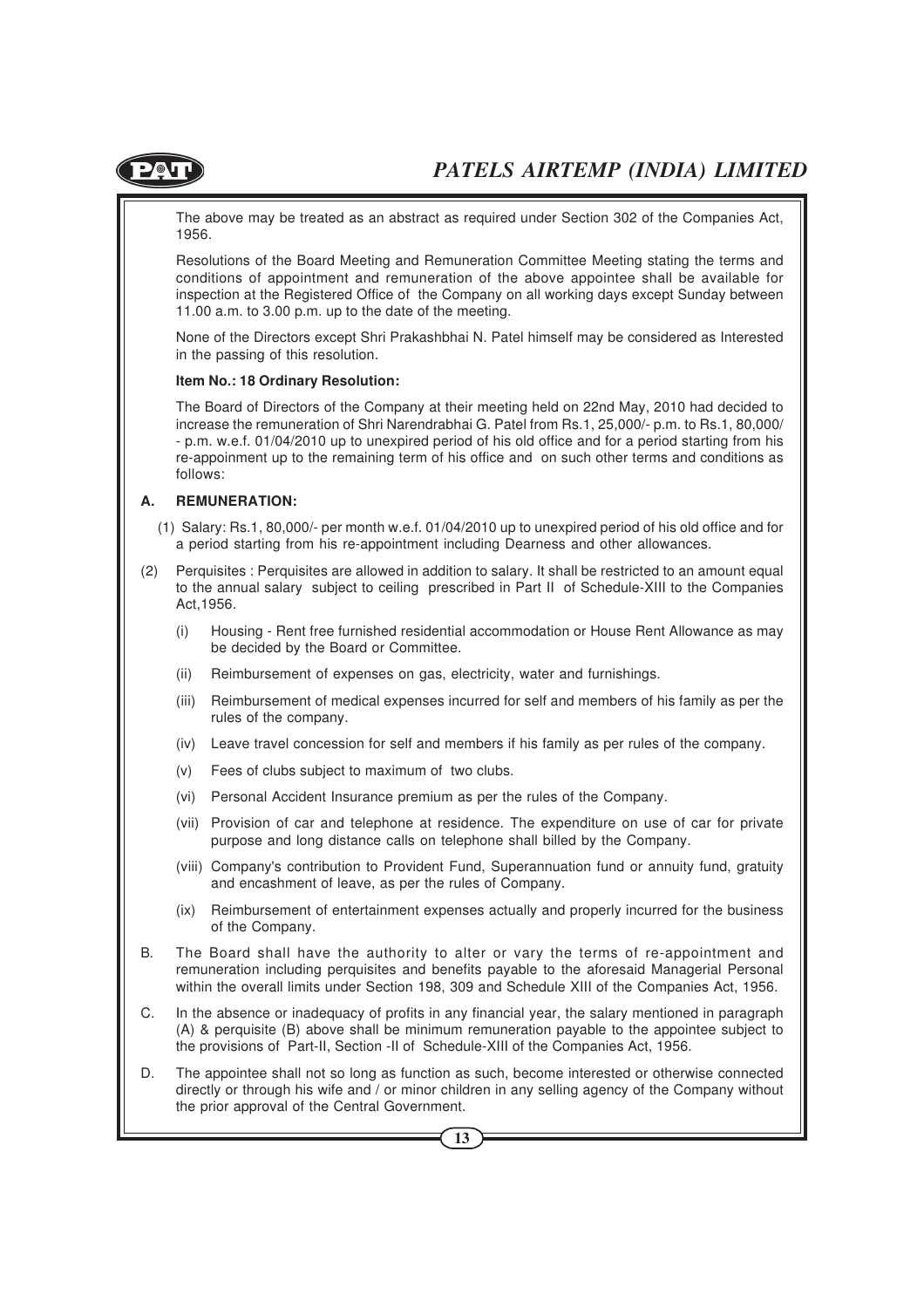The above may be treated as an abstract as required under Section 302 of the Companies Act, 1956.

Resolutions of the Board Meeting and Remuneration Committee Meeting stating the terms and conditions of appointment and remuneration of the above appointee shall be available for inspection at the Registered Office of the Company on all working days except Sunday between 11.00 a.m. to 3.00 p.m. up to the date of the meeting.

None of the Directors except Shri Prakashbhai N. Patel himself may be considered as Interested in the passing of this resolution.

**Item No.: 18 Ordinary Resolution:**

The Board of Directors of the Company at their meeting held on 22nd May, 2010 had decided to increase the remuneration of Shri Narendrabhai G. Patel from Rs.1, 25,000/- p.m. to Rs.1, 80,000/ - p.m. w.e.f. 01/04/2010 up to unexpired period of his old office and for a period starting from his re-appointment up to the remaining term of his office and on such other terms and conditions as follows:

**A. REMUNERATION:**

(1) Salary: Rs.1, 80,000/- per month w.e.f. 01/04/2010 up to unexpired period of his old office and for a period starting from his re-appointment including Dearness and other allowances.

(2) Perquisites : Perquisites are allowed in addition to salary. It shall be restricted to an amount equal to the annual salary subject to ceiling prescribed in Part II of Schedule-XIII to the Companies Act,1956.

(i) Housing - Rent free furnished residential accommodation or House Rent Allowance as may be decided by the Board or Committee.

(ii) Reimbursement of expenses on gas, electricity, water and furnishings.

(iii) Reimbursement of medical expenses incurred for self and members of his family as per the rules of the company.

(iv) Leave travel concession for self and members if his family as per rules of the company.

(v) Fees of clubs subject to maximum of two clubs.

(vi) Personal Accident Insurance premium as per the rules of the Company.

(vii) Provision of car and telephone at residence. The expenditure on use of car for private purpose and long distance calls on telephone shall billed by the Company.

(viii) Company's contribution to Provident Fund, Superannuation fund or annuity fund, gratuity and encashment of leave, as per the rules of Company.

(ix) Reimbursement of entertainment expenses actually and properly incurred for the business of the Company.

B. The Board shall have the authority to alter or vary the terms of re-appointment and remuneration including perquisites and benefits payable to the aforesaid Managerial Personal within the overall limits under Section 198, 309 and Schedule XIII of the Companies Act, 1956.

C. In the absence or inadequacy of profits in any financial year, the salary mentioned in paragraph (A) & perquisite (B) above shall be minimum remuneration payable to the appointee subject to the provisions of Part-II, Section -II of Schedule-XIII of the Companies Act, 1956.

D. The appointee shall not so long as function as such, become interested or otherwise connected directly or through his wife and / or minor children in any selling agency of the Company without the prior approval of the Central Government.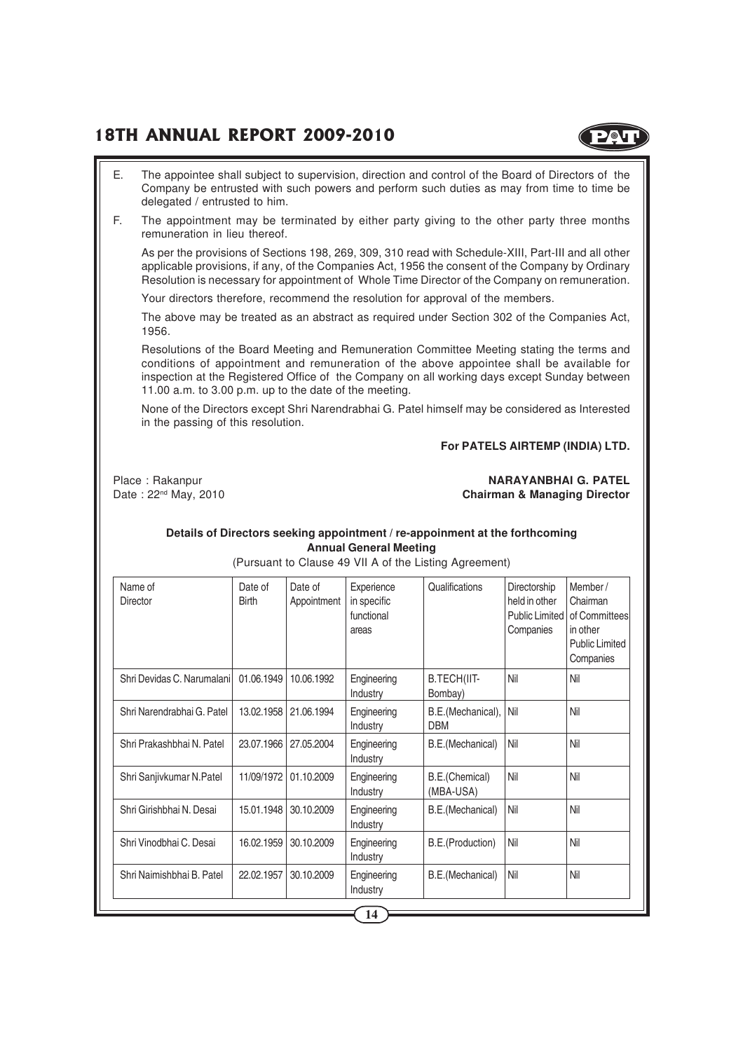E. The appointee shall subject to supervision, direction and control of the Board of Directors of the Company be entrusted with such powers and perform such duties as may from time to time be delegated / entrusted to him.

F. The appointment may be terminated by either party giving to the other party three months remuneration in lieu thereof.

As per the provisions of Sections 198, 269, 309, 310 read with Schedule-XIII, Part-III and all other applicable provisions, if any, of the Companies Act, 1956 the consent of the Company by Ordinary Resolution is necessary for appointment of Whole Time Director of the Company on remuneration.

Your directors therefore, recommend the resolution for approval of the members.

The above may be treated as an abstract as required under Section 302 of the Companies Act, 1956.

Resolutions of the Board Meeting and Remuneration Committee Meeting stating the terms and conditions of appointment and remuneration of the above appointee shall be available for inspection at the Registered Office of the Company on all working days except Sunday between 11.00 a.m. to 3.00 p.m. up to the date of the meeting.

None of the Directors except Shri Narendrabhai G. Patel himself may be considered as Interested in the passing of this resolution.

**For PATELS AIRTEMP (INDIA) LTD.**

Place : Rakanpur
Date : 22nd May, 2010

**NARAYANBHAI G. PATEL**
**Chairman & Managing Director**

**Details of Directors seeking appointment / re-appoinment at the forthcoming Annual General Meeting**

(Pursuant to Clause 49 VII A of the Listing Agreement)

| Name of Director | Date of Birth | Date of Appointment | Experience in specific functional areas | Qualifications | Directorship held in other Public Limited Companies | Member / Chairman of Committees in other Public Limited Companies |
|---|---|---|---|---|---|---|
| Shri Devidas C. Narumalani | 01.06.1949 | 10.06.1992 | Engineering Industry | B.TECH(IIT-Bombay) | Nil | Nil |
| Shri Narendrabhai G. Patel | 13.02.1958 | 21.06.1994 | Engineering Industry | B.E.(Mechanical), DBM | Nil | Nil |
| Shri Prakashbhai N. Patel | 23.07.1966 | 27.05.2004 | Engineering Industry | B.E.(Mechanical) | Nil | Nil |
| Shri Sanjivkumar N.Patel | 11/09/1972 | 01.10.2009 | Engineering Industry | B.E.(Chemical) (MBA-USA) | Nil | Nil |
| Shri Girishbhai N. Desai | 15.01.1948 | 30.10.2009 | Engineering Industry | B.E.(Mechanical) | Nil | Nil |
| Shri Vinodbhai C. Desai | 16.02.1959 | 30.10.2009 | Engineering Industry | B.E.(Production) | Nil | Nil |
| Shri Naimishbhai B. Patel | 22.02.1957 | 30.10.2009 | Engineering Industry | B.E.(Mechanical) | Nil | Nil |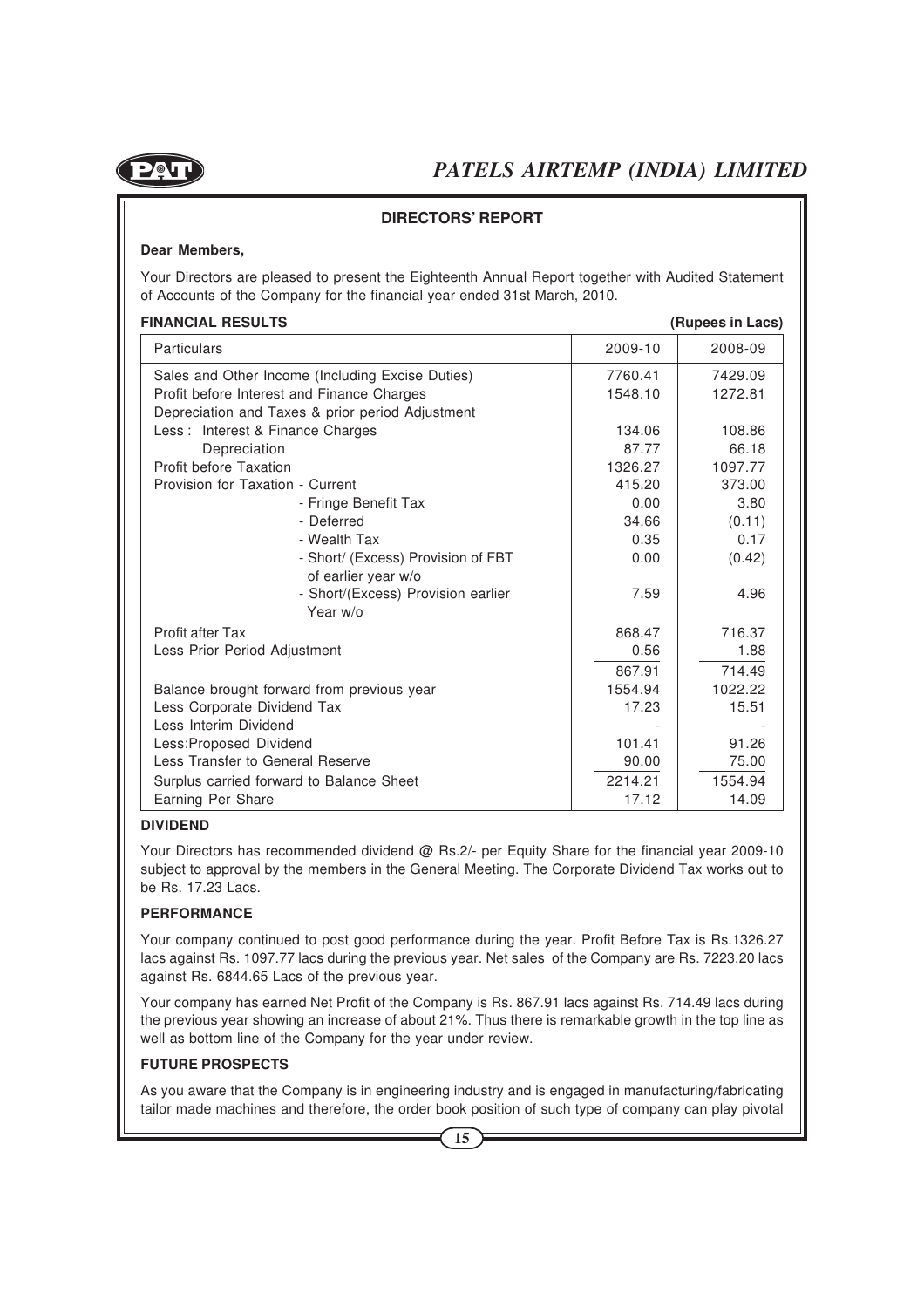## DIRECTORS' REPORT

**Dear Members,**

Your Directors are pleased to present the Eighteenth Annual Report together with Audited Statement of Accounts of the Company for the financial year ended 31st March, 2010.

**FINANCIAL RESULTS** **(Rupees in Lacs)**

| Particulars | 2009-10 | 2008-09 |
|---|---|---|
| Sales and Other Income (Including Excise Duties) | 7760.41 | 7429.09 |
| Profit before Interest and Finance Charges Depreciation and Taxes & prior period Adjustment | 1548.10 | 1272.81 |
| Less : Interest & Finance Charges | 134.06 | 108.86 |
| Depreciation | 87.77 | 66.18 |
| Profit before Taxation | 1326.27 | 1097.77 |
| Provision for Taxation - Current | 415.20 | 373.00 |
| - Fringe Benefit Tax | 0.00 | 3.80 |
| - Deferred | 34.66 | (0.11) |
| - Wealth Tax | 0.35 | 0.17 |
| - Short/ (Excess) Provision of FBT of earlier year w/o | 0.00 | (0.42) |
| - Short/(Excess) Provision earlier Year w/o | 7.59 | 4.96 |
| Profit after Tax | 868.47 | 716.37 |
| Less Prior Period Adjustment | 0.56 | 1.88 |
| | 867.91 | 714.49 |
| Balance brought forward from previous year | 1554.94 | 1022.22 |
| Less Corporate Dividend Tax | 17.23 | 15.51 |
| Less Interim Dividend | - | - |
| Less:Proposed Dividend | 101.41 | 91.26 |
| Less Transfer to General Reserve | 90.00 | 75.00 |
| Surplus carried forward to Balance Sheet | 2214.21 | 1554.94 |
| Earning Per Share | 17.12 | 14.09 |

**DIVIDEND**

Your Directors has recommended dividend @ Rs.2/- per Equity Share for the financial year 2009-10 subject to approval by the members in the General Meeting. The Corporate Dividend Tax works out to be Rs. 17.23 Lacs.

**PERFORMANCE**

Your company continued to post good performance during the year. Profit Before Tax is Rs.1326.27 lacs against Rs. 1097.77 lacs during the previous year. Net sales of the Company are Rs. 7223.20 lacs against Rs. 6844.65 Lacs of the previous year.

Your company has earned Net Profit of the Company is Rs. 867.91 lacs against Rs. 714.49 lacs during the previous year showing an increase of about 21%. Thus there is remarkable growth in the top line as well as bottom line of the Company for the year under review.

**FUTURE PROSPECTS**

As you aware that the Company is in engineering industry and is engaged in manufacturing/fabricating tailor made machines and therefore, the order book position of such type of company can play pivotal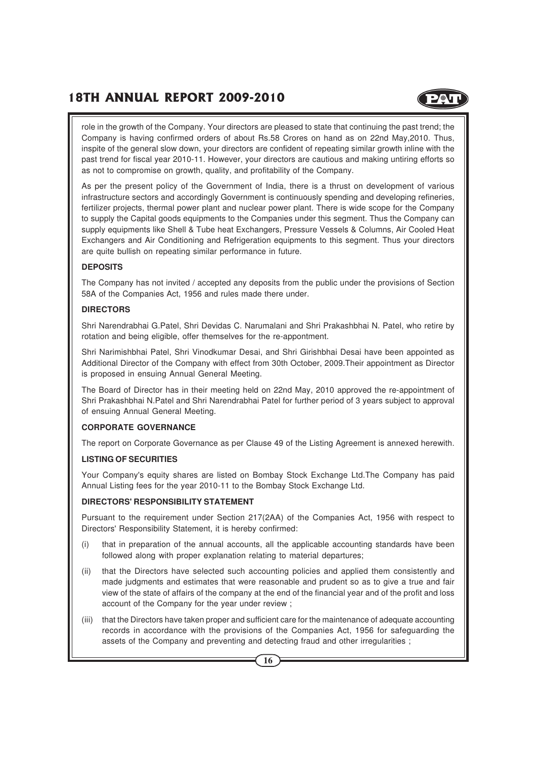role in the growth of the Company. Your directors are pleased to state that continuing the past trend; the Company is having confirmed orders of about Rs.58 Crores on hand as on 22nd May,2010. Thus, inspite of the general slow down, your directors are confident of repeating similar growth inline with the past trend for fiscal year 2010-11. However, your directors are cautious and making untiring efforts so as not to compromise on growth, quality, and profitability of the Company.

As per the present policy of the Government of India, there is a thrust on development of various infrastructure sectors and accordingly Government is continuously spending and developing refineries, fertilizer projects, thermal power plant and nuclear power plant. There is wide scope for the Company to supply the Capital goods equipments to the Companies under this segment. Thus the Company can supply equipments like Shell & Tube heat Exchangers, Pressure Vessels & Columns, Air Cooled Heat Exchangers and Air Conditioning and Refrigeration equipments to this segment. Thus your directors are quite bullish on repeating similar performance in future.

**DEPOSITS**

The Company has not invited / accepted any deposits from the public under the provisions of Section 58A of the Companies Act, 1956 and rules made there under.

**DIRECTORS**

Shri Narendrabhai G.Patel, Shri Devidas C. Narumalani and Shri Prakashbhai N. Patel, who retire by rotation and being eligible, offer themselves for the re-appontment.

Shri Narimishbhai Patel, Shri Vinodkumar Desai, and Shri Girishbhai Desai have been appointed as Additional Director of the Company with effect from 30th October, 2009.Their appointment as Director is proposed in ensuing Annual General Meeting.

The Board of Director has in their meeting held on 22nd May, 2010 approved the re-appointment of Shri Prakashbhai N.Patel and Shri Narendrabhai Patel for further period of 3 years subject to approval of ensuing Annual General Meeting.

**CORPORATE GOVERNANCE**

The report on Corporate Governance as per Clause 49 of the Listing Agreement is annexed herewith.

**LISTING OF SECURITIES**

Your Company's equity shares are listed on Bombay Stock Exchange Ltd.The Company has paid Annual Listing fees for the year 2010-11 to the Bombay Stock Exchange Ltd.

**DIRECTORS' RESPONSIBILITY STATEMENT**

Pursuant to the requirement under Section 217(2AA) of the Companies Act, 1956 with respect to Directors' Responsibility Statement, it is hereby confirmed:

(i) that in preparation of the annual accounts, all the applicable accounting standards have been followed along with proper explanation relating to material departures;

(ii) that the Directors have selected such accounting policies and applied them consistently and made judgments and estimates that were reasonable and prudent so as to give a true and fair view of the state of affairs of the company at the end of the financial year and of the profit and loss account of the Company for the year under review ;

(iii) that the Directors have taken proper and sufficient care for the maintenance of adequate accounting records in accordance with the provisions of the Companies Act, 1956 for safeguarding the assets of the Company and preventing and detecting fraud and other irregularities ;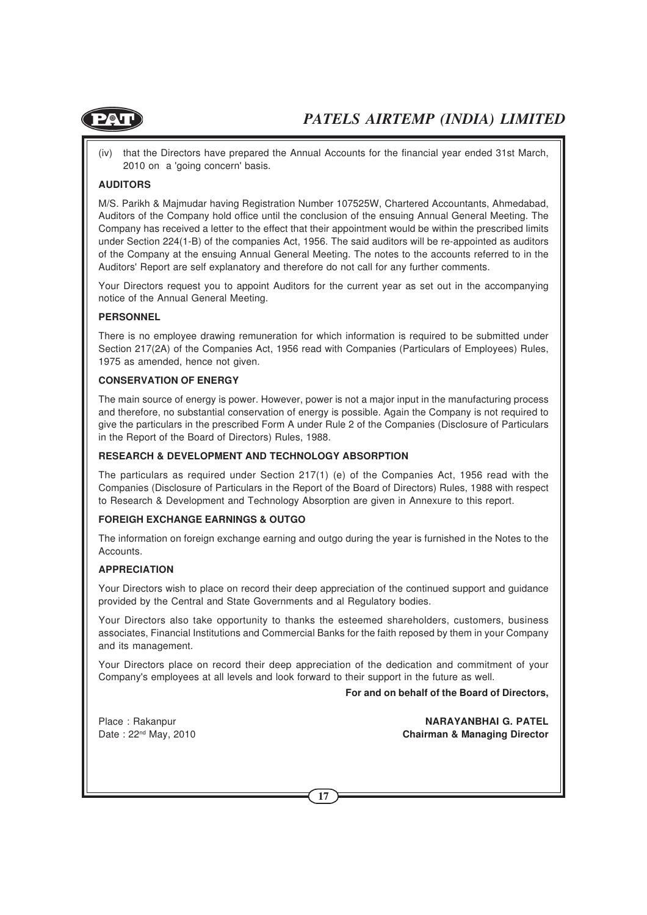(iv) that the Directors have prepared the Annual Accounts for the financial year ended 31st March, 2010 on a 'going concern' basis.

**AUDITORS**

M/S. Parikh & Majmudar having Registration Number 107525W, Chartered Accountants, Ahmedabad, Auditors of the Company hold office until the conclusion of the ensuing Annual General Meeting. The Company has received a letter to the effect that their appointment would be within the prescribed limits under Section 224(1-B) of the companies Act, 1956. The said auditors will be re-appointed as auditors of the Company at the ensuing Annual General Meeting. The notes to the accounts referred to in the Auditors' Report are self explanatory and therefore do not call for any further comments.

Your Directors request you to appoint Auditors for the current year as set out in the accompanying notice of the Annual General Meeting.

**PERSONNEL**

There is no employee drawing remuneration for which information is required to be submitted under Section 217(2A) of the Companies Act, 1956 read with Companies (Particulars of Employees) Rules, 1975 as amended, hence not given.

**CONSERVATION OF ENERGY**

The main source of energy is power. However, power is not a major input in the manufacturing process and therefore, no substantial conservation of energy is possible. Again the Company is not required to give the particulars in the prescribed Form A under Rule 2 of the Companies (Disclosure of Particulars in the Report of the Board of Directors) Rules, 1988.

**RESEARCH & DEVELOPMENT AND TECHNOLOGY ABSORPTION**

The particulars as required under Section 217(1) (e) of the Companies Act, 1956 read with the Companies (Disclosure of Particulars in the Report of the Board of Directors) Rules, 1988 with respect to Research & Development and Technology Absorption are given in Annexure to this report.

**FOREIGH EXCHANGE EARNINGS & OUTGO**

The information on foreign exchange earning and outgo during the year is furnished in the Notes to the Accounts.

**APPRECIATION**

Your Directors wish to place on record their deep appreciation of the continued support and guidance provided by the Central and State Governments and al Regulatory bodies.

Your Directors also take opportunity to thanks the esteemed shareholders, customers, business associates, Financial Institutions and Commercial Banks for the faith reposed by them in your Company and its management.

Your Directors place on record their deep appreciation of the dedication and commitment of your Company's employees at all levels and look forward to their support in the future as well.

**For and on behalf of the Board of Directors,**

Place : Rakanpur
Date : 22nd May, 2010

**NARAYANBHAI G. PATEL**
**Chairman & Managing Director**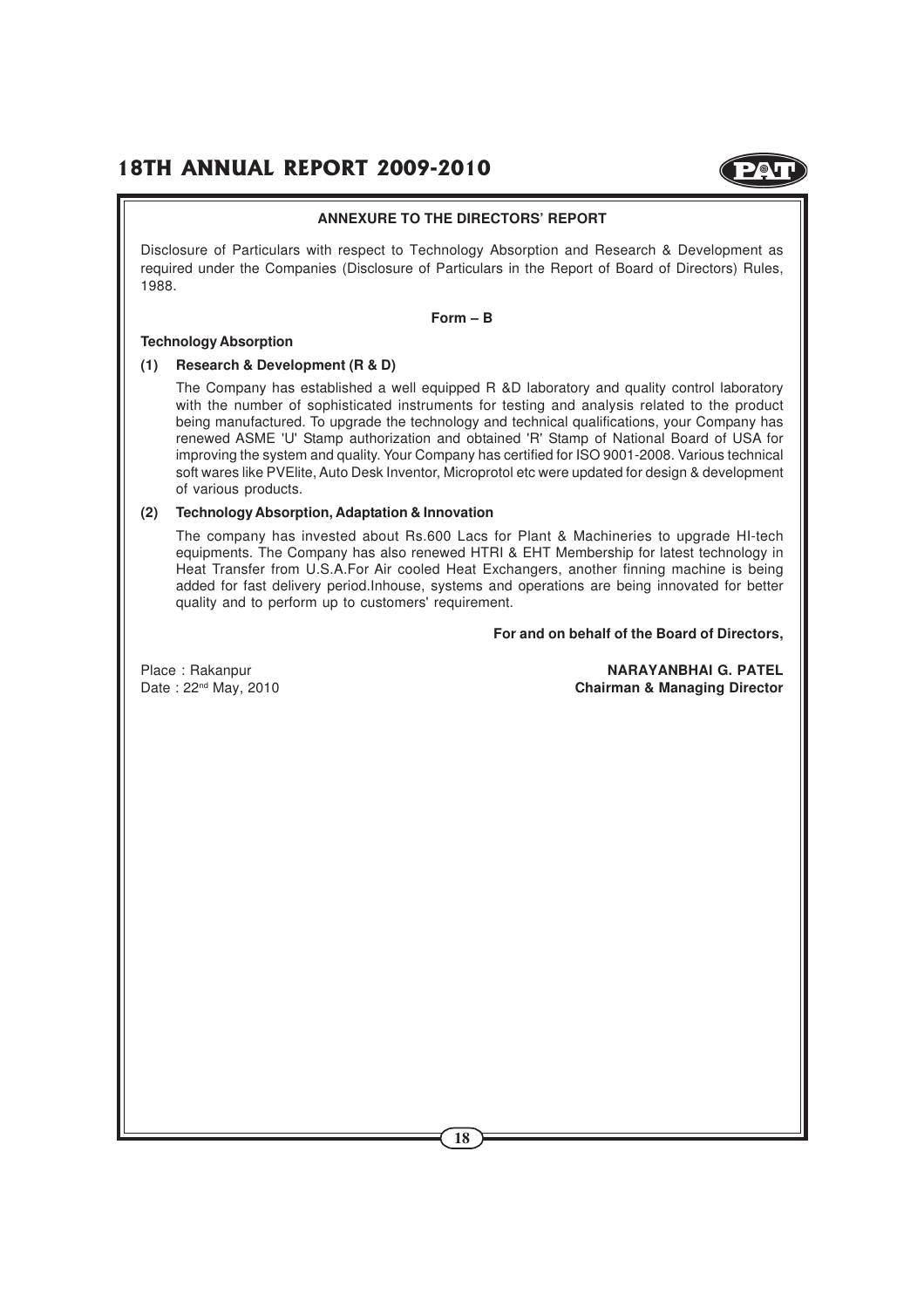## ANNEXURE TO THE DIRECTORS' REPORT

Disclosure of Particulars with respect to Technology Absorption and Research & Development as required under the Companies (Disclosure of Particulars in the Report of Board of Directors) Rules, 1988.

**Form – B**

**Technology Absorption**

**(1) Research & Development (R & D)**

The Company has established a well equipped R &D laboratory and quality control laboratory with the number of sophisticated instruments for testing and analysis related to the product being manufactured. To upgrade the technology and technical qualifications, your Company has renewed ASME 'U' Stamp authorization and obtained 'R' Stamp of National Board of USA for improving the system and quality. Your Company has certified for ISO 9001-2008. Various technical soft wares like PVElite, Auto Desk Inventor, Microprotol etc were updated for design & development of various products.

**(2) Technology Absorption, Adaptation & Innovation**

The company has invested about Rs.600 Lacs for Plant & Machineries to upgrade HI-tech equipments. The Company has also renewed HTRI & EHT Membership for latest technology in Heat Transfer from U.S.A.For Air cooled Heat Exchangers, another finning machine is being added for fast delivery period.Inhouse, systems and operations are being innovated for better quality and to perform up to customers' requirement.

**For and on behalf of the Board of Directors,**

Place : Rakanpur
Date : 22nd May, 2010

**NARAYANBHAI G. PATEL**
**Chairman & Managing Director**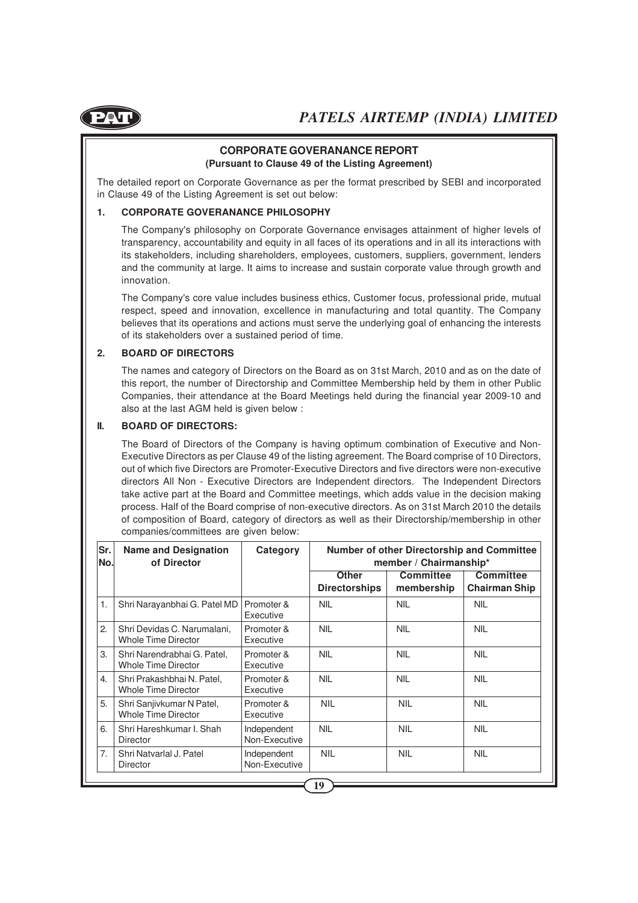## CORPORATE GOVERANANCE REPORT

**(Pursuant to Clause 49 of the Listing Agreement)**

The detailed report on Corporate Governance as per the format prescribed by SEBI and incorporated in Clause 49 of the Listing Agreement is set out below:

### 1. CORPORATE GOVERANANCE PHILOSOPHY

The Company's philosophy on Corporate Governance envisages attainment of higher levels of transparency, accountability and equity in all faces of its operations and in all its interactions with its stakeholders, including shareholders, employees, customers, suppliers, government, lenders and the community at large. It aims to increase and sustain corporate value through growth and innovation.

The Company's core value includes business ethics, Customer focus, professional pride, mutual respect, speed and innovation, excellence in manufacturing and total quantity. The Company believes that its operations and actions must serve the underlying goal of enhancing the interests of its stakeholders over a sustained period of time.

### 2. BOARD OF DIRECTORS

The names and category of Directors on the Board as on 31st March, 2010 and as on the date of this report, the number of Directorship and Committee Membership held by them in other Public Companies, their attendance at the Board Meetings held during the financial year 2009-10 and also at the last AGM held is given below :

### II. BOARD OF DIRECTORS:

The Board of Directors of the Company is having optimum combination of Executive and Non-Executive Directors as per Clause 49 of the listing agreement. The Board comprise of 10 Directors, out of which five Directors are Promoter-Executive Directors and five directors were non-executive directors All Non - Executive Directors are Independent directors. The Independent Directors take active part at the Board and Committee meetings, which adds value in the decision making process. Half of the Board comprise of non-executive directors. As on 31st March 2010 the details of composition of Board, category of directors as well as their Directorship/membership in other companies/committees are given below:

| Sr. No. | Name and Designation of Director | Category | Number of other Directorship and Committee member / Chairmanship* | | |
|---|---|---|---|---|---|
| | | | **Other Directorships** | **Committee membership** | **Committee Chairman Ship** |
| 1. | Shri Narayanbhai G. Patel MD | Promoter & Executive | NIL | NIL | NIL |
| 2. | Shri Devidas C. Narumalani, Whole Time Director | Promoter & Executive | NIL | NIL | NIL |
| 3. | Shri Narendrabhai G. Patel, Whole Time Director | Promoter & Executive | NIL | NIL | NIL |
| 4. | Shri Prakashbhai N. Patel, Whole Time Director | Promoter & Executive | NIL | NIL | NIL |
| 5. | Shri Sanjivkumar N Patel, Whole Time Director | Promoter & Executive | NIL | NIL | NIL |
| 6. | Shri Hareshkumar I. Shah Director | Independent Non-Executive | NIL | NIL | NIL |
| 7. | Shri Natvarlal J. Patel Director | Independent Non-Executive | NIL | NIL | NIL |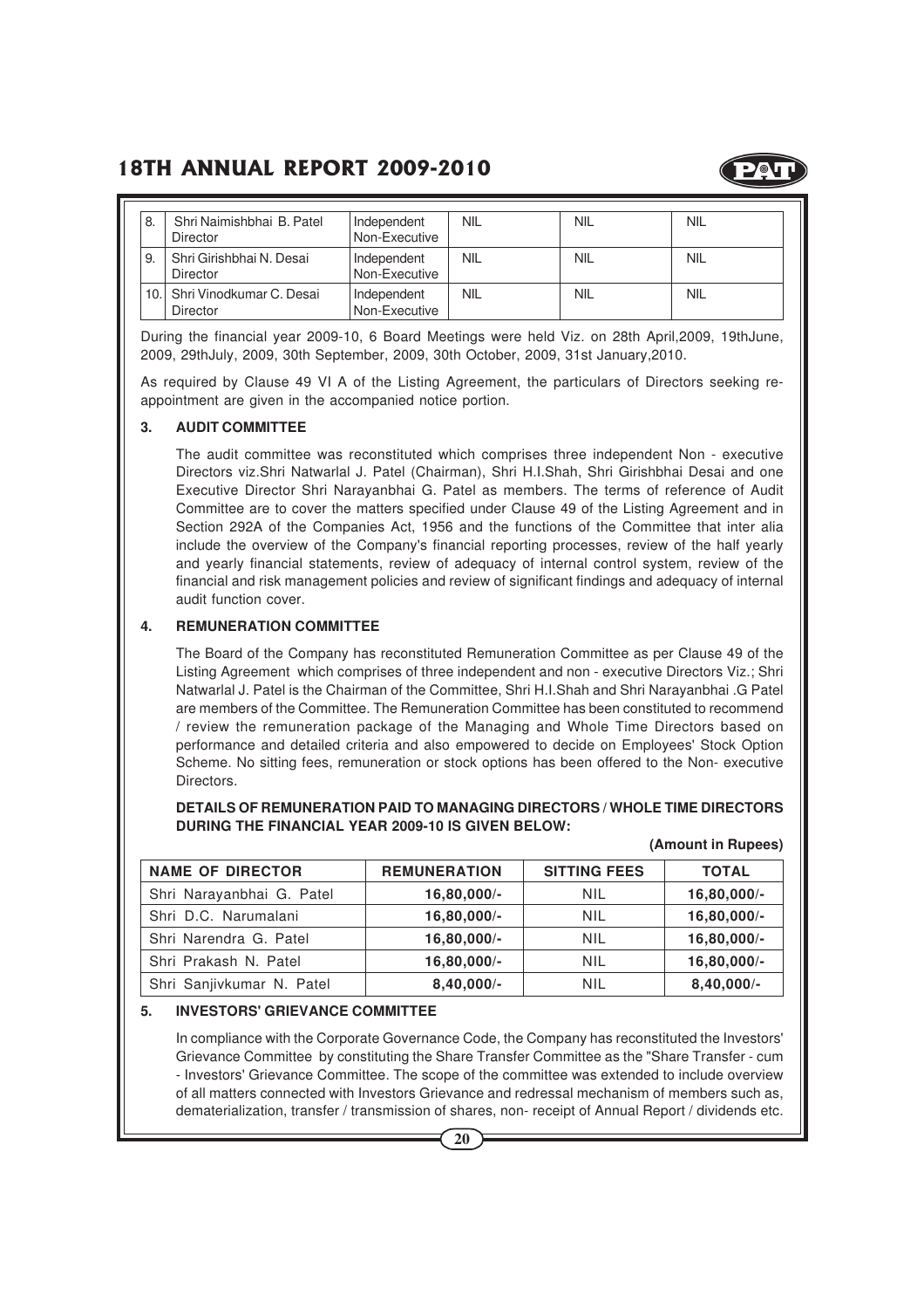| 8. | Shri Naimishbhai B. Patel Director | Independent Non-Executive | NIL | NIL | NIL |
|---|---|---|---|---|---|
| 9. | Shri Girishbhai N. Desai Director | Independent Non-Executive | NIL | NIL | NIL |
| 10. | Shri Vinodkumar C. Desai Director | Independent Non-Executive | NIL | NIL | NIL |

During the financial year 2009-10, 6 Board Meetings were held Viz. on 28th April,2009, 19thJune, 2009, 29thJuly, 2009, 30th September, 2009, 30th October, 2009, 31st January,2010.

As required by Clause 49 VI A of the Listing Agreement, the particulars of Directors seeking re-appointment are given in the accompanied notice portion.

### 3. AUDIT COMMITTEE

The audit committee was reconstituted which comprises three independent Non - executive Directors viz.Shri Natwarlal J. Patel (Chairman), Shri H.I.Shah, Shri Girishbhai Desai and one Executive Director Shri Narayanbhai G. Patel as members. The terms of reference of Audit Committee are to cover the matters specified under Clause 49 of the Listing Agreement and in Section 292A of the Companies Act, 1956 and the functions of the Committee that inter alia include the overview of the Company's financial reporting processes, review of the half yearly and yearly financial statements, review of adequacy of internal control system, review of the financial and risk management policies and review of significant findings and adequacy of internal audit function cover.

### 4. REMUNERATION COMMITTEE

The Board of the Company has reconstituted Remuneration Committee as per Clause 49 of the Listing Agreement which comprises of three independent and non - executive Directors Viz.; Shri Natwarlal J. Patel is the Chairman of the Committee, Shri H.I.Shah and Shri Narayanbhai .G Patel are members of the Committee. The Remuneration Committee has been constituted to recommend / review the remuneration package of the Managing and Whole Time Directors based on performance and detailed criteria and also empowered to decide on Employees' Stock Option Scheme. No sitting fees, remuneration or stock options has been offered to the Non- executive Directors.

**DETAILS OF REMUNERATION PAID TO MANAGING DIRECTORS / WHOLE TIME DIRECTORS DURING THE FINANCIAL YEAR 2009-10 IS GIVEN BELOW:**

**(Amount in Rupees)**

| NAME OF DIRECTOR | REMUNERATION | SITTING FEES | TOTAL |
|---|---|---|---|
| Shri Narayanbhai G. Patel | **16,80,000/-** | NIL | **16,80,000/-** |
| Shri D.C. Narumalani | **16,80,000/-** | NIL | **16,80,000/-** |
| Shri Narendra G. Patel | **16,80,000/-** | NIL | **16,80,000/-** |
| Shri Prakash N. Patel | **16,80,000/-** | NIL | **16,80,000/-** |
| Shri Sanjivkumar N. Patel | **8,40,000/-** | NIL | **8,40,000/-** |

### 5. INVESTORS' GRIEVANCE COMMITTEE

In compliance with the Corporate Governance Code, the Company has reconstituted the Investors' Grievance Committee by constituting the Share Transfer Committee as the "Share Transfer - cum - Investors' Grievance Committee. The scope of the committee was extended to include overview of all matters connected with Investors Grievance and redressal mechanism of members such as, dematerialization, transfer / transmission of shares, non- receipt of Annual Report / dividends etc.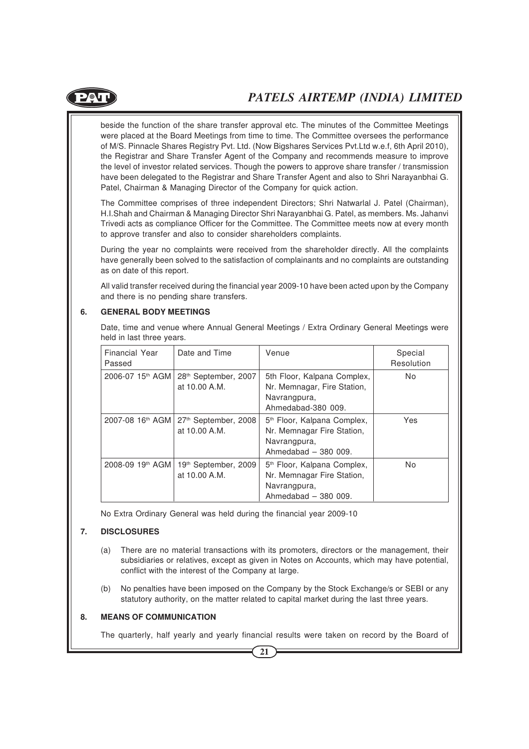beside the function of the share transfer approval etc. The minutes of the Committee Meetings were placed at the Board Meetings from time to time. The Committee oversees the performance of M/S. Pinnacle Shares Registry Pvt. Ltd. (Now Bigshares Services Pvt.Ltd w.e.f, 6th April 2010), the Registrar and Share Transfer Agent of the Company and recommends measure to improve the level of investor related services. Though the powers to approve share transfer / transmission have been delegated to the Registrar and Share Transfer Agent and also to Shri Narayanbhai G. Patel, Chairman & Managing Director of the Company for quick action.

The Committee comprises of three independent Directors; Shri Natwarlal J. Patel (Chairman), H.I.Shah and Chairman & Managing Director Shri Narayanbhai G. Patel, as members. Ms. Jahanvi Trivedi acts as compliance Officer for the Committee. The Committee meets now at every month to approve transfer and also to consider shareholders complaints.

During the year no complaints were received from the shareholder directly. All the complaints have generally been solved to the satisfaction of complainants and no complaints are outstanding as on date of this report.

All valid transfer received during the financial year 2009-10 have been acted upon by the Company and there is no pending share transfers.

## 6. GENERAL BODY MEETINGS

Date, time and venue where Annual General Meetings / Extra Ordinary General Meetings were held in last three years.

| Financial Year Passed | Date and Time | Venue | Special Resolution |
|---|---|---|---|
| 2006-07 15th AGM | 28th September, 2007 at 10.00 A.M. | 5th Floor, Kalpana Complex, Nr. Memnagar, Fire Station, Navrangpura, Ahmedabad-380 009. | No |
| 2007-08 16th AGM | 27th September, 2008 at 10.00 A.M. | 5th Floor, Kalpana Complex, Nr. Memnagar Fire Station, Navrangpura, Ahmedabad – 380 009. | Yes |
| 2008-09 19th AGM | 19th September, 2009 at 10.00 A.M. | 5th Floor, Kalpana Complex, Nr. Memnagar Fire Station, Navrangpura, Ahmedabad – 380 009. | No |

No Extra Ordinary General was held during the financial year 2009-10

## 7. DISCLOSURES

(a) There are no material transactions with its promoters, directors or the management, their subsidiaries or relatives, except as given in Notes on Accounts, which may have potential, conflict with the interest of the Company at large.

(b) No penalties have been imposed on the Company by the Stock Exchange/s or SEBI or any statutory authority, on the matter related to capital market during the last three years.

## 8. MEANS OF COMMUNICATION

The quarterly, half yearly and yearly financial results were taken on record by the Board of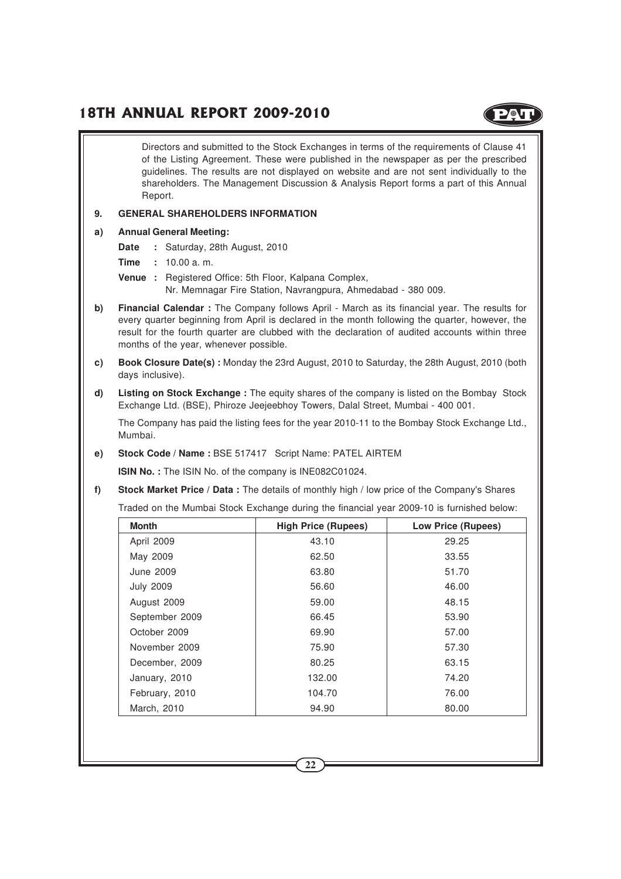Directors and submitted to the Stock Exchanges in terms of the requirements of Clause 41 of the Listing Agreement. These were published in the newspaper as per the prescribed guidelines. The results are not displayed on website and are not sent individually to the shareholders. The Management Discussion & Analysis Report forms a part of this Annual Report.

## 9. GENERAL SHAREHOLDERS INFORMATION

**a) Annual General Meeting:**

**Date** : Saturday, 28th August, 2010

**Time** : 10.00 a. m.

**Venue** : Registered Office: 5th Floor, Kalpana Complex, Nr. Memnagar Fire Station, Navrangpura, Ahmedabad - 380 009.

**b) Financial Calendar :** The Company follows April - March as its financial year. The results for every quarter beginning from April is declared in the month following the quarter, however, the result for the fourth quarter are clubbed with the declaration of audited accounts within three months of the year, whenever possible.

**c) Book Closure Date(s) :** Monday the 23rd August, 2010 to Saturday, the 28th August, 2010 (both days inclusive).

**d) Listing on Stock Exchange :** The equity shares of the company is listed on the Bombay Stock Exchange Ltd. (BSE), Phiroze Jeejeebhoy Towers, Dalal Street, Mumbai - 400 001.

The Company has paid the listing fees for the year 2010-11 to the Bombay Stock Exchange Ltd., Mumbai.

**e) Stock Code / Name :** BSE 517417 Script Name: PATEL AIRTEM

**ISIN No. :** The ISIN No. of the company is INE082C01024.

**f) Stock Market Price / Data :** The details of monthly high / low price of the Company's Shares

Traded on the Mumbai Stock Exchange during the financial year 2009-10 is furnished below:

| Month | High Price (Rupees) | Low Price (Rupees) |
|---|---|---|
| April 2009 | 43.10 | 29.25 |
| May 2009 | 62.50 | 33.55 |
| June 2009 | 63.80 | 51.70 |
| July 2009 | 56.60 | 46.00 |
| August 2009 | 59.00 | 48.15 |
| September 2009 | 66.45 | 53.90 |
| October 2009 | 69.90 | 57.00 |
| November 2009 | 75.90 | 57.30 |
| December, 2009 | 80.25 | 63.15 |
| January, 2010 | 132.00 | 74.20 |
| February, 2010 | 104.70 | 76.00 |
| March, 2010 | 94.90 | 80.00 |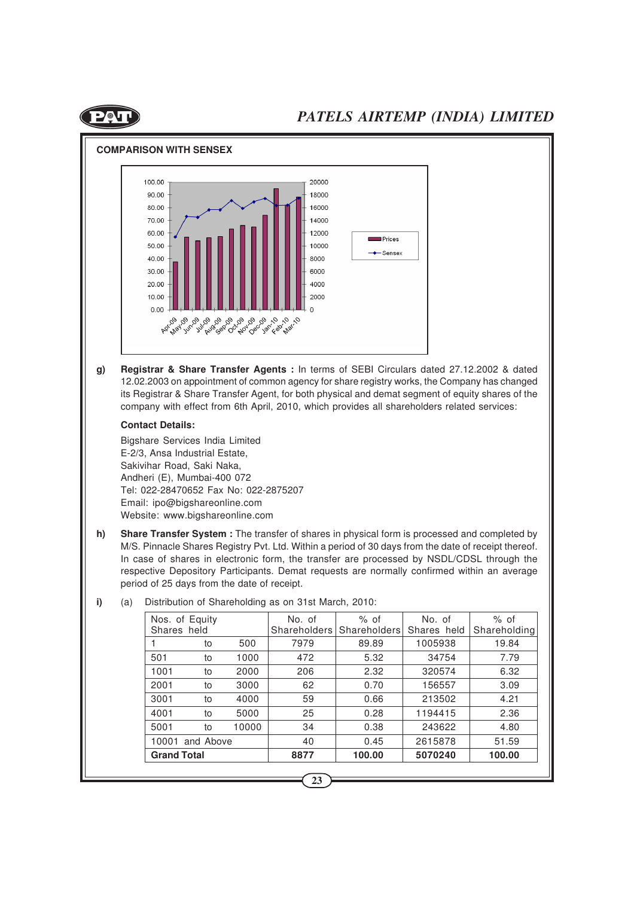## COMPARISON WITH SENSEX

**g) Registrar & Share Transfer Agents :** In terms of SEBI Circulars dated 27.12.2002 & dated 12.02.2003 on appointment of common agency for share registry works, the Company has changed its Registrar & Share Transfer Agent, for both physical and demat segment of equity shares of the company with effect from 6th April, 2010, which provides all shareholders related services:

**Contact Details:**

Bigshare Services India Limited
E-2/3, Ansa Industrial Estate,
Sakivihar Road, Saki Naka,
Andheri (E), Mumbai-400 072
Tel: 022-28470652 Fax No: 022-2875207
Email: ipo@bigshareonline.com
Website: www.bigshareonline.com

**h) Share Transfer System :** The transfer of shares in physical form is processed and completed by M/S. Pinnacle Shares Registry Pvt. Ltd. Within a period of 30 days from the date of receipt thereof. In case of shares in electronic form, the transfer are processed by NSDL/CDSL through the respective Depository Participants. Demat requests are normally confirmed within an average period of 25 days from the date of receipt.

**i)** (a) Distribution of Shareholding as on 31st March, 2010:

| Nos. of Equity Shares held | No. of Shareholders | % of Shareholders | No. of Shares held | % of Shareholding |
|---|---|---|---|---|
| 1 to 500 | 7979 | 89.89 | 1005938 | 19.84 |
| 501 to 1000 | 472 | 5.32 | 34754 | 7.79 |
| 1001 to 2000 | 206 | 2.32 | 320574 | 6.32 |
| 2001 to 3000 | 62 | 0.70 | 156557 | 3.09 |
| 3001 to 4000 | 59 | 0.66 | 213502 | 4.21 |
| 4001 to 5000 | 25 | 0.28 | 1194415 | 2.36 |
| 5001 to 10000 | 34 | 0.38 | 243622 | 4.80 |
| 10001 and Above | 40 | 0.45 | 2615878 | 51.59 |
| **Grand Total** | **8877** | **100.00** | **5070240** | **100.00** |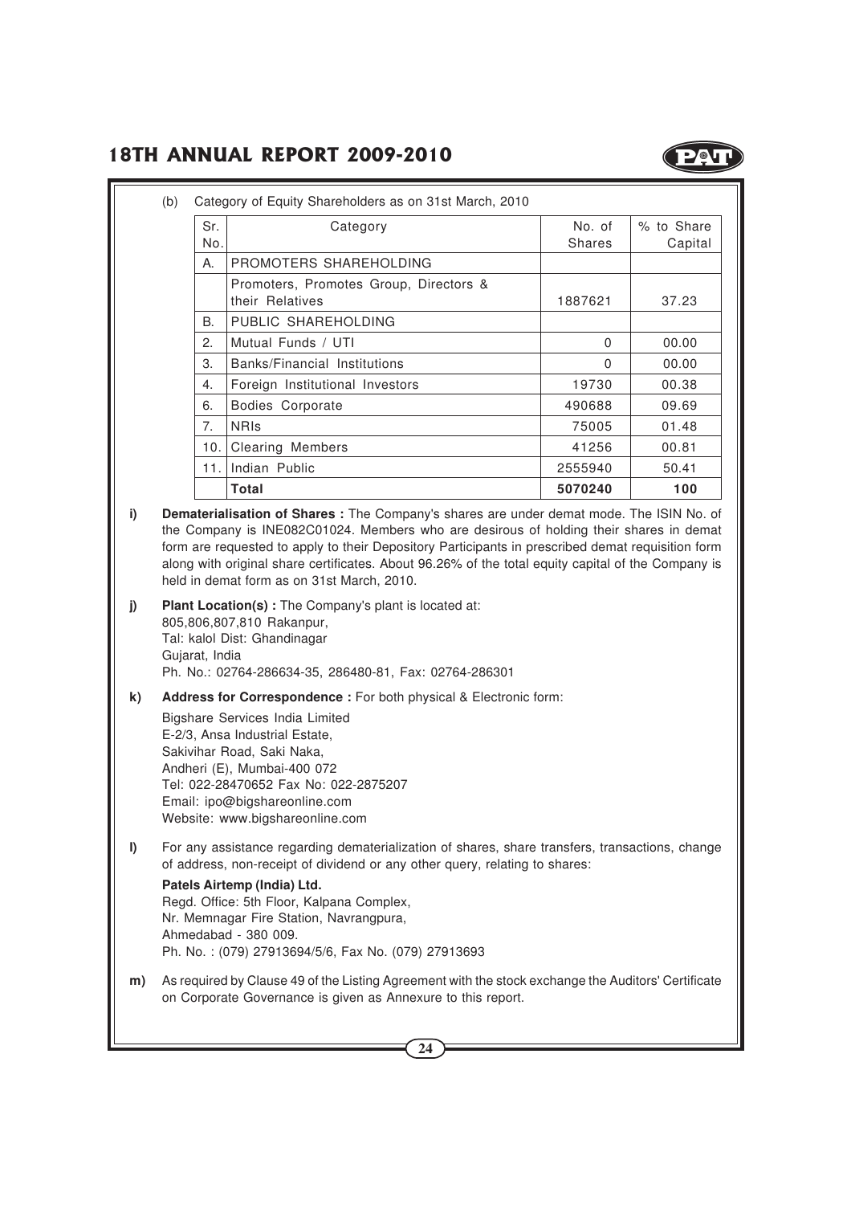(b) Category of Equity Shareholders as on 31st March, 2010

| Sr. No. | Category | No. of Shares | % to Share Capital |
|---|---|---|---|
| A. | PROMOTERS SHAREHOLDING | | |
| | Promoters, Promotes Group, Directors & their Relatives | 1887621 | 37.23 |
| B. | PUBLIC SHAREHOLDING | | |
| 2. | Mutual Funds / UTI | 0 | 00.00 |
| 3. | Banks/Financial Institutions | 0 | 00.00 |
| 4. | Foreign Institutional Investors | 19730 | 00.38 |
| 6. | Bodies Corporate | 490688 | 09.69 |
| 7. | NRIs | 75005 | 01.48 |
| 10. | Clearing Members | 41256 | 00.81 |
| 11. | Indian Public | 2555940 | 50.41 |
| | **Total** | **5070240** | **100** |

**i) Dematerialisation of Shares :** The Company's shares are under demat mode. The ISIN No. of the Company is INE082C01024. Members who are desirous of holding their shares in demat form are requested to apply to their Depository Participants in prescribed demat requisition form along with original share certificates. About 96.26% of the total equity capital of the Company is held in demat form as on 31st March, 2010.

**j) Plant Location(s) :** The Company's plant is located at:
805,806,807,810 Rakanpur,
Tal: kalol Dist: Ghandinagar
Gujarat, India
Ph. No.: 02764-286634-35, 286480-81, Fax: 02764-286301

**k) Address for Correspondence :** For both physical & Electronic form:

Bigshare Services India Limited
E-2/3, Ansa Industrial Estate,
Sakivihar Road, Saki Naka,
Andheri (E), Mumbai-400 072
Tel: 022-28470652 Fax No: 022-2875207
Email: ipo@bigshareonline.com
Website: www.bigshareonline.com

**l)** For any assistance regarding dematerialization of shares, share transfers, transactions, change of address, non-receipt of dividend or any other query, relating to shares:

**Patels Airtemp (India) Ltd.**
Regd. Office: 5th Floor, Kalpana Complex,
Nr. Memnagar Fire Station, Navrangpura,
Ahmedabad - 380 009.
Ph. No. : (079) 27913694/5/6, Fax No. (079) 27913693

**m)** As required by Clause 49 of the Listing Agreement with the stock exchange the Auditors' Certificate on Corporate Governance is given as Annexure to this report.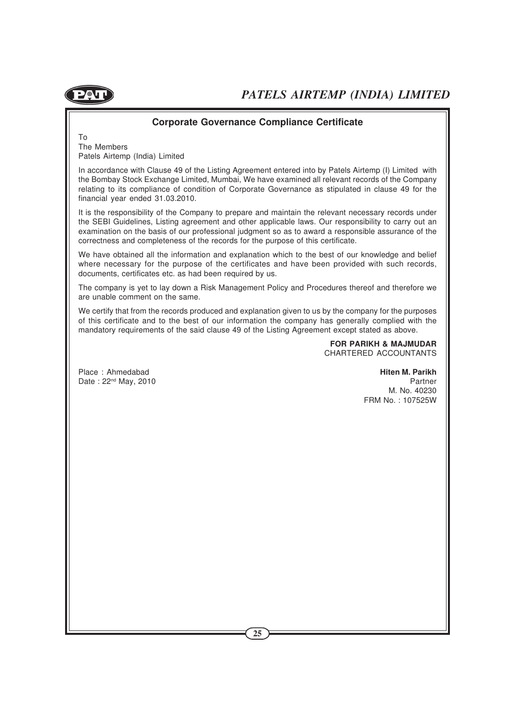## Corporate Governance Compliance Certificate

To
The Members
Patels Airtemp (India) Limited

In accordance with Clause 49 of the Listing Agreement entered into by Patels Airtemp (I) Limited with the Bombay Stock Exchange Limited, Mumbai, We have examined all relevant records of the Company relating to its compliance of condition of Corporate Governance as stipulated in clause 49 for the financial year ended 31.03.2010.

It is the responsibility of the Company to prepare and maintain the relevant necessary records under the SEBI Guidelines, Listing agreement and other applicable laws. Our responsibility to carry out an examination on the basis of our professional judgment so as to award a responsible assurance of the correctness and completeness of the records for the purpose of this certificate.

We have obtained all the information and explanation which to the best of our knowledge and belief where necessary for the purpose of the certificates and have been provided with such records, documents, certificates etc. as had been required by us.

The company is yet to lay down a Risk Management Policy and Procedures thereof and therefore we are unable comment on the same.

We certify that from the records produced and explanation given to us by the company for the purposes of this certificate and to the best of our information the company has generally complied with the mandatory requirements of the said clause 49 of the Listing Agreement except stated as above.

**FOR PARIKH & MAJMUDAR**
CHARTERED ACCOUNTANTS

Place : Ahmedabad
Date : 22nd May, 2010

**Hiten M. Parikh**
Partner
M. No. 40230
FRM No. : 107525W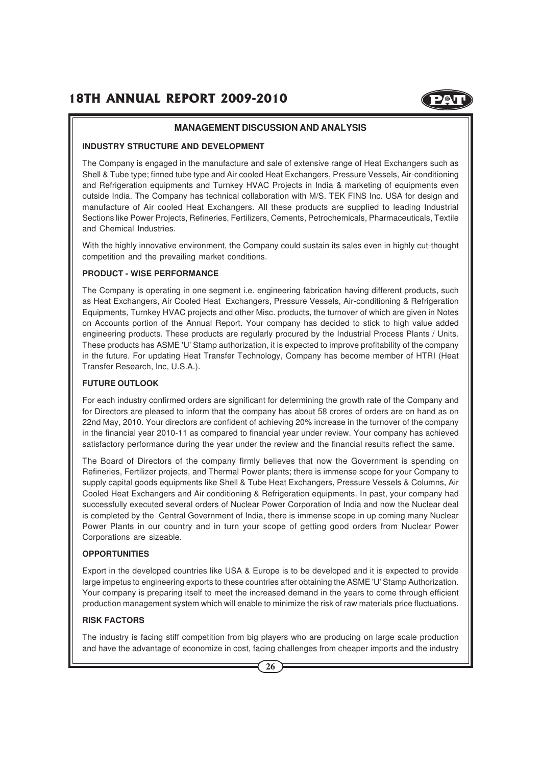## MANAGEMENT DISCUSSION AND ANALYSIS

### INDUSTRY STRUCTURE AND DEVELOPMENT

The Company is engaged in the manufacture and sale of extensive range of Heat Exchangers such as Shell & Tube type; finned tube type and Air cooled Heat Exchangers, Pressure Vessels, Air-conditioning and Refrigeration equipments and Turnkey HVAC Projects in India & marketing of equipments even outside India. The Company has technical collaboration with M/S. TEK FINS Inc. USA for design and manufacture of Air cooled Heat Exchangers. All these products are supplied to leading Industrial Sections like Power Projects, Refineries, Fertilizers, Cements, Petrochemicals, Pharmaceuticals, Textile and Chemical Industries.

With the highly innovative environment, the Company could sustain its sales even in highly cut-thought competition and the prevailing market conditions.

### PRODUCT - WISE PERFORMANCE

The Company is operating in one segment i.e. engineering fabrication having different products, such as Heat Exchangers, Air Cooled Heat Exchangers, Pressure Vessels, Air-conditioning & Refrigeration Equipments, Turnkey HVAC projects and other Misc. products, the turnover of which are given in Notes on Accounts portion of the Annual Report. Your company has decided to stick to high value added engineering products. These products are regularly procured by the Industrial Process Plants / Units. These products has ASME 'U' Stamp authorization, it is expected to improve profitability of the company in the future. For updating Heat Transfer Technology, Company has become member of HTRI (Heat Transfer Research, Inc, U.S.A.).

### FUTURE OUTLOOK

For each industry confirmed orders are significant for determining the growth rate of the Company and for Directors are pleased to inform that the company has about 58 crores of orders are on hand as on 22nd May, 2010. Your directors are confident of achieving 20% increase in the turnover of the company in the financial year 2010-11 as compared to financial year under review. Your company has achieved satisfactory performance during the year under the review and the financial results reflect the same.

The Board of Directors of the company firmly believes that now the Government is spending on Refineries, Fertilizer projects, and Thermal Power plants; there is immense scope for your Company to supply capital goods equipments like Shell & Tube Heat Exchangers, Pressure Vessels & Columns, Air Cooled Heat Exchangers and Air conditioning & Refrigeration equipments. In past, your company had successfully executed several orders of Nuclear Power Corporation of India and now the Nuclear deal is completed by the Central Government of India, there is immense scope in up coming many Nuclear Power Plants in our country and in turn your scope of getting good orders from Nuclear Power Corporations are sizeable.

### OPPORTUNITIES

Export in the developed countries like USA & Europe is to be developed and it is expected to provide large impetus to engineering exports to these countries after obtaining the ASME 'U' Stamp Authorization. Your company is preparing itself to meet the increased demand in the years to come through efficient production management system which will enable to minimize the risk of raw materials price fluctuations.

### RISK FACTORS

The industry is facing stiff competition from big players who are producing on large scale production and have the advantage of economize in cost, facing challenges from cheaper imports and the industry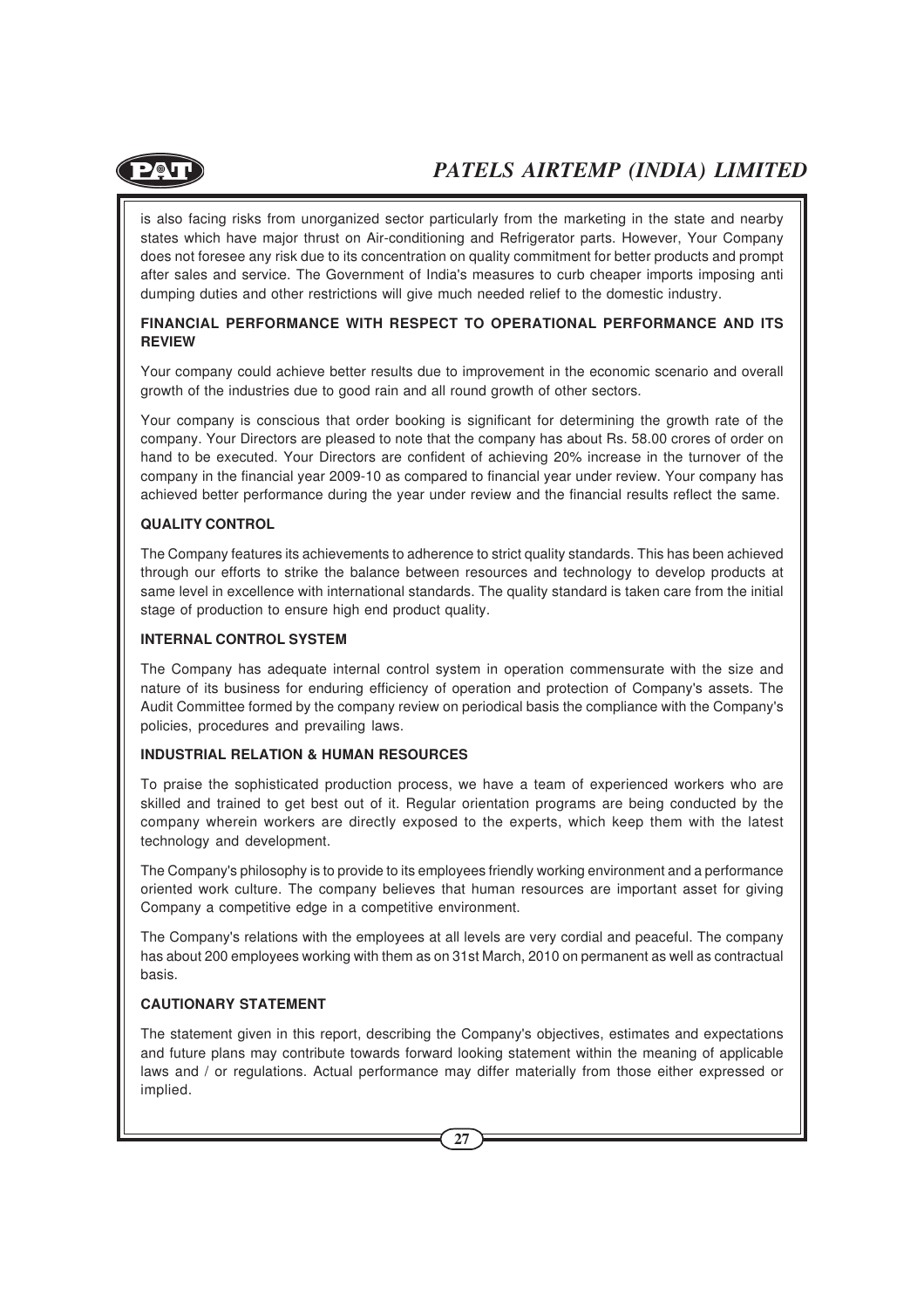is also facing risks from unorganized sector particularly from the marketing in the state and nearby states which have major thrust on Air-conditioning and Refrigerator parts. However, Your Company does not foresee any risk due to its concentration on quality commitment for better products and prompt after sales and service. The Government of India's measures to curb cheaper imports imposing anti dumping duties and other restrictions will give much needed relief to the domestic industry.

**FINANCIAL PERFORMANCE WITH RESPECT TO OPERATIONAL PERFORMANCE AND ITS REVIEW**

Your company could achieve better results due to improvement in the economic scenario and overall growth of the industries due to good rain and all round growth of other sectors.

Your company is conscious that order booking is significant for determining the growth rate of the company. Your Directors are pleased to note that the company has about Rs. 58.00 crores of order on hand to be executed. Your Directors are confident of achieving 20% increase in the turnover of the company in the financial year 2009-10 as compared to financial year under review. Your company has achieved better performance during the year under review and the financial results reflect the same.

**QUALITY CONTROL**

The Company features its achievements to adherence to strict quality standards. This has been achieved through our efforts to strike the balance between resources and technology to develop products at same level in excellence with international standards. The quality standard is taken care from the initial stage of production to ensure high end product quality.

**INTERNAL CONTROL SYSTEM**

The Company has adequate internal control system in operation commensurate with the size and nature of its business for enduring efficiency of operation and protection of Company's assets. The Audit Committee formed by the company review on periodical basis the compliance with the Company's policies, procedures and prevailing laws.

**INDUSTRIAL RELATION & HUMAN RESOURCES**

To praise the sophisticated production process, we have a team of experienced workers who are skilled and trained to get best out of it. Regular orientation programs are being conducted by the company wherein workers are directly exposed to the experts, which keep them with the latest technology and development.

The Company's philosophy is to provide to its employees friendly working environment and a performance oriented work culture. The company believes that human resources are important asset for giving Company a competitive edge in a competitive environment.

The Company's relations with the employees at all levels are very cordial and peaceful. The company has about 200 employees working with them as on 31st March, 2010 on permanent as well as contractual basis.

**CAUTIONARY STATEMENT**

The statement given in this report, describing the Company's objectives, estimates and expectations and future plans may contribute towards forward looking statement within the meaning of applicable laws and / or regulations. Actual performance may differ materially from those either expressed or implied.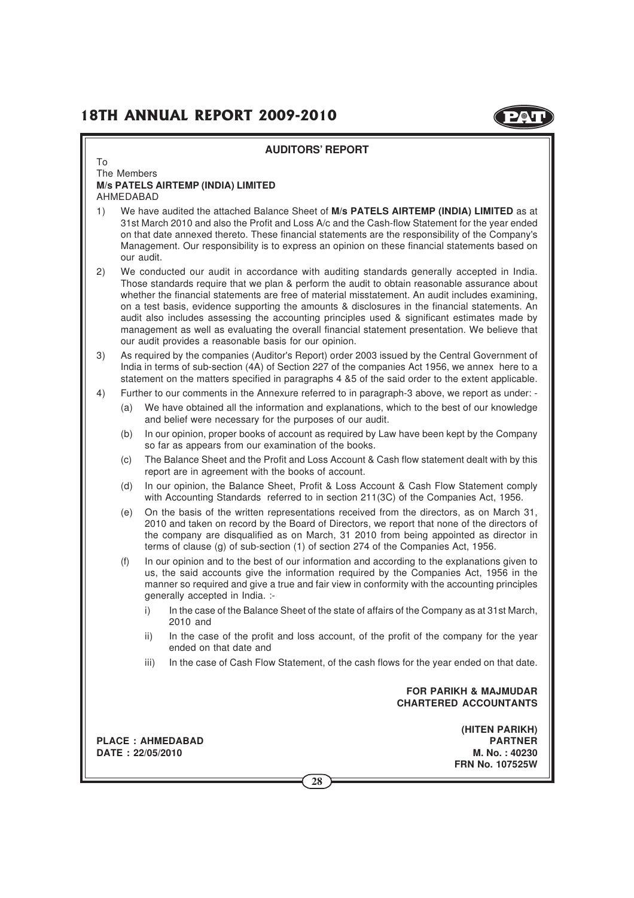## AUDITORS' REPORT

To
The Members
**M/s PATELS AIRTEMP (INDIA) LIMITED**
AHMEDABAD

1) We have audited the attached Balance Sheet of **M/s PATELS AIRTEMP (INDIA) LIMITED** as at 31st March 2010 and also the Profit and Loss A/c and the Cash-flow Statement for the year ended on that date annexed thereto. These financial statements are the responsibility of the Company's Management. Our responsibility is to express an opinion on these financial statements based on our audit.

2) We conducted our audit in accordance with auditing standards generally accepted in India. Those standards require that we plan & perform the audit to obtain reasonable assurance about whether the financial statements are free of material misstatement. An audit includes examining, on a test basis, evidence supporting the amounts & disclosures in the financial statements. An audit also includes assessing the accounting principles used & significant estimates made by management as well as evaluating the overall financial statement presentation. We believe that our audit provides a reasonable basis for our opinion.

3) As required by the companies (Auditor's Report) order 2003 issued by the Central Government of India in terms of sub-section (4A) of Section 227 of the companies Act 1956, we annex here to a statement on the matters specified in paragraphs 4 &5 of the said order to the extent applicable.

4) Further to our comments in the Annexure referred to in paragraph-3 above, we report as under: -

   (a) We have obtained all the information and explanations, which to the best of our knowledge and belief were necessary for the purposes of our audit.

   (b) In our opinion, proper books of account as required by Law have been kept by the Company so far as appears from our examination of the books.

   (c) The Balance Sheet and the Profit and Loss Account & Cash flow statement dealt with by this report are in agreement with the books of account.

   (d) In our opinion, the Balance Sheet, Profit & Loss Account & Cash Flow Statement comply with Accounting Standards referred to in section 211(3C) of the Companies Act, 1956.

   (e) On the basis of the written representations received from the directors, as on March 31, 2010 and taken on record by the Board of Directors, we report that none of the directors of the company are disqualified as on March, 31 2010 from being appointed as director in terms of clause (g) of sub-section (1) of section 274 of the Companies Act, 1956.

   (f) In our opinion and to the best of our information and according to the explanations given to us, the said accounts give the information required by the Companies Act, 1956 in the manner so required and give a true and fair view in conformity with the accounting principles generally accepted in India. :-

      i) In the case of the Balance Sheet of the state of affairs of the Company as at 31st March, 2010 and

      ii) In the case of the profit and loss account, of the profit of the company for the year ended on that date and

      iii) In the case of Cash Flow Statement, of the cash flows for the year ended on that date.

**FOR PARIKH & MAJMUDAR**
**CHARTERED ACCOUNTANTS**

**(HITEN PARIKH)**
**PARTNER**
**M. No. : 40230**
**FRN No. 107525W**

**PLACE : AHMEDABAD**
**DATE : 22/05/2010**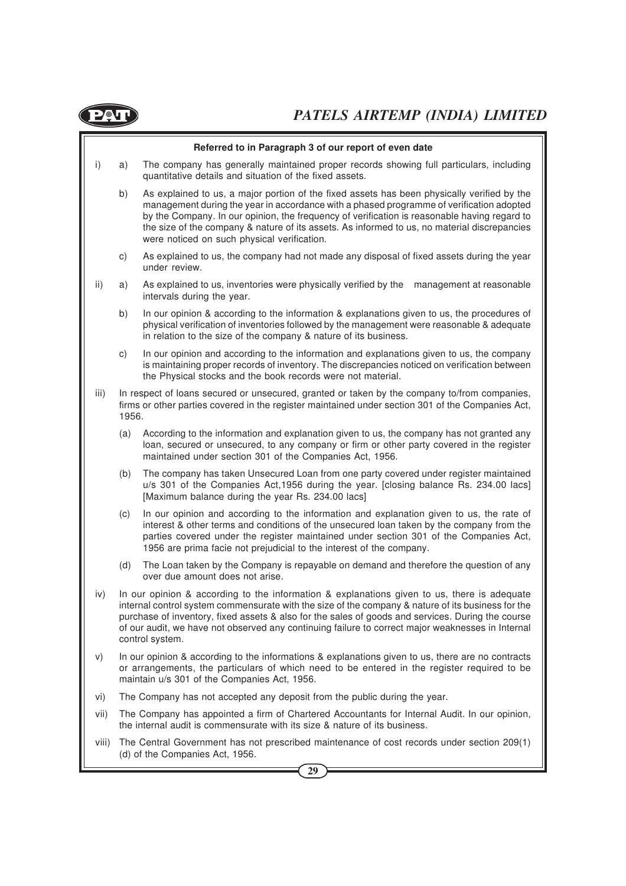**Referred to in Paragraph 3 of our report of even date**

i) a) The company has generally maintained proper records showing full particulars, including quantitative details and situation of the fixed assets.

b) As explained to us, a major portion of the fixed assets has been physically verified by the management during the year in accordance with a phased programme of verification adopted by the Company. In our opinion, the frequency of verification is reasonable having regard to the size of the company & nature of its assets. As informed to us, no material discrepancies were noticed on such physical verification.

c) As explained to us, the company had not made any disposal of fixed assets during the year under review.

ii) a) As explained to us, inventories were physically verified by the management at reasonable intervals during the year.

b) In our opinion & according to the information & explanations given to us, the procedures of physical verification of inventories followed by the management were reasonable & adequate in relation to the size of the company & nature of its business.

c) In our opinion and according to the information and explanations given to us, the company is maintaining proper records of inventory. The discrepancies noticed on verification between the Physical stocks and the book records were not material.

iii) In respect of loans secured or unsecured, granted or taken by the company to/from companies, firms or other parties covered in the register maintained under section 301 of the Companies Act, 1956.

(a) According to the information and explanation given to us, the company has not granted any loan, secured or unsecured, to any company or firm or other party covered in the register maintained under section 301 of the Companies Act, 1956.

(b) The company has taken Unsecured Loan from one party covered under register maintained u/s 301 of the Companies Act,1956 during the year. [closing balance Rs. 234.00 lacs] [Maximum balance during the year Rs. 234.00 lacs]

(c) In our opinion and according to the information and explanation given to us, the rate of interest & other terms and conditions of the unsecured loan taken by the company from the parties covered under the register maintained under section 301 of the Companies Act, 1956 are prima facie not prejudicial to the interest of the company.

(d) The Loan taken by the Company is repayable on demand and therefore the question of any over due amount does not arise.

iv) In our opinion & according to the information & explanations given to us, there is adequate internal control system commensurate with the size of the company & nature of its business for the purchase of inventory, fixed assets & also for the sales of goods and services. During the course of our audit, we have not observed any continuing failure to correct major weaknesses in Internal control system.

v) In our opinion & according to the informations & explanations given to us, there are no contracts or arrangements, the particulars of which need to be entered in the register required to be maintain u/s 301 of the Companies Act, 1956.

vi) The Company has not accepted any deposit from the public during the year.

vii) The Company has appointed a firm of Chartered Accountants for Internal Audit. In our opinion, the internal audit is commensurate with its size & nature of its business.

viii) The Central Government has not prescribed maintenance of cost records under section 209(1) (d) of the Companies Act, 1956.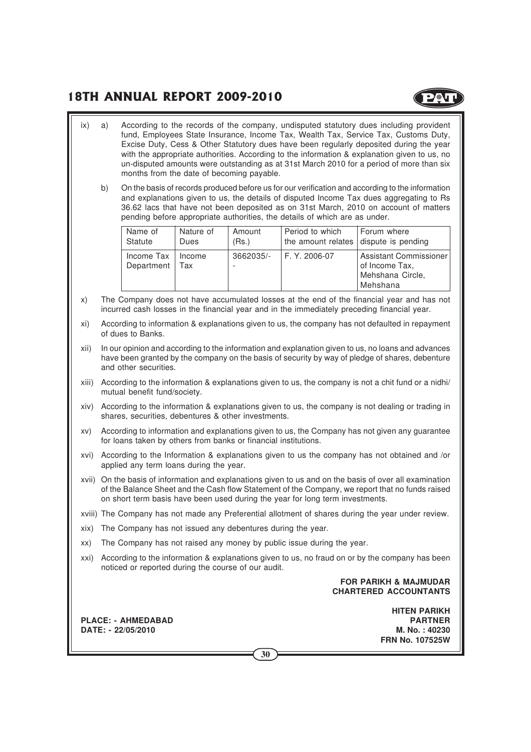ix) a) According to the records of the company, undisputed statutory dues including provident fund, Employees State Insurance, Income Tax, Wealth Tax, Service Tax, Customs Duty, Excise Duty, Cess & Other Statutory dues have been regularly deposited during the year with the appropriate authorities. According to the information & explanation given to us, no un-disputed amounts were outstanding as at 31st March 2010 for a period of more than six months from the date of becoming payable.

b) On the basis of records produced before us for our verification and according to the information and explanations given to us, the details of disputed Income Tax dues aggregating to Rs 36.62 lacs that have not been deposited as on 31st March, 2010 on account of matters pending before appropriate authorities, the details of which are as under.

| Name of Statute | Nature of Dues | Amount (Rs.) | Period to which the amount relates | Forum where dispute is pending |
|---|---|---|---|---|
| Income Tax Department | Income Tax | 3662035/- | F. Y. 2006-07 | Assistant Commissioner of Income Tax, Mehshana Circle, Mehshana |

x) The Company does not have accumulated losses at the end of the financial year and has not incurred cash losses in the financial year and in the immediately preceding financial year.

xi) According to information & explanations given to us, the company has not defaulted in repayment of dues to Banks.

xii) In our opinion and according to the information and explanation given to us, no loans and advances have been granted by the company on the basis of security by way of pledge of shares, debenture and other securities.

xiii) According to the information & explanations given to us, the company is not a chit fund or a nidhi/ mutual benefit fund/society.

xiv) According to the information & explanations given to us, the company is not dealing or trading in shares, securities, debentures & other investments.

xv) According to information and explanations given to us, the Company has not given any guarantee for loans taken by others from banks or financial institutions.

xvi) According to the Information & explanations given to us the company has not obtained and /or applied any term loans during the year.

xvii) On the basis of information and explanations given to us and on the basis of over all examination of the Balance Sheet and the Cash flow Statement of the Company, we report that no funds raised on short term basis have been used during the year for long term investments.

xviii) The Company has not made any Preferential allotment of shares during the year under review.

xix) The Company has not issued any debentures during the year.

xx) The Company has not raised any money by public issue during the year.

xxi) According to the information & explanations given to us, no fraud on or by the company has been noticed or reported during the course of our audit.

**FOR PARIKH & MAJMUDAR**
**CHARTERED ACCOUNTANTS**

**HITEN PARIKH**
**PARTNER**
**M. No. : 40230**
**FRN No. 107525W**

**PLACE: - AHMEDABAD**
**DATE: - 22/05/2010**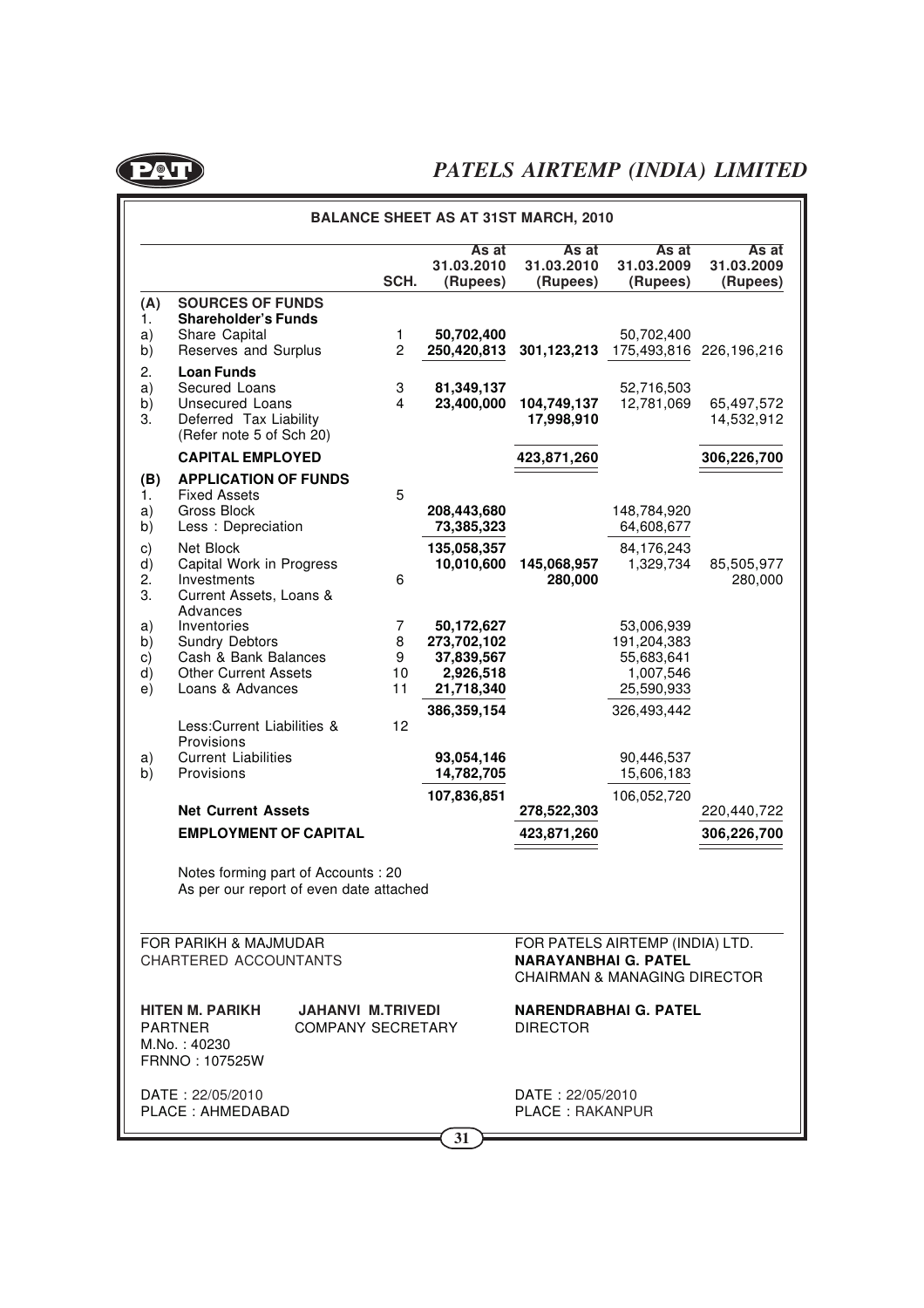## BALANCE SHEET AS AT 31ST MARCH, 2010

| | | SCH. | As at 31.03.2010 (Rupees) | As at 31.03.2010 (Rupees) | As at 31.03.2009 (Rupees) | As at 31.03.2009 (Rupees) |
|---|---|---|---|---|---|---|
| **(A)** | **SOURCES OF FUNDS** | | | | | |
| 1. | **Shareholder's Funds** | | | | | |
| a) | Share Capital | 1 | **50,702,400** | | 50,702,400 | |
| b) | Reserves and Surplus | 2 | **250,420,813** | **301,123,213** | 175,493,816 | 226,196,216 |
| 2. | **Loan Funds** | | | | | |
| a) | Secured Loans | 3 | **81,349,137** | | 52,716,503 | |
| b) | Unsecured Loans | 4 | **23,400,000** | **104,749,137** | 12,781,069 | 65,497,572 |
| 3. | Deferred Tax Liability (Refer note 5 of Sch 20) | | | **17,998,910** | | 14,532,912 |
| | **CAPITAL EMPLOYED** | | | **423,871,260** | | **306,226,700** |
| **(B)** | **APPLICATION OF FUNDS** | | | | | |
| 1. | Fixed Assets | 5 | | | | |
| a) | Gross Block | | **208,443,680** | | 148,784,920 | |
| b) | Less : Depreciation | | **73,385,323** | | 64,608,677 | |
| c) | Net Block | | **135,058,357** | | 84,176,243 | |
| d) | Capital Work in Progress | | **10,010,600** | **145,068,957** | 1,329,734 | 85,505,977 |
| 2. | Investments | 6 | | **280,000** | | 280,000 |
| 3. | Current Assets, Loans & Advances | | | | | |
| a) | Inventories | 7 | **50,172,627** | | 53,006,939 | |
| b) | Sundry Debtors | 8 | **273,702,102** | | 191,204,383 | |
| c) | Cash & Bank Balances | 9 | **37,839,567** | | 55,683,641 | |
| d) | Other Current Assets | 10 | **2,926,518** | | 1,007,546 | |
| e) | Loans & Advances | 11 | **21,718,340** | | 25,590,933 | |
| | | | **386,359,154** | | 326,493,442 | |
| | Less:Current Liabilities & Provisions | 12 | | | | |
| a) | Current Liabilities | | **93,054,146** | | 90,446,537 | |
| b) | Provisions | | **14,782,705** | | 15,606,183 | |
| | | | **107,836,851** | | 106,052,720 | |
| | **Net Current Assets** | | | **278,522,303** | | 220,440,722 |
| | **EMPLOYMENT OF CAPITAL** | | | **423,871,260** | | **306,226,700** |

Notes forming part of Accounts : 20

As per our report of even date attached

FOR PARIKH & MAJMUDAR
CHARTERED ACCOUNTANTS

**HITEN M. PARIKH**
PARTNER
M.No. : 40230
FRNNO : 107525W

**JAHANVI M.TRIVEDI**
COMPANY SECRETARY

DATE : 22/05/2010
PLACE : AHMEDABAD

FOR PATELS AIRTEMP (INDIA) LTD.
**NARAYANBHAI G. PATEL**
CHAIRMAN & MANAGING DIRECTOR

**NARENDRABHAI G. PATEL**
DIRECTOR

DATE : 22/05/2010
PLACE : RAKANPUR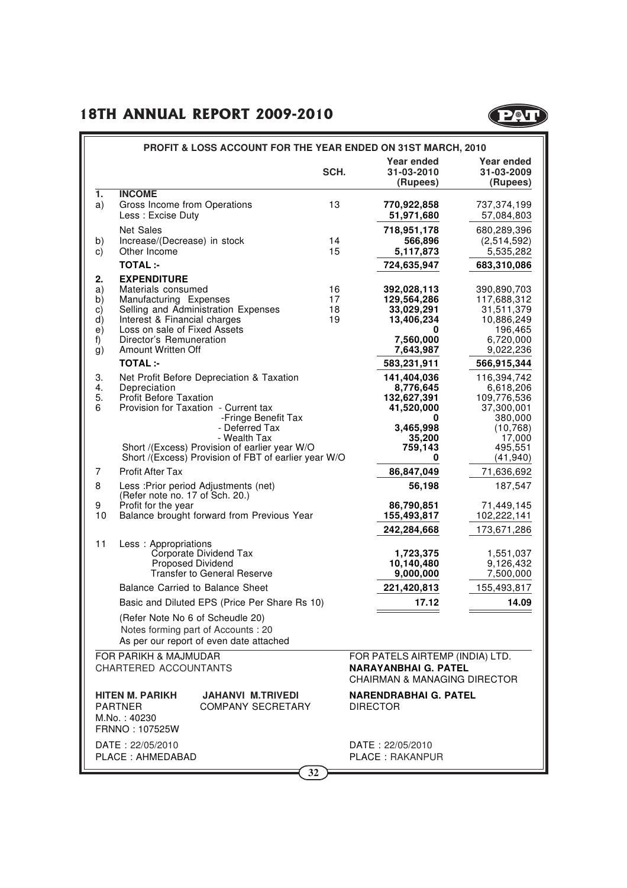## PROFIT & LOSS ACCOUNT FOR THE YEAR ENDED ON 31ST MARCH, 2010

| | | SCH. | Year ended 31-03-2010 (Rupees) | Year ended 31-03-2009 (Rupees) |
|---|---|---|---|---|
| **1.** | **INCOME** | | | |
| a) | Gross Income from Operations | 13 | **770,922,858** | 737,374,199 |
| | Less : Excise Duty | | **51,971,680** | 57,084,803 |
| | Net Sales | | **718,951,178** | 680,289,396 |
| b) | Increase/(Decrease) in stock | 14 | **566,896** | (2,514,592) |
| c) | Other Income | 15 | **5,117,873** | 5,535,282 |
| | **TOTAL :-** | | **724,635,947** | **683,310,086** |
| **2.** | **EXPENDITURE** | | | |
| a) | Materials consumed | 16 | **392,028,113** | 390,890,703 |
| b) | Manufacturing Expenses | 17 | **129,564,286** | 117,688,312 |
| c) | Selling and Administration Expenses | 18 | **33,029,291** | 31,511,379 |
| d) | Interest & Financial charges | 19 | **13,406,234** | 10,886,249 |
| e) | Loss on sale of Fixed Assets | | **0** | 196,465 |
| f) | Director's Remuneration | | **7,560,000** | 6,720,000 |
| g) | Amount Written Off | | **7,643,987** | 9,022,236 |
| | **TOTAL :-** | | **583,231,911** | **566,915,344** |
| 3. | Net Profit Before Depreciation & Taxation | | **141,404,036** | 116,394,742 |
| 4. | Depreciation | | **8,776,645** | 6,618,206 |
| 5. | Profit Before Taxation | | **132,627,391** | 109,776,536 |
| 6 | Provision for Taxation - Current tax | | **41,520,000** | 37,300,001 |
| | -Fringe Benefit Tax | | **0** | 380,000 |
| | - Deferred Tax | | **3,465,998** | (10,768) |
| | - Wealth Tax | | **35,200** | 17,000 |
| | Short /(Excess) Provision of earlier year W/O | | **759,143** | 495,551 |
| | Short /(Excess) Provision of FBT of earlier year W/O | | **0** | (41,940) |
| 7 | Profit After Tax | | **86,847,049** | 71,636,692 |
| 8 | Less :Prior period Adjustments (net) (Refer note no. 17 of Sch. 20.) | | **56,198** | 187,547 |
| 9 | Profit for the year | | **86,790,851** | 71,449,145 |
| 10 | Balance brought forward from Previous Year | | **155,493,817** | 102,222,141 |
| | | | **242,284,668** | 173,671,286 |
| 11 | Less : Appropriations | | | |
| | Corporate Dividend Tax | | **1,723,375** | 1,551,037 |
| | Proposed Dividend | | **10,140,480** | 9,126,432 |
| | Transfer to General Reserve | | **9,000,000** | 7,500,000 |
| | Balance Carried to Balance Sheet | | **221,420,813** | 155,493,817 |
| | Basic and Diluted EPS (Price Per Share Rs 10) | | **17.12** | **14.09** |

(Refer Note No 6 of Scheudle 20)
Notes forming part of Accounts : 20
As per our report of even date attached

FOR PARIKH & MAJMUDAR
CHARTERED ACCOUNTANTS

**HITEN M. PARIKH**
PARTNER
M.No. : 40230
FRNNO : 107525W

**JAHANVI M.TRIVEDI**
COMPANY SECRETARY

DATE : 22/05/2010
PLACE : AHMEDABAD

FOR PATELS AIRTEMP (INDIA) LTD.

**NARAYANBHAI G. PATEL**
CHAIRMAN & MANAGING DIRECTOR

**NARENDRABHAI G. PATEL**
DIRECTOR

DATE : 22/05/2010
PLACE : RAKANPUR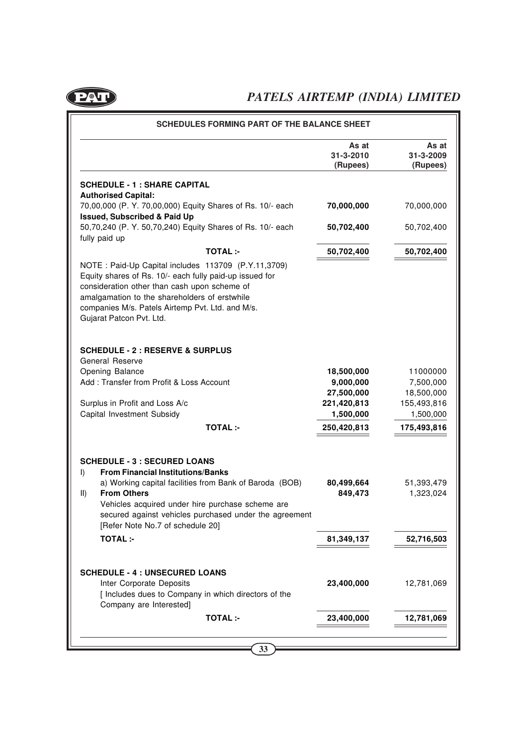## SCHEDULES FORMING PART OF THE BALANCE SHEET

| | As at 31-3-2010 (Rupees) | As at 31-3-2009 (Rupees) |
|---|---|---|
| **SCHEDULE - 1 : SHARE CAPITAL** | | |
| **Authorised Capital:** | | |
| 70,00,000 (P. Y. 70,00,000) Equity Shares of Rs. 10/- each | **70,000,000** | 70,000,000 |
| **Issued, Subscribed & Paid Up** | | |
| 50,70,240 (P. Y. 50,70,240) Equity Shares of Rs. 10/- each fully paid up | **50,702,400** | 50,702,400 |
| **TOTAL :-** | **50,702,400** | **50,702,400** |

NOTE : Paid-Up Capital includes 113709 (P.Y.11,3709) Equity shares of Rs. 10/- each fully paid-up issued for consideration other than cash upon scheme of amalgamation to the shareholders of erstwhile companies M/s. Patels Airtemp Pvt. Ltd. and M/s. Gujarat Patcon Pvt. Ltd.

| | As at 31-3-2010 (Rupees) | As at 31-3-2009 (Rupees) |
|---|---|---|
| **SCHEDULE - 2 : RESERVE & SURPLUS** | | |
| General Reserve | | |
| Opening Balance | **18,500,000** | 11000000 |
| Add : Transfer from Profit & Loss Account | **9,000,000** | 7,500,000 |
| | **27,500,000** | 18,500,000 |
| Surplus in Profit and Loss A/c | **221,420,813** | 155,493,816 |
| Capital Investment Subsidy | **1,500,000** | 1,500,000 |
| **TOTAL :-** | **250,420,813** | **175,493,816** |

| | As at 31-3-2010 (Rupees) | As at 31-3-2009 (Rupees) |
|---|---|---|
| **SCHEDULE - 3 : SECURED LOANS** | | |
| I) **From Financial Institutions/Banks** | | |
| a) Working capital facilities from Bank of Baroda (BOB) | **80,499,664** | 51,393,479 |
| II) **From Others** | **849,473** | 1,323,024 |
| Vehicles acquired under hire purchase scheme are secured against vehicles purchased under the agreement [Refer Note No.7 of schedule 20] | | |
| **TOTAL :-** | **81,349,137** | **52,716,503** |

| | As at 31-3-2010 (Rupees) | As at 31-3-2009 (Rupees) |
|---|---|---|
| **SCHEDULE - 4 : UNSECURED LOANS** | | |
| Inter Corporate Deposits | **23,400,000** | 12,781,069 |
| [ Includes dues to Company in which directors of the Company are Interested] | | |
| **TOTAL :-** | **23,400,000** | **12,781,069** |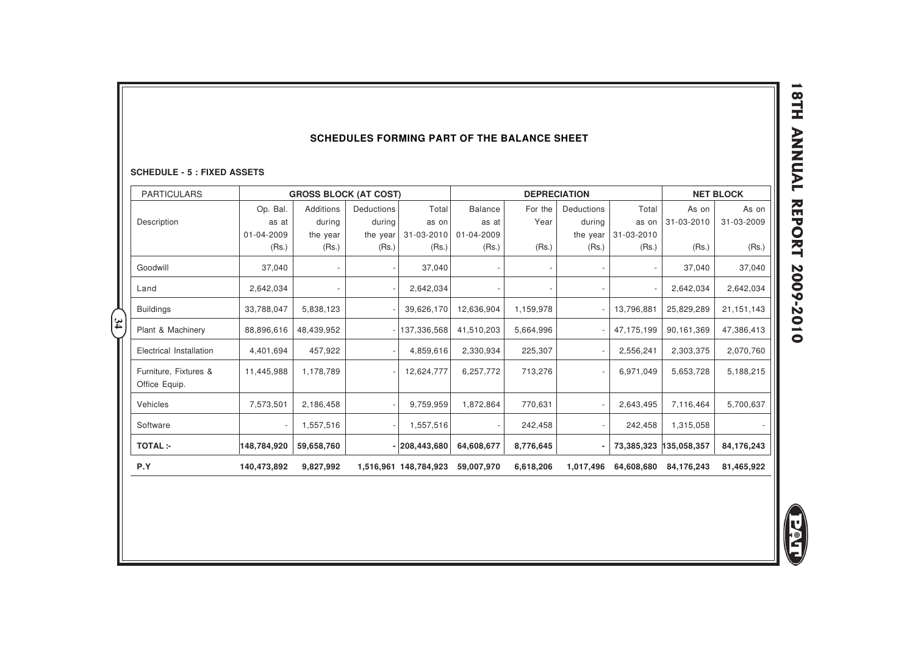## SCHEDULES FORMING PART OF THE BALANCE SHEET

### SCHEDULE - 5 : FIXED ASSETS

| PARTICULARS | GROSS BLOCK (AT COST) | | | | DEPRECIATION | | | | NET BLOCK | |
|---|---|---|---|---|---|---|---|---|---|---|
| Description | Op. Bal. as at 01-04-2009 (Rs.) | Additions during the year (Rs.) | Deductions during the year (Rs.) | Total as on 31-03-2010 (Rs.) | Balance as at 01-04-2009 (Rs.) | For the Year (Rs.) | Deductions during the year (Rs.) | Total as on 31-03-2010 (Rs.) | As on 31-03-2010 (Rs.) | As on 31-03-2009 (Rs.) |
| Goodwill | 37,040 | - | - | 37,040 | - | - | - | - | 37,040 | 37,040 |
| Land | 2,642,034 | - | - | 2,642,034 | - | - | - | - | 2,642,034 | 2,642,034 |
| Buildings | 33,788,047 | 5,838,123 | - | 39,626,170 | 12,636,904 | 1,159,978 | - | 13,796,881 | 25,829,289 | 21,151,143 |
| Plant & Machinery | 88,896,616 | 48,439,952 | - | 137,336,568 | 41,510,203 | 5,664,996 | - | 47,175,199 | 90,161,369 | 47,386,413 |
| Electrical Installation | 4,401,694 | 457,922 | - | 4,859,616 | 2,330,934 | 225,307 | - | 2,556,241 | 2,303,375 | 2,070,760 |
| Furniture, Fixtures & Office Equip. | 11,445,988 | 1,178,789 | - | 12,624,777 | 6,257,772 | 713,276 | - | 6,971,049 | 5,653,728 | 5,188,215 |
| Vehicles | 7,573,501 | 2,186,458 | - | 9,759,959 | 1,872,864 | 770,631 | - | 2,643,495 | 7,116,464 | 5,700,637 |
| Software | - | 1,557,516 | - | 1,557,516 | - | 242,458 | - | 242,458 | 1,315,058 | - |
| **TOTAL :-** | **148,784,920** | **59,658,760** | **-** | **208,443,680** | **64,608,677** | **8,776,645** | **-** | **73,385,323** | **135,058,357** | **84,176,243** |
| **P.Y** | **140,473,892** | **9,827,992** | **1,516,961** | **148,784,923** | **59,007,970** | **6,618,206** | **1,017,496** | **64,608,680** | **84,176,243** | **81,465,922** |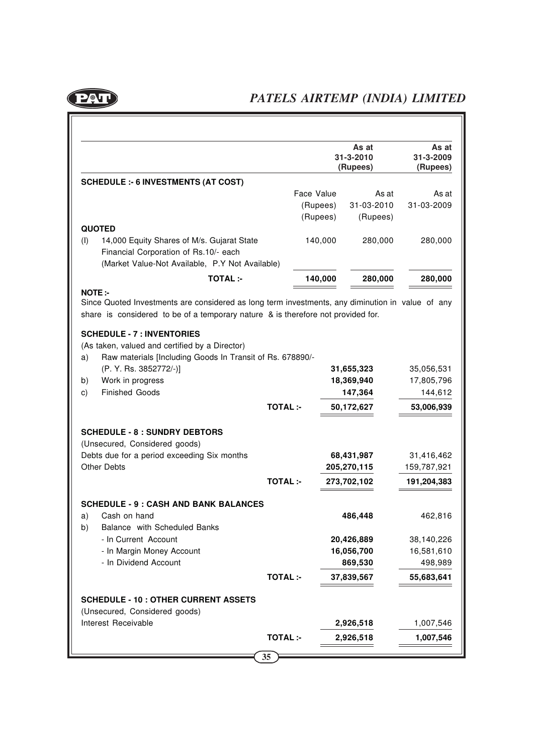| | | As at 31-3-2010 (Rupees) | As at 31-3-2009 (Rupees) |
|---|---|---|---|
| **SCHEDULE :- 6 INVESTMENTS (AT COST)** | | | |
| | Face Value (Rupees) (Rupees) | As at 31-03-2010 (Rupees) | As at 31-03-2009 |
| **QUOTED** | | | |
| (I) 14,000 Equity Shares of M/s. Gujarat State Financial Corporation of Rs.10/- each (Market Value-Not Available, P.Y Not Available) | 140,000 | 280,000 | 280,000 |
| **TOTAL :-** | **140,000** | **280,000** | **280,000** |

**NOTE :-**

Since Quoted Investments are considered as long term investments, any diminution in value of any share is considered to be of a temporary nature & is therefore not provided for.

| | As at 31-3-2010 (Rupees) | As at 31-3-2009 (Rupees) |
|---|---|---|
| **SCHEDULE - 7 : INVENTORIES** | | |
| (As taken, valued and certified by a Director) | | |
| a) Raw materials [Including Goods In Transit of Rs. 678890/- (P. Y. Rs. 3852772/-)] | **31,655,323** | 35,056,531 |
| b) Work in progress | **18,369,940** | 17,805,796 |
| c) Finished Goods | **147,364** | 144,612 |
| **TOTAL :-** | **50,172,627** | **53,006,939** |
| **SCHEDULE - 8 : SUNDRY DEBTORS** | | |
| (Unsecured, Considered goods) | | |
| Debts due for a period exceeding Six months | **68,431,987** | 31,416,462 |
| Other Debts | **205,270,115** | 159,787,921 |
| **TOTAL :-** | **273,702,102** | **191,204,383** |
| **SCHEDULE - 9 : CASH AND BANK BALANCES** | | |
| a) Cash on hand | **486,448** | 462,816 |
| b) Balance with Scheduled Banks | | |
| - In Current Account | **20,426,889** | 38,140,226 |
| - In Margin Money Account | **16,056,700** | 16,581,610 |
| - In Dividend Account | **869,530** | 498,989 |
| **TOTAL :-** | **37,839,567** | **55,683,641** |
| **SCHEDULE - 10 : OTHER CURRENT ASSETS** | | |
| (Unsecured, Considered goods) | | |
| Interest Receivable | **2,926,518** | 1,007,546 |
| **TOTAL :-** | **2,926,518** | **1,007,546** |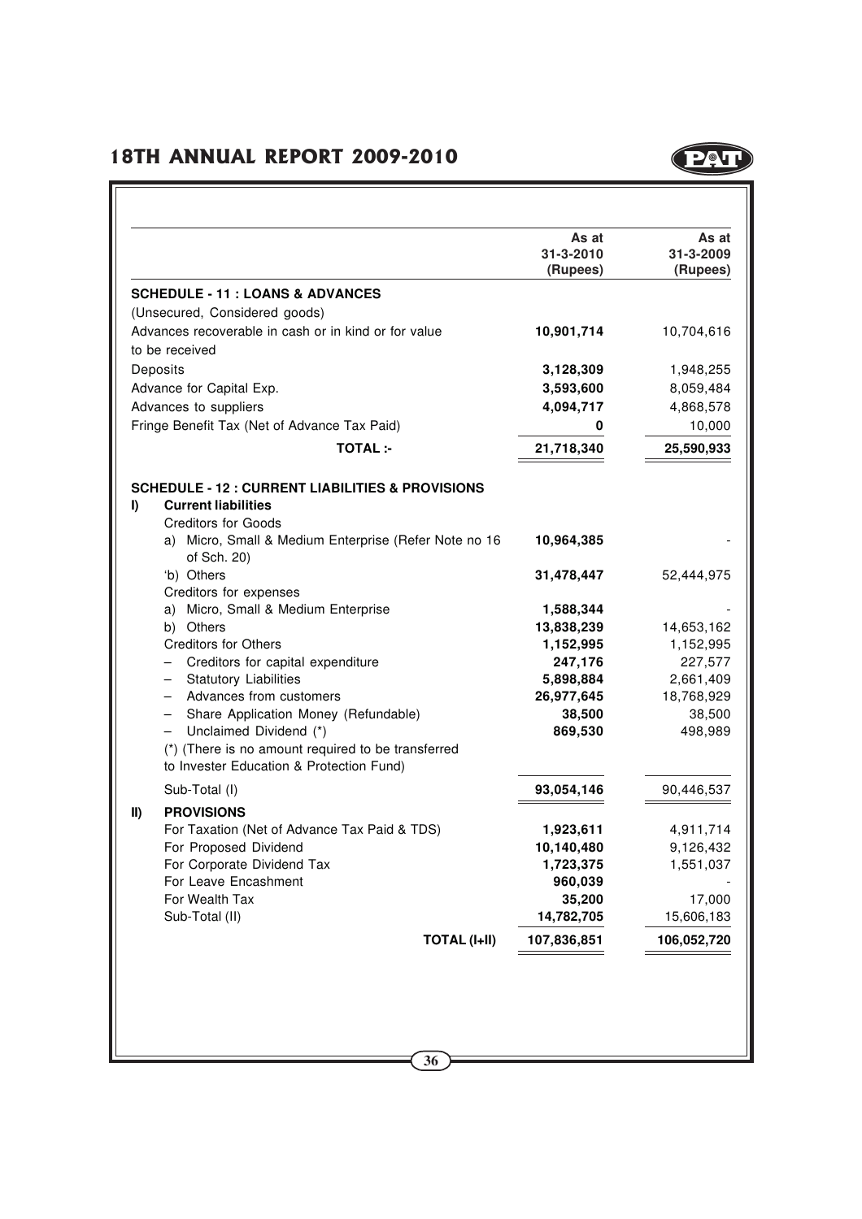| | As at 31-3-2010 (Rupees) | As at 31-3-2009 (Rupees) |
|---|---|---|
| **SCHEDULE - 11 : LOANS & ADVANCES** | | |
| (Unsecured, Considered goods) | | |
| Advances recoverable in cash or in kind or for value to be received | **10,901,714** | 10,704,616 |
| Deposits | **3,128,309** | 1,948,255 |
| Advance for Capital Exp. | **3,593,600** | 8,059,484 |
| Advances to suppliers | **4,094,717** | 4,868,578 |
| Fringe Benefit Tax (Net of Advance Tax Paid) | **0** | 10,000 |
| **TOTAL :-** | **21,718,340** | **25,590,933** |
| **SCHEDULE - 12 : CURRENT LIABILITIES & PROVISIONS** | | |
| **I) Current liabilities** | | |
| Creditors for Goods | | |
| a) Micro, Small & Medium Enterprise (Refer Note no 16 of Sch. 20) | **10,964,385** | - |
| 'b) Others | **31,478,447** | 52,444,975 |
| Creditors for expenses | | |
| a) Micro, Small & Medium Enterprise | **1,588,344** | - |
| b) Others | **13,838,239** | 14,653,162 |
| Creditors for Others | **1,152,995** | 1,152,995 |
| – Creditors for capital expenditure | **247,176** | 227,577 |
| – Statutory Liabilities | **5,898,884** | 2,661,409 |
| – Advances from customers | **26,977,645** | 18,768,929 |
| – Share Application Money (Refundable) | **38,500** | 38,500 |
| – Unclaimed Dividend (*) | **869,530** | 498,989 |
| (*) (There is no amount required to be transferred to Invester Education & Protection Fund) | | |
| Sub-Total (I) | **93,054,146** | 90,446,537 |
| **II) PROVISIONS** | | |
| For Taxation (Net of Advance Tax Paid & TDS) | **1,923,611** | 4,911,714 |
| For Proposed Dividend | **10,140,480** | 9,126,432 |
| For Corporate Dividend Tax | **1,723,375** | 1,551,037 |
| For Leave Encashment | **960,039** | - |
| For Wealth Tax | **35,200** | 17,000 |
| Sub-Total (II) | **14,782,705** | 15,606,183 |
| **TOTAL (I+II)** | **107,836,851** | **106,052,720** |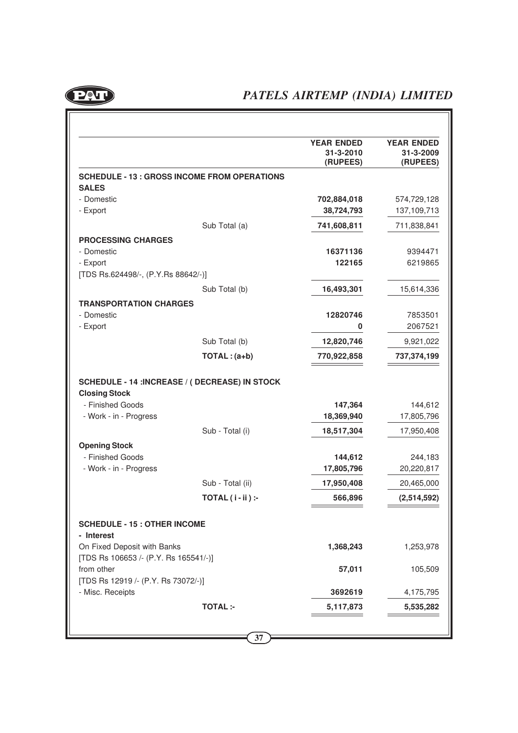| | | YEAR ENDED 31-3-2010 (RUPEES) | YEAR ENDED 31-3-2009 (RUPEES) |
|---|---|---|---|
| **SCHEDULE - 13 : GROSS INCOME FROM OPERATIONS** | | | |
| **SALES** | | | |
| - Domestic | | **702,884,018** | 574,729,128 |
| - Export | | **38,724,793** | 137,109,713 |
| | Sub Total (a) | **741,608,811** | 711,838,841 |
| **PROCESSING CHARGES** | | | |
| - Domestic | | **16371136** | 9394471 |
| - Export | | **122165** | 6219865 |
| [TDS Rs.624498/-, (P.Y.Rs 88642/-)] | | | |
| | Sub Total (b) | **16,493,301** | 15,614,336 |
| **TRANSPORTATION CHARGES** | | | |
| - Domestic | | **12820746** | 7853501 |
| - Export | | **0** | 2067521 |
| | Sub Total (b) | **12,820,746** | 9,921,022 |
| | **TOTAL : (a+b)** | **770,922,858** | **737,374,199** |
| **SCHEDULE - 14 :INCREASE / ( DECREASE) IN STOCK** | | | |
| **Closing Stock** | | | |
| - Finished Goods | | **147,364** | 144,612 |
| - Work - in - Progress | | **18,369,940** | 17,805,796 |
| | Sub - Total (i) | **18,517,304** | 17,950,408 |
| **Opening Stock** | | | |
| - Finished Goods | | **144,612** | 244,183 |
| - Work - in - Progress | | **17,805,796** | 20,220,817 |
| | Sub - Total (ii) | **17,950,408** | 20,465,000 |
| | **TOTAL ( i - ii ) :-** | **566,896** | **(2,514,592)** |
| **SCHEDULE - 15 : OTHER INCOME** | | | |
| **- Interest** | | | |
| On Fixed Deposit with Banks | | **1,368,243** | 1,253,978 |
| [TDS Rs 106653 /- (P.Y. Rs 165541/-)] | | | |
| from other | | **57,011** | 105,509 |
| [TDS Rs 12919 /- (P.Y. Rs 73072/-)] | | | |
| - Misc. Receipts | | **3692619** | 4,175,795 |
| | **TOTAL :-** | **5,117,873** | **5,535,282** |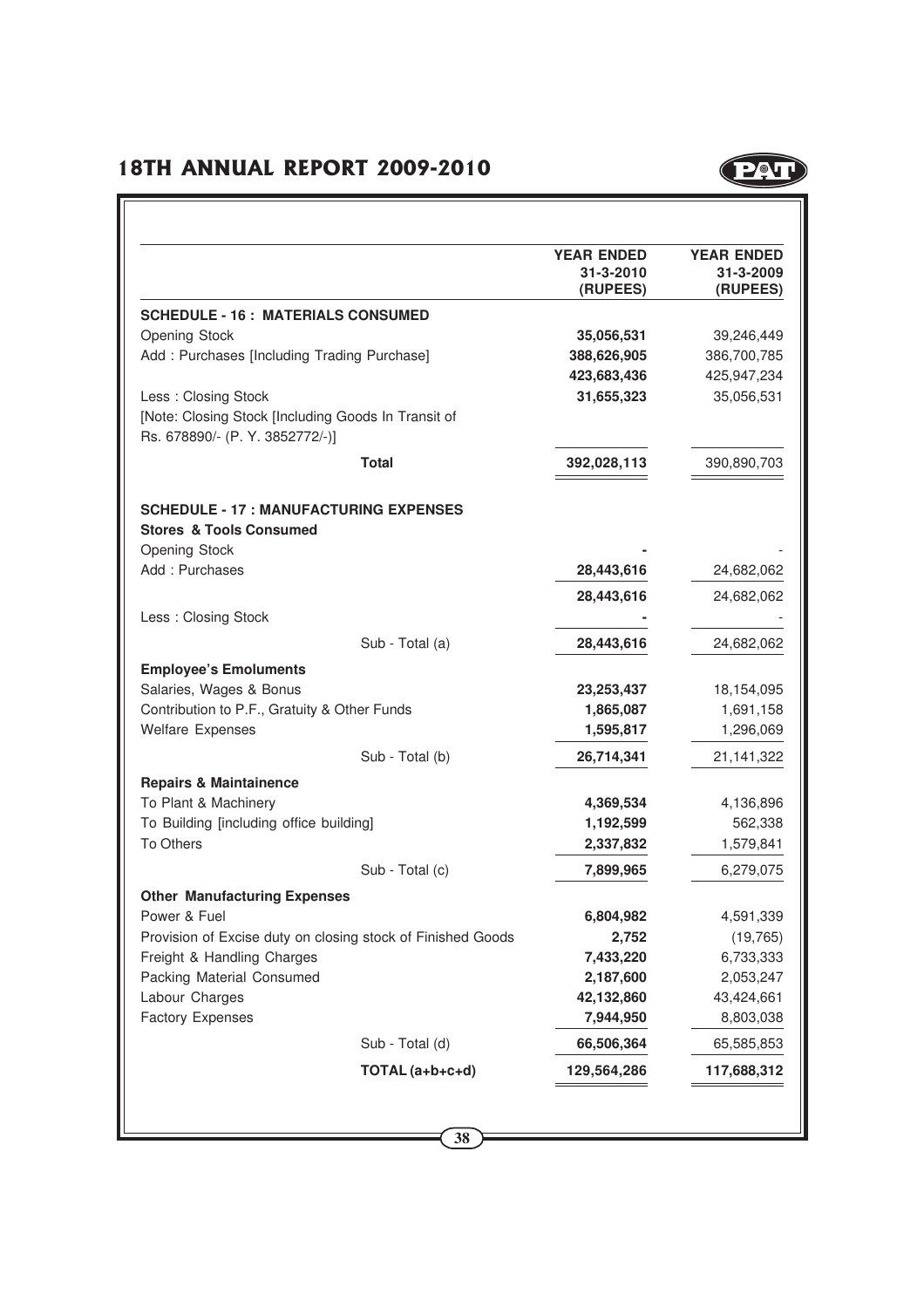| | YEAR ENDED 31-3-2010 (RUPEES) | YEAR ENDED 31-3-2009 (RUPEES) |
|---|---|---|
| **SCHEDULE - 16 : MATERIALS CONSUMED** | | |
| Opening Stock | **35,056,531** | 39,246,449 |
| Add : Purchases [Including Trading Purchase] | **388,626,905** | 386,700,785 |
| | **423,683,436** | 425,947,234 |
| Less : Closing Stock | **31,655,323** | 35,056,531 |
| [Note: Closing Stock [Including Goods In Transit of Rs. 678890/- (P. Y. 3852772/-)] | | |
| **Total** | **392,028,113** | 390,890,703 |
| | | |
| **SCHEDULE - 17 : MANUFACTURING EXPENSES** | | |
| **Stores & Tools Consumed** | | |
| Opening Stock | **-** | - |
| Add : Purchases | **28,443,616** | 24,682,062 |
| | **28,443,616** | 24,682,062 |
| Less : Closing Stock | **-** | - |
| Sub - Total (a) | **28,443,616** | 24,682,062 |
| **Employee's Emoluments** | | |
| Salaries, Wages & Bonus | **23,253,437** | 18,154,095 |
| Contribution to P.F., Gratuity & Other Funds | **1,865,087** | 1,691,158 |
| Welfare Expenses | **1,595,817** | 1,296,069 |
| Sub - Total (b) | **26,714,341** | 21,141,322 |
| **Repairs & Maintainence** | | |
| To Plant & Machinery | **4,369,534** | 4,136,896 |
| To Building [including office building] | **1,192,599** | 562,338 |
| To Others | **2,337,832** | 1,579,841 |
| Sub - Total (c) | **7,899,965** | 6,279,075 |
| **Other Manufacturing Expenses** | | |
| Power & Fuel | **6,804,982** | 4,591,339 |
| Provision of Excise duty on closing stock of Finished Goods | **2,752** | (19,765) |
| Freight & Handling Charges | **7,433,220** | 6,733,333 |
| Packing Material Consumed | **2,187,600** | 2,053,247 |
| Labour Charges | **42,132,860** | 43,424,661 |
| Factory Expenses | **7,944,950** | 8,803,038 |
| Sub - Total (d) | **66,506,364** | 65,585,853 |
| **TOTAL (a+b+c+d)** | **129,564,286** | **117,688,312** |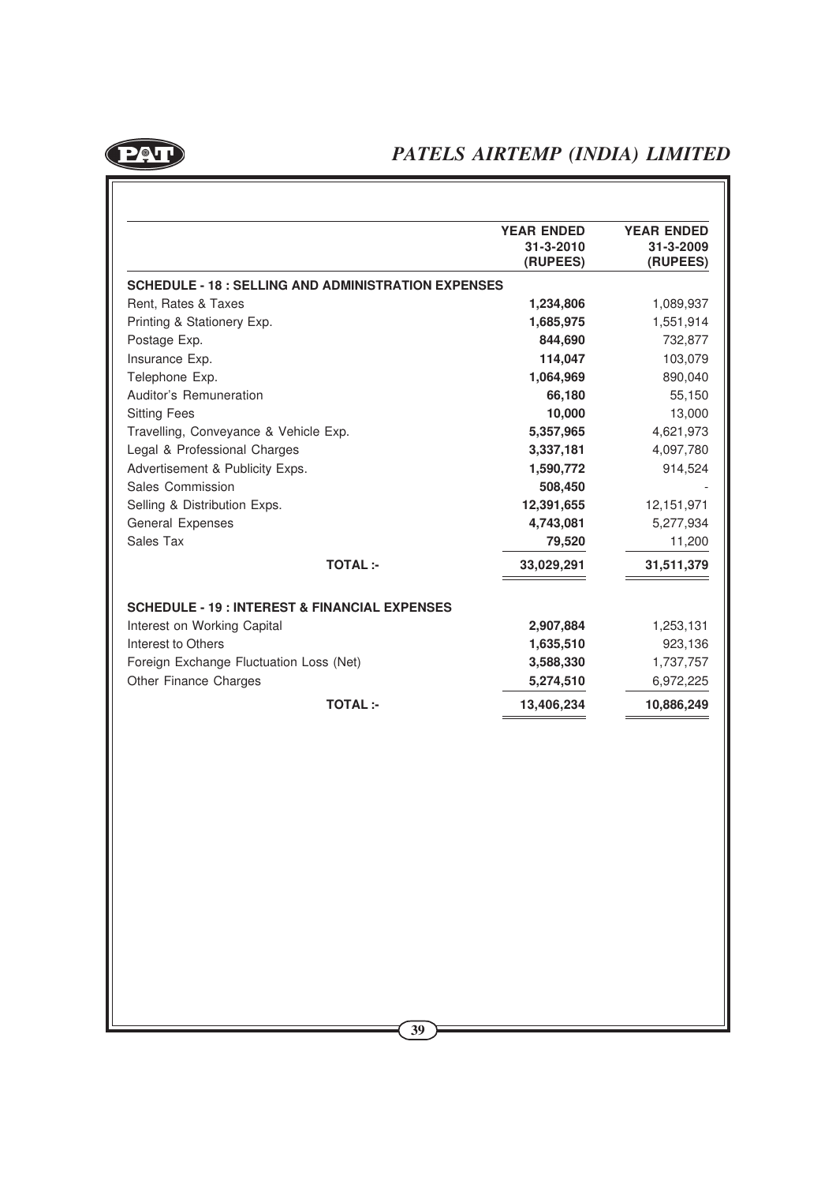| | YEAR ENDED 31-3-2010 (RUPEES) | YEAR ENDED 31-3-2009 (RUPEES) |
|---|---|---|
| **SCHEDULE - 18 : SELLING AND ADMINISTRATION EXPENSES** | | |
| Rent, Rates & Taxes | **1,234,806** | 1,089,937 |
| Printing & Stationery Exp. | **1,685,975** | 1,551,914 |
| Postage Exp. | **844,690** | 732,877 |
| Insurance Exp. | **114,047** | 103,079 |
| Telephone Exp. | **1,064,969** | 890,040 |
| Auditor's Remuneration | **66,180** | 55,150 |
| Sitting Fees | **10,000** | 13,000 |
| Travelling, Conveyance & Vehicle Exp. | **5,357,965** | 4,621,973 |
| Legal & Professional Charges | **3,337,181** | 4,097,780 |
| Advertisement & Publicity Exps. | **1,590,772** | 914,524 |
| Sales Commission | **508,450** | - |
| Selling & Distribution Exps. | **12,391,655** | 12,151,971 |
| General Expenses | **4,743,081** | 5,277,934 |
| Sales Tax | **79,520** | 11,200 |
| **TOTAL :-** | **33,029,291** | **31,511,379** |
| **SCHEDULE - 19 : INTEREST & FINANCIAL EXPENSES** | | |
| Interest on Working Capital | **2,907,884** | 1,253,131 |
| Interest to Others | **1,635,510** | 923,136 |
| Foreign Exchange Fluctuation Loss (Net) | **3,588,330** | 1,737,757 |
| Other Finance Charges | **5,274,510** | 6,972,225 |
| **TOTAL :-** | **13,406,234** | **10,886,249** |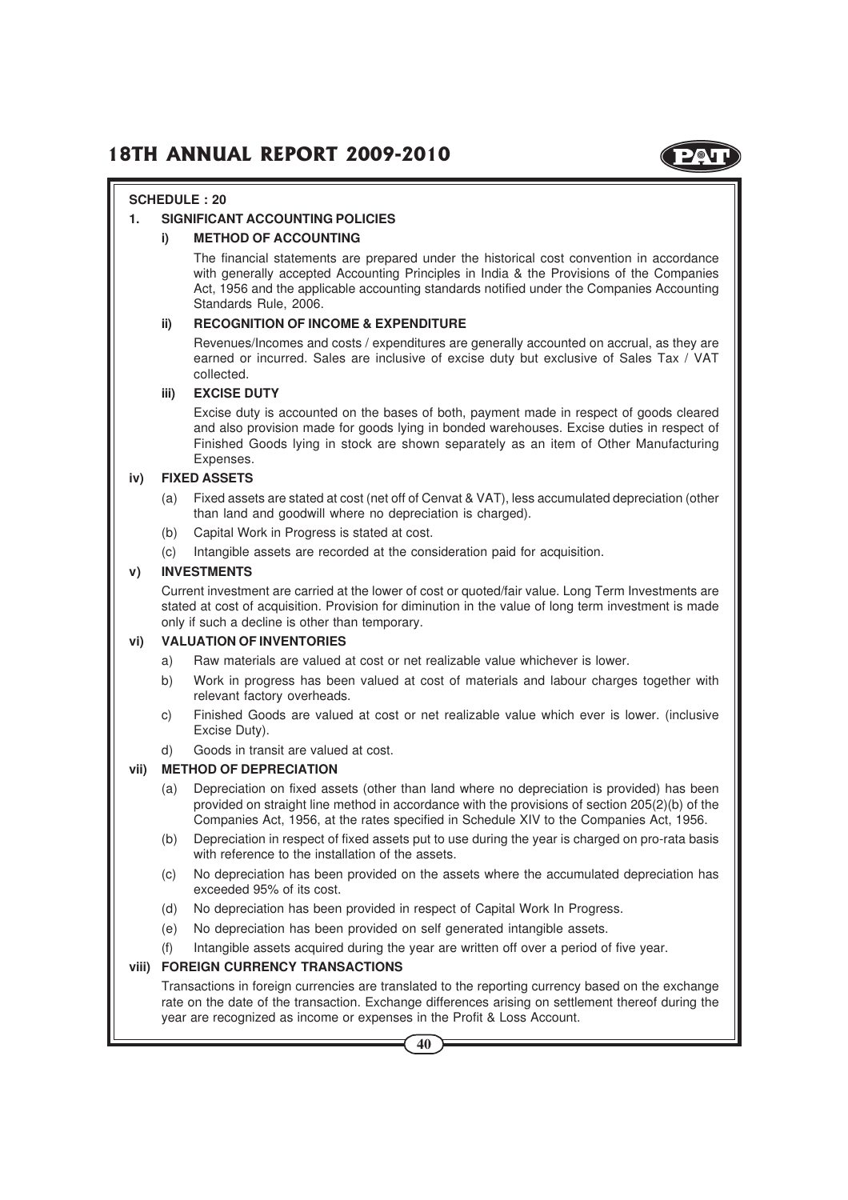**SCHEDULE : 20**

## 1. SIGNIFICANT ACCOUNTING POLICIES

### i) METHOD OF ACCOUNTING

The financial statements are prepared under the historical cost convention in accordance with generally accepted Accounting Principles in India & the Provisions of the Companies Act, 1956 and the applicable accounting standards notified under the Companies Accounting Standards Rule, 2006.

### ii) RECOGNITION OF INCOME & EXPENDITURE

Revenues/Incomes and costs / expenditures are generally accounted on accrual, as they are earned or incurred. Sales are inclusive of excise duty but exclusive of Sales Tax / VAT collected.

### iii) EXCISE DUTY

Excise duty is accounted on the bases of both, payment made in respect of goods cleared and also provision made for goods lying in bonded warehouses. Excise duties in respect of Finished Goods lying in stock are shown separately as an item of Other Manufacturing Expenses.

### iv) FIXED ASSETS

(a) Fixed assets are stated at cost (net off of Cenvat & VAT), less accumulated depreciation (other than land and goodwill where no depreciation is charged).

(b) Capital Work in Progress is stated at cost.

(c) Intangible assets are recorded at the consideration paid for acquisition.

### v) INVESTMENTS

Current investment are carried at the lower of cost or quoted/fair value. Long Term Investments are stated at cost of acquisition. Provision for diminution in the value of long term investment is made only if such a decline is other than temporary.

### vi) VALUATION OF INVENTORIES

a) Raw materials are valued at cost or net realizable value whichever is lower.

b) Work in progress has been valued at cost of materials and labour charges together with relevant factory overheads.

c) Finished Goods are valued at cost or net realizable value which ever is lower. (inclusive Excise Duty).

d) Goods in transit are valued at cost.

### vii) METHOD OF DEPRECIATION

(a) Depreciation on fixed assets (other than land where no depreciation is provided) has been provided on straight line method in accordance with the provisions of section 205(2)(b) of the Companies Act, 1956, at the rates specified in Schedule XIV to the Companies Act, 1956.

(b) Depreciation in respect of fixed assets put to use during the year is charged on pro-rata basis with reference to the installation of the assets.

(c) No depreciation has been provided on the assets where the accumulated depreciation has exceeded 95% of its cost.

(d) No depreciation has been provided in respect of Capital Work In Progress.

(e) No depreciation has been provided on self generated intangible assets.

(f) Intangible assets acquired during the year are written off over a period of five year.

### viii) FOREIGN CURRENCY TRANSACTIONS

Transactions in foreign currencies are translated to the reporting currency based on the exchange rate on the date of the transaction. Exchange differences arising on settlement thereof during the year are recognized as income or expenses in the Profit & Loss Account.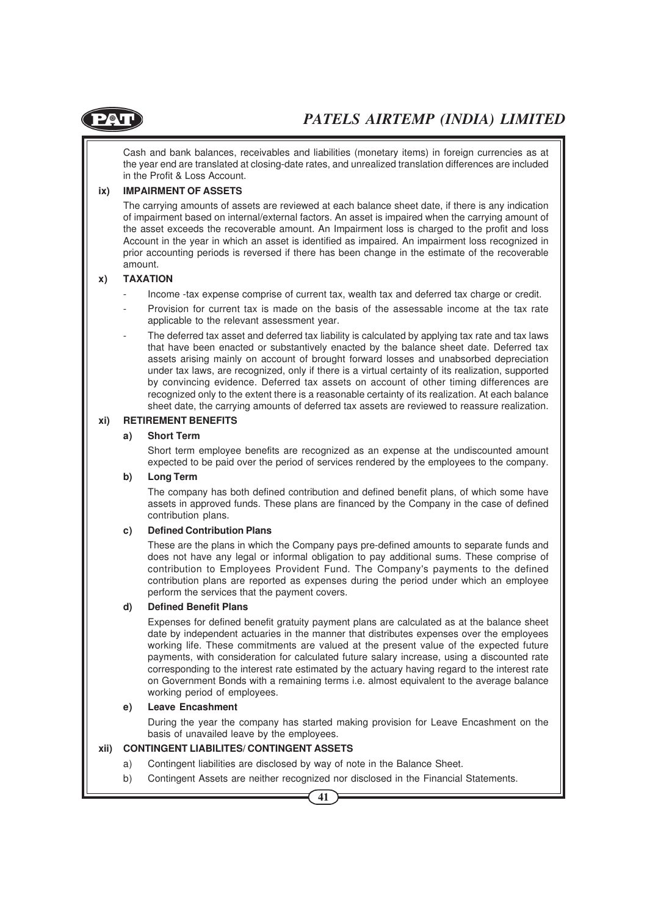Cash and bank balances, receivables and liabilities (monetary items) in foreign currencies as at the year end are translated at closing-date rates, and unrealized translation differences are included in the Profit & Loss Account.

**ix) IMPAIRMENT OF ASSETS**

The carrying amounts of assets are reviewed at each balance sheet date, if there is any indication of impairment based on internal/external factors. An asset is impaired when the carrying amount of the asset exceeds the recoverable amount. An Impairment loss is charged to the profit and loss Account in the year in which an asset is identified as impaired. An impairment loss recognized in prior accounting periods is reversed if there has been change in the estimate of the recoverable amount.

**x) TAXATION**

- Income -tax expense comprise of current tax, wealth tax and deferred tax charge or credit.
- Provision for current tax is made on the basis of the assessable income at the tax rate applicable to the relevant assessment year.
- The deferred tax asset and deferred tax liability is calculated by applying tax rate and tax laws that have been enacted or substantively enacted by the balance sheet date. Deferred tax assets arising mainly on account of brought forward losses and unabsorbed depreciation under tax laws, are recognized, only if there is a virtual certainty of its realization, supported by convincing evidence. Deferred tax assets on account of other timing differences are recognized only to the extent there is a reasonable certainty of its realization. At each balance sheet date, the carrying amounts of deferred tax assets are reviewed to reassure realization.

**xi) RETIREMENT BENEFITS**

**a) Short Term**

Short term employee benefits are recognized as an expense at the undiscounted amount expected to be paid over the period of services rendered by the employees to the company.

**b) Long Term**

The company has both defined contribution and defined benefit plans, of which some have assets in approved funds. These plans are financed by the Company in the case of defined contribution plans.

**c) Defined Contribution Plans**

These are the plans in which the Company pays pre-defined amounts to separate funds and does not have any legal or informal obligation to pay additional sums. These comprise of contribution to Employees Provident Fund. The Company's payments to the defined contribution plans are reported as expenses during the period under which an employee perform the services that the payment covers.

**d) Defined Benefit Plans**

Expenses for defined benefit gratuity payment plans are calculated as at the balance sheet date by independent actuaries in the manner that distributes expenses over the employees working life. These commitments are valued at the present value of the expected future payments, with consideration for calculated future salary increase, using a discounted rate corresponding to the interest rate estimated by the actuary having regard to the interest rate on Government Bonds with a remaining terms i.e. almost equivalent to the average balance working period of employees.

**e) Leave Encashment**

During the year the company has started making provision for Leave Encashment on the basis of unavailed leave by the employees.

**xii) CONTINGENT LIABILITES/ CONTINGENT ASSETS**

a) Contingent liabilities are disclosed by way of note in the Balance Sheet.

b) Contingent Assets are neither recognized nor disclosed in the Financial Statements.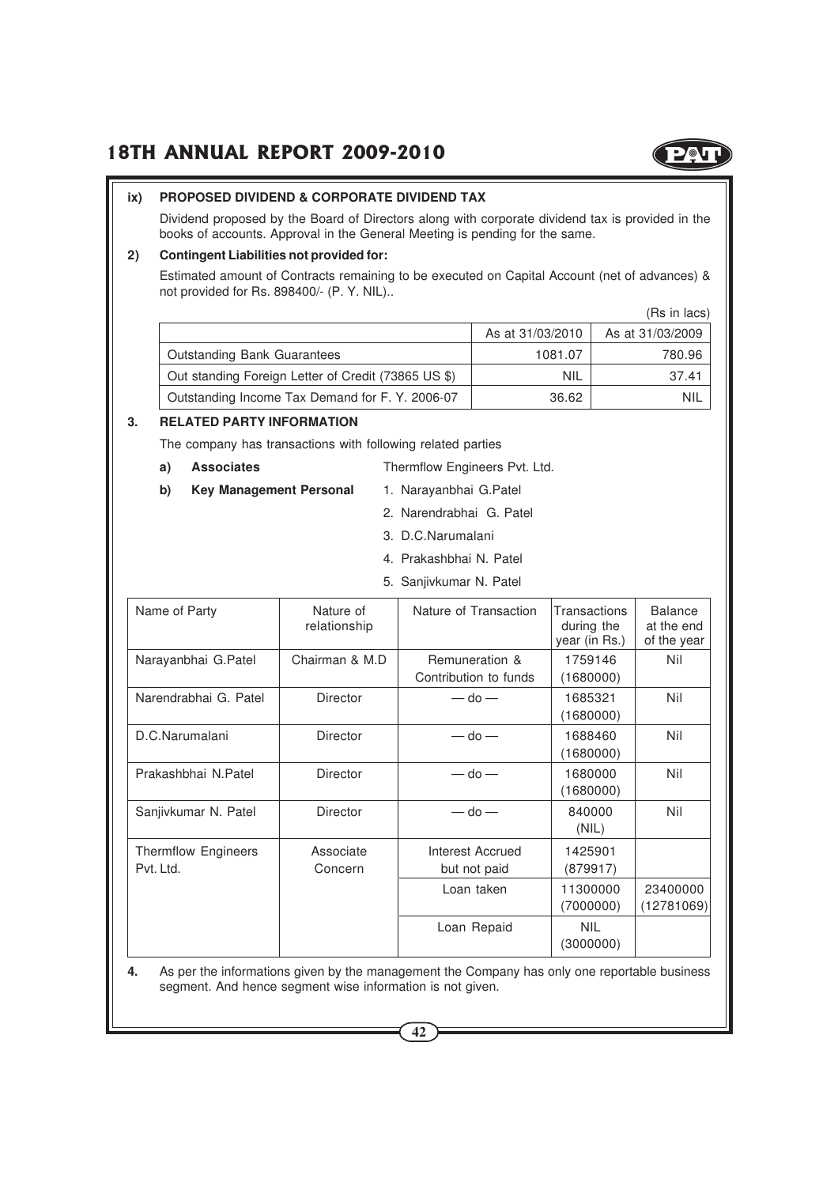### ix) PROPOSED DIVIDEND & CORPORATE DIVIDEND TAX

Dividend proposed by the Board of Directors along with corporate dividend tax is provided in the books of accounts. Approval in the General Meeting is pending for the same.

### 2) Contingent Liabilities not provided for:

Estimated amount of Contracts remaining to be executed on Capital Account (net of advances) & not provided for Rs. 898400/- (P. Y. NIL)..

(Rs in lacs)

| | As at 31/03/2010 | As at 31/03/2009 |
|---|---|---|
| Outstanding Bank Guarantees | 1081.07 | 780.96 |
| Out standing Foreign Letter of Credit (73865 US $) | NIL | 37.41 |
| Outstanding Income Tax Demand for F. Y. 2006-07 | 36.62 | NIL |

### 3. RELATED PARTY INFORMATION

The company has transactions with following related parties

**a) Associates** Thermflow Engineers Pvt. Ltd.

**b) Key Management Personal**

1. Narayanbhai G.Patel
2. Narendrabhai G. Patel
3. D.C.Narumalani
4. Prakashbhai N. Patel
5. Sanjivkumar N. Patel

| Name of Party | Nature of relationship | Nature of Transaction | Transactions during the year (in Rs.) | Balance at the end of the year |
|---|---|---|---|---|
| Narayanbhai G.Patel | Chairman & M.D | Remuneration & Contribution to funds | 1759146 (1680000) | Nil |
| Narendrabhai G. Patel | Director | — do — | 1685321 (1680000) | Nil |
| D.C.Narumalani | Director | — do — | 1688460 (1680000) | Nil |
| Prakashbhai N.Patel | Director | — do — | 1680000 (1680000) | Nil |
| Sanjivkumar N. Patel | Director | — do — | 840000 (NIL) | Nil |
| Thermflow Engineers Pvt. Ltd. | Associate Concern | Interest Accrued but not paid | 1425901 (879917) | |
| | | Loan taken | 11300000 (7000000) | 23400000 (12781069) |
| | | Loan Repaid | NIL (3000000) | |

**4.** As per the informations given by the management the Company has only one reportable business segment. And hence segment wise information is not given.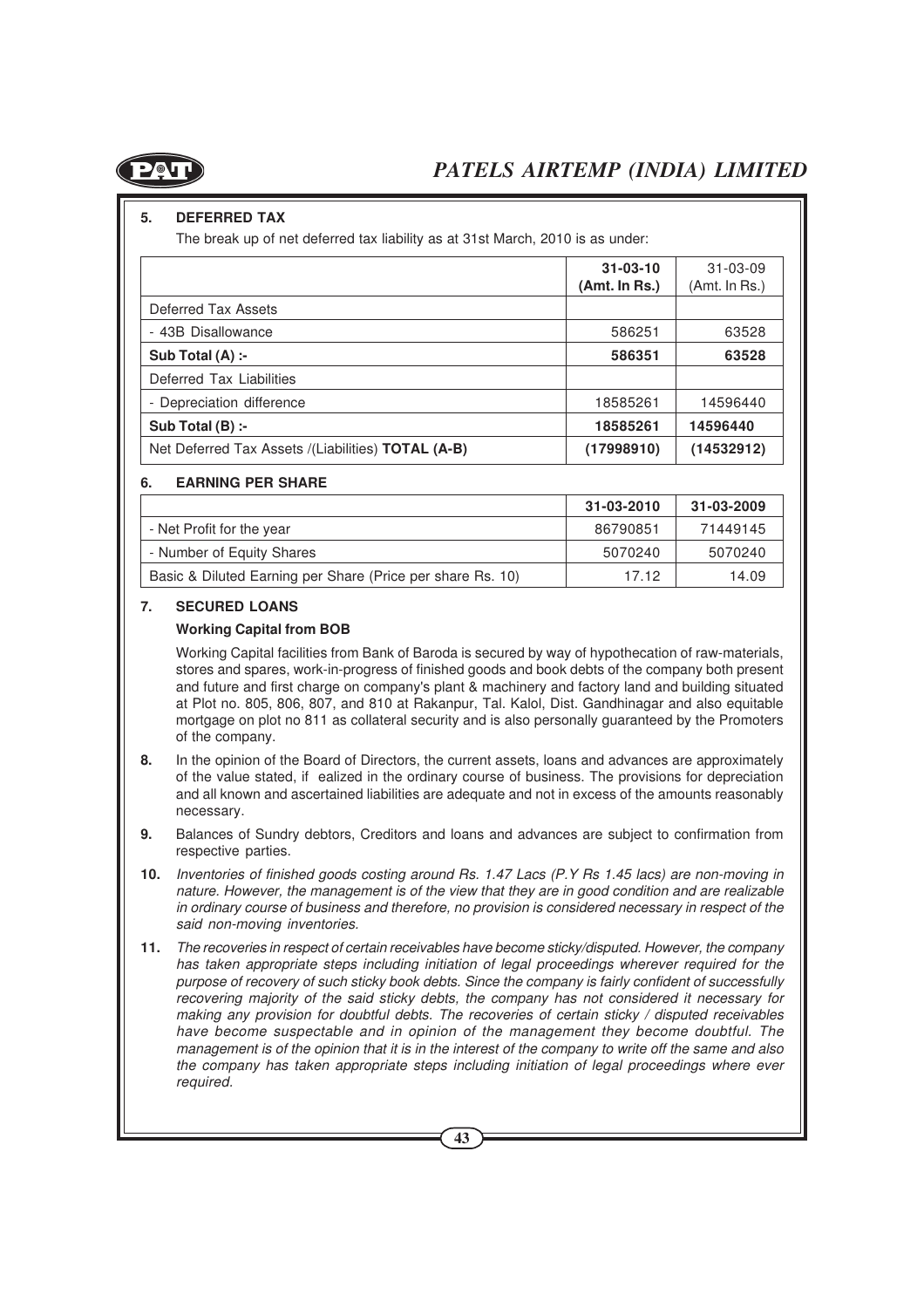## 5. DEFERRED TAX

The break up of net deferred tax liability as at 31st March, 2010 is as under:

| | **31-03-10 (Amt. In Rs.)** | 31-03-09 (Amt. In Rs.) |
|---|---|---|
| Deferred Tax Assets | | |
| - 43B Disallowance | 586251 | 63528 |
| **Sub Total (A) :-** | **586351** | **63528** |
| Deferred Tax Liabilities | | |
| - Depreciation difference | 18585261 | 14596440 |
| **Sub Total (B) :-** | **18585261** | **14596440** |
| Net Deferred Tax Assets /(Liabilities) **TOTAL (A-B)** | **(17998910)** | **(14532912)** |

## 6. EARNING PER SHARE

| | **31-03-2010** | **31-03-2009** |
|---|---|---|
| - Net Profit for the year | 86790851 | 71449145 |
| - Number of Equity Shares | 5070240 | 5070240 |
| Basic & Diluted Earning per Share (Price per share Rs. 10) | 17.12 | 14.09 |

## 7. SECURED LOANS

**Working Capital from BOB**

Working Capital facilities from Bank of Baroda is secured by way of hypothecation of raw-materials, stores and spares, work-in-progress of finished goods and book debts of the company both present and future and first charge on company's plant & machinery and factory land and building situated at Plot no. 805, 806, 807, and 810 at Rakanpur, Tal. Kalol, Dist. Gandhinagar and also equitable mortgage on plot no 811 as collateral security and is also personally guaranteed by the Promoters of the company.

**8.** In the opinion of the Board of Directors, the current assets, loans and advances are approximately of the value stated, if ealized in the ordinary course of business. The provisions for depreciation and all known and ascertained liabilities are adequate and not in excess of the amounts reasonably necessary.

**9.** Balances of Sundry debtors, Creditors and loans and advances are subject to confirmation from respective parties.

**10.** *Inventories of finished goods costing around Rs. 1.47 Lacs (P.Y Rs 1.45 lacs) are non-moving in nature. However, the management is of the view that they are in good condition and are realizable in ordinary course of business and therefore, no provision is considered necessary in respect of the said non-moving inventories.*

**11.** *The recoveries in respect of certain receivables have become sticky/disputed. However, the company has taken appropriate steps including initiation of legal proceedings wherever required for the purpose of recovery of such sticky book debts. Since the company is fairly confident of successfully recovering majority of the said sticky debts, the company has not considered it necessary for making any provision for doubtful debts. The recoveries of certain sticky / disputed receivables have become suspectable and in opinion of the management they become doubtful. The management is of the opinion that it is in the interest of the company to write off the same and also the company has taken appropriate steps including initiation of legal proceedings where ever required.*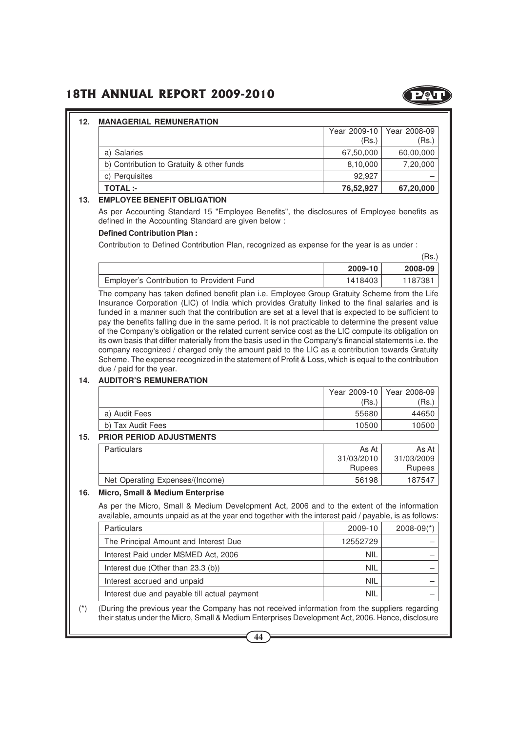## 12. MANAGERIAL REMUNERATION

| | Year 2009-10 (Rs.) | Year 2008-09 (Rs.) |
|---|---|---|
| a) Salaries | 67,50,000 | 60,00,000 |
| b) Contribution to Gratuity & other funds | 8,10,000 | 7,20,000 |
| c) Perquisites | 92,927 | – |
| **TOTAL :-** | **76,52,927** | **67,20,000** |

## 13. EMPLOYEE BENEFIT OBLIGATION

As per Accounting Standard 15 "Employee Benefits", the disclosures of Employee benefits as defined in the Accounting Standard are given below :

**Defined Contribution Plan :**

Contribution to Defined Contribution Plan, recognized as expense for the year is as under :

(Rs.)

| | 2009-10 | 2008-09 |
|---|---|---|
| Employer's Contribution to Provident Fund | 1418403 | 1187381 |

The company has taken defined benefit plan i.e. Employee Group Gratuity Scheme from the Life Insurance Corporation (LIC) of India which provides Gratuity linked to the final salaries and is funded in a manner such that the contribution are set at a level that is expected to be sufficient to pay the benefits falling due in the same period. It is not practicable to determine the present value of the Company's obligation or the related current service cost as the LIC compute its obligation on its own basis that differ materially from the basis used in the Company's financial statements i.e. the company recognized / charged only the amount paid to the LIC as a contribution towards Gratuity Scheme. The expense recognized in the statement of Profit & Loss, which is equal to the contribution due / paid for the year.

## 14. AUDITOR'S REMUNERATION

| | Year 2009-10 (Rs.) | Year 2008-09 (Rs.) |
|---|---|---|
| a) Audit Fees | 55680 | 44650 |
| b) Tax Audit Fees | 10500 | 10500 |

## 15. PRIOR PERIOD ADJUSTMENTS

| Particulars | As At 31/03/2010 Rupees | As At 31/03/2009 Rupees |
|---|---|---|
| Net Operating Expenses/(Income) | 56198 | 187547 |

## 16. Micro, Small & Medium Enterprise

As per the Micro, Small & Medium Development Act, 2006 and to the extent of the information available, amounts unpaid as at the year end together with the interest paid / payable, is as follows:

| Particulars | 2009-10 | 2008-09(*) |
|---|---|---|
| The Principal Amount and Interest Due | 12552729 | – |
| Interest Paid under MSMED Act, 2006 | NIL | – |
| Interest due (Other than 23.3 (b)) | NIL | – |
| Interest accrued and unpaid | NIL | – |
| Interest due and payable till actual payment | NIL | – |

(*) (During the previous year the Company has not received information from the suppliers regarding their status under the Micro, Small & Medium Enterprises Development Act, 2006. Hence, disclosure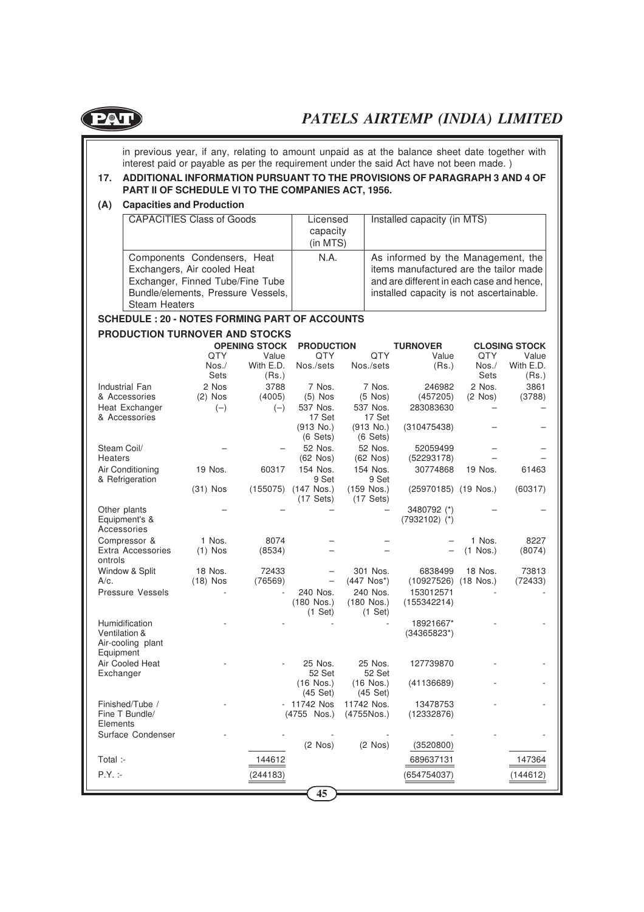in previous year, if any, relating to amount unpaid as at the balance sheet date together with interest paid or payable as per the requirement under the said Act have not been made. )

**17. ADDITIONAL INFORMATION PURSUANT TO THE PROVISIONS OF PARAGRAPH 3 AND 4 OF PART II OF SCHEDULE VI TO THE COMPANIES ACT, 1956.**

**(A) Capacities and Production**

| CAPACITIES Class of Goods | Licensed capacity (in MTS) | Installed capacity (in MTS) |
|---|---|---|
| Components Condensers, Heat Exchangers, Air cooled Heat Exchanger, Finned Tube/Fine Tube Bundle/elements, Pressure Vessels, Steam Heaters | N.A. | As informed by the Management, the items manufactured are the tailor made and are different in each case and hence, installed capacity is not ascertainable. |

**SCHEDULE : 20 - NOTES FORMING PART OF ACCOUNTS**

**PRODUCTION TURNOVER AND STOCKS**

| | OPENING STOCK | | PRODUCTION | TURNOVER | | CLOSING STOCK | |
|---|---|---|---|---|---|---|---|
| | QTY Nos./ Sets | Value With E.D. (Rs.) | QTY Nos./sets | QTY Nos./sets | Value (Rs.) | QTY Nos./ Sets | Value With E.D. (Rs.) |
| Industrial Fan & Accessories | 2 Nos (2) Nos | 3788 (4005) | 7 Nos. (5) Nos | 7 Nos. (5 Nos) | 246982 (457205) | 2 Nos. (2 Nos) | 3861 (3788) |
| Heat Exchanger & Accessories | (–) | (–) | 537 Nos. 17 Set (913 No.) (6 Sets) | 537 Nos. 17 Set (913 No.) (6 Sets) | 283083630 (310475438) | – – | – – |
| Steam Coil/ Heaters | – | – | 52 Nos. (62 Nos) | 52 Nos. (62 Nos) | 52059499 (52293178) | – – | – – |
| Air Conditioning & Refrigeration | 19 Nos. (31) Nos | 60317 (155075) | 154 Nos. 9 Set (147 Nos.) (17 Sets) | 154 Nos. 9 Set (159 Nos.) (17 Sets) | 30774868 (25970185) | 19 Nos. (19 Nos.) | 61463 (60317) |
| Other plants Equipment's & Accessories | – | – | – | – | 3480792 (*) (7932102) (*) | – | – |
| Compressor & Extra Accessories ontrols | 1 Nos. (1) Nos | 8074 (8534) | – – | – – | – – | 1 Nos. (1 Nos.) | 8227 (8074) |
| Window & Split A/c. | 18 Nos. (18) Nos | 72433 (76569) | – – | 301 Nos. (447 Nos*) | 6838499 (10927526) | 18 Nos. (18 Nos.) | 73813 (72433) |
| Pressure Vessels | - | - | 240 Nos. (180 Nos.) (1 Set) | 240 Nos. (180 Nos.) (1 Set) | 153012571 (155342214) | - | - |
| Humidification Ventilation & Air-cooling plant Equipment | - | - | - | - | 18921667* (34365823*) | - | - |
| Air Cooled Heat Exchanger | - | - | 25 Nos. 52 Set (16 Nos.) (45 Set) | 25 Nos. 52 Set (16 Nos.) (45 Set) | 127739870 (41136689) | - | - |
| Finished/Tube / Fine T Bundle/ Elements | - | - | 11742 Nos (4755 Nos.) | 11742 Nos. (4755Nos.) | 13478753 (12332876) | - | - |
| Surface Condenser | - | - | - (2 Nos) | - (2 Nos) | - (3520800) | - | - |
| Total :- | | 144612 | | | 689637131 | | 147364 |
| P.Y. :- | | (244183) | | | (654754037) | | (144612) |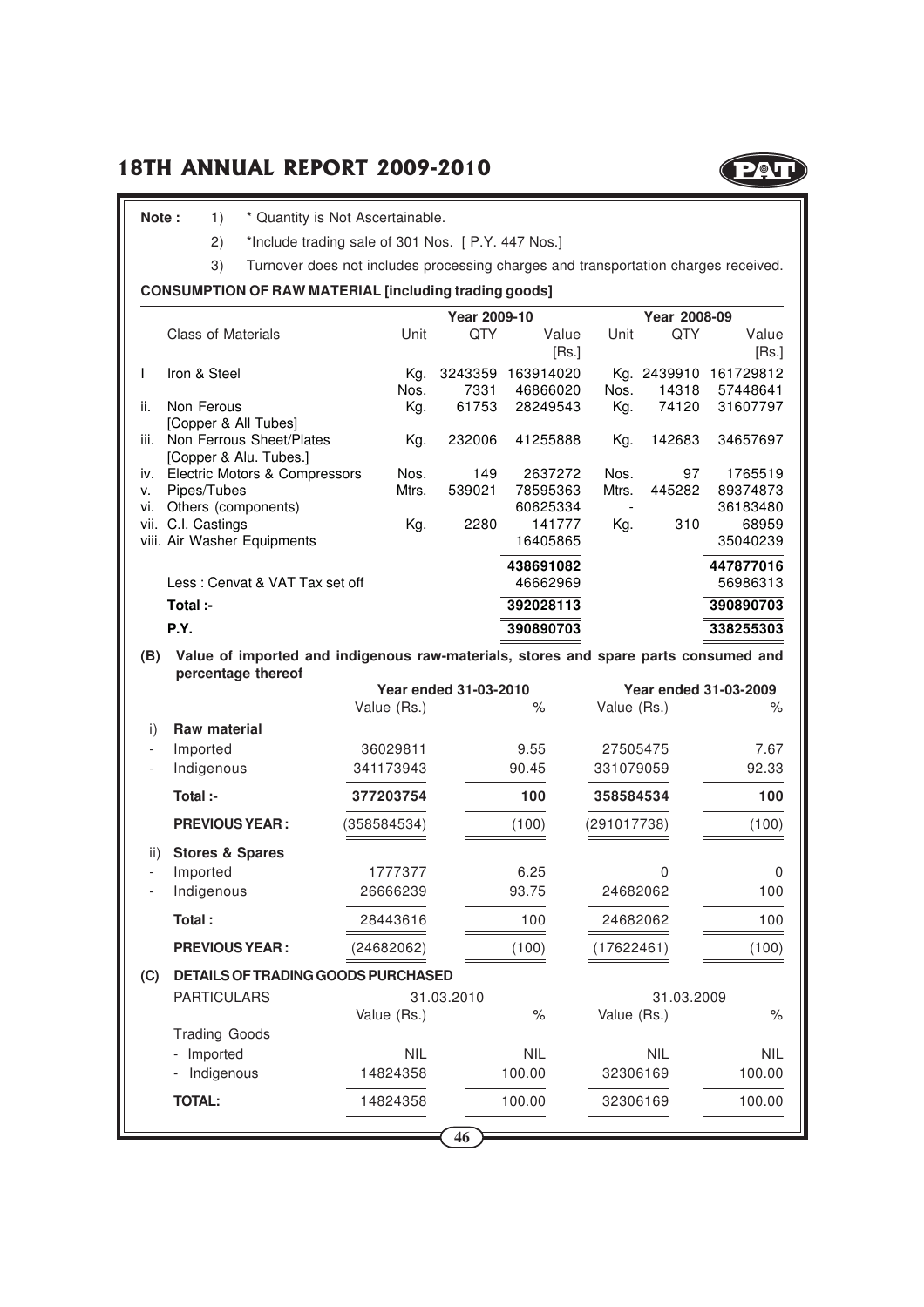**Note :**
1) * Quantity is Not Ascertainable.
2) *Include trading sale of 301 Nos. [ P.Y. 447 Nos.]
3) Turnover does not includes processing charges and transportation charges received.

**CONSUMPTION OF RAW MATERIAL [including trading goods]**

| | Class of Materials | Year 2009-10 Unit | QTY | Value [Rs.] | Year 2008-09 Unit | QTY | Value [Rs.] |
|---|---|---|---|---|---|---|---|
| I | Iron & Steel | Kg. | 3243359 | 163914020 | Kg. | 2439910 | 161729812 |
| | | Nos. | 7331 | 46866020 | Nos. | 14318 | 57448641 |
| ii. | Non Ferous [Copper & All Tubes] | Kg. | 61753 | 28249543 | Kg. | 74120 | 31607797 |
| iii. | Non Ferrous Sheet/Plates [Copper & Alu. Tubes.] | Kg. | 232006 | 41255888 | Kg. | 142683 | 34657697 |
| iv. | Electric Motors & Compressors | Nos. | 149 | 2637272 | Nos. | 97 | 1765519 |
| v. | Pipes/Tubes | Mtrs. | 539021 | 78595363 | Mtrs. | 445282 | 89374873 |
| vi. | Others (components) | | | 60625334 | - | | 36183480 |
| vii. | C.I. Castings | Kg. | 2280 | 141777 | Kg. | 310 | 68959 |
| viii. | Air Washer Equipments | | | 16405865 | | | 35040239 |
| | | | | **438691082** | | | **447877016** |
| | Less : Cenvat & VAT Tax set off | | | 46662969 | | | 56986313 |
| | **Total :-** | | | **392028113** | | | **390890703** |
| | **P.Y.** | | | **390890703** | | | **338255303** |

**(B) Value of imported and indigenous raw-materials, stores and spare parts consumed and percentage thereof**

| | | Year ended 31-03-2010 Value (Rs.) | % | Year ended 31-03-2009 Value (Rs.) | % |
|---|---|---|---|---|---|
| i) | **Raw material** | | | | |
| - | Imported | 36029811 | 9.55 | 27505475 | 7.67 |
| - | Indigenous | 341173943 | 90.45 | 331079059 | 92.33 |
| | **Total :-** | **377203754** | **100** | **358584534** | **100** |
| | **PREVIOUS YEAR :** | (358584534) | (100) | (291017738) | (100) |
| ii) | **Stores & Spares** | | | | |
| - | Imported | 1777377 | 6.25 | 0 | 0 |
| - | Indigenous | 26666239 | 93.75 | 24682062 | 100 |
| | **Total :** | 28443616 | 100 | 24682062 | 100 |
| | **PREVIOUS YEAR :** | (24682062) | (100) | (17622461) | (100) |

**(C) DETAILS OF TRADING GOODS PURCHASED**

| PARTICULARS | 31.03.2010 Value (Rs.) | % | 31.03.2009 Value (Rs.) | % |
|---|---|---|---|---|
| Trading Goods | | | | |
| - Imported | NIL | NIL | NIL | NIL |
| - Indigenous | 14824358 | 100.00 | 32306169 | 100.00 |
| **TOTAL:** | 14824358 | 100.00 | 32306169 | 100.00 |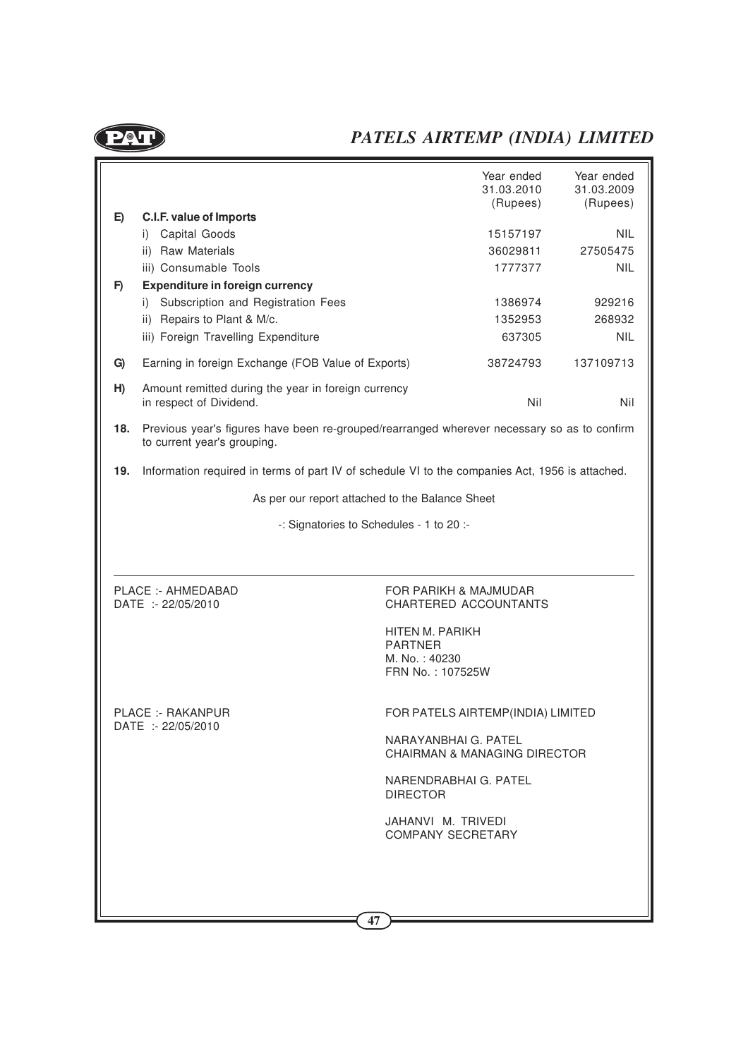| | | Year ended 31.03.2010 (Rupees) | Year ended 31.03.2009 (Rupees) |
|---|---|---|---|
| **E)** | **C.I.F. value of Imports** | | |
| | i) Capital Goods | 15157197 | NIL |
| | ii) Raw Materials | 36029811 | 27505475 |
| | iii) Consumable Tools | 1777377 | NIL |
| **F)** | **Expenditure in foreign currency** | | |
| | i) Subscription and Registration Fees | 1386974 | 929216 |
| | ii) Repairs to Plant & M/c. | 1352953 | 268932 |
| | iii) Foreign Travelling Expenditure | 637305 | NIL |
| **G)** | Earning in foreign Exchange (FOB Value of Exports) | 38724793 | 137109713 |
| **H)** | Amount remitted during the year in foreign currency in respect of Dividend. | Nil | Nil |

**18.** Previous year's figures have been re-grouped/rearranged wherever necessary so as to confirm to current year's grouping.

**19.** Information required in terms of part IV of schedule VI to the companies Act, 1956 is attached.

As per our report attached to the Balance Sheet

-: Signatories to Schedules - 1 to 20 :-

PLACE :- AHMEDABAD
DATE :- 22/05/2010

FOR PARIKH & MAJMUDAR
CHARTERED ACCOUNTANTS

HITEN M. PARIKH
PARTNER
M. No. : 40230
FRN No. : 107525W

PLACE :- RAKANPUR
DATE :- 22/05/2010

FOR PATELS AIRTEMP(INDIA) LIMITED

NARAYANBHAI G. PATEL
CHAIRMAN & MANAGING DIRECTOR

NARENDRABHAI G. PATEL
DIRECTOR

JAHANVI M. TRIVEDI
COMPANY SECRETARY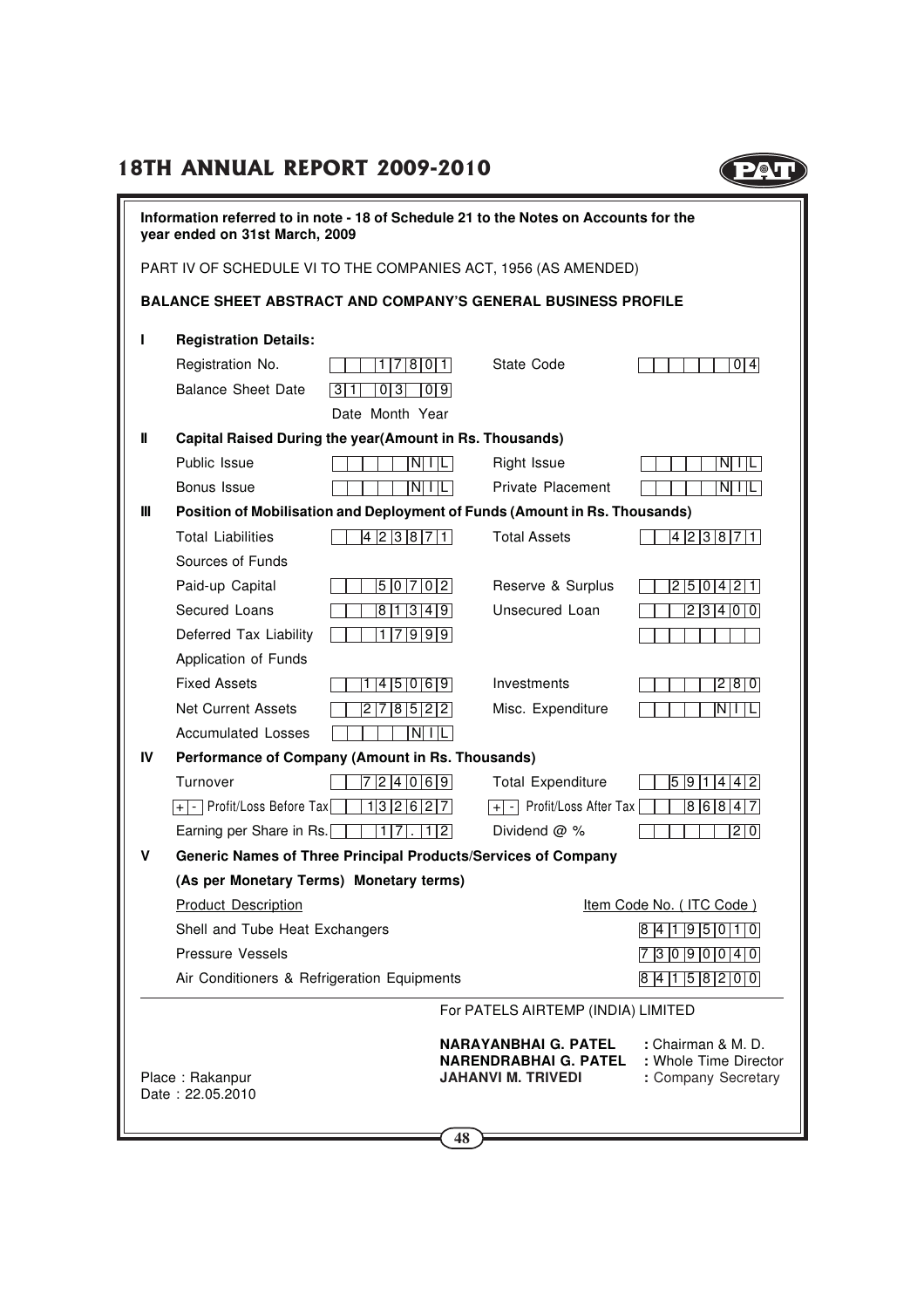**Information referred to in note - 18 of Schedule 21 to the Notes on Accounts for the year ended on 31st March, 2009**

PART IV OF SCHEDULE VI TO THE COMPANIES ACT, 1956 (AS AMENDED)

**BALANCE SHEET ABSTRACT AND COMPANY'S GENERAL BUSINESS PROFILE**

**I Registration Details:**

| | | | |
|---|---|---|---|
| Registration No. | 17801 | State Code | 04 |
| Balance Sheet Date | 31 03 09 | | |
| | Date Month Year | | |

**II Capital Raised During the year(Amount in Rs. Thousands)**

| | | | |
|---|---|---|---|
| Public Issue | NIL | Right Issue | NIL |
| Bonus Issue | NIL | Private Placement | NIL |

**III Position of Mobilisation and Deployment of Funds (Amount in Rs. Thousands)**

| | | | |
|---|---|---|---|
| Total Liabilities | 423871 | Total Assets | 423871 |
| Sources of Funds | | | |
| Paid-up Capital | 50702 | Reserve & Surplus | 250421 |
| Secured Loans | 81349 | Unsecured Loan | 23400 |
| Deferred Tax Liability | 17999 | | |
| Application of Funds | | | |
| Fixed Assets | 145069 | Investments | 280 |
| Net Current Assets | 278522 | Misc. Expenditure | NIL |
| Accumulated Losses | NIL | | |

**IV Performance of Company (Amount in Rs. Thousands)**

| | | | |
|---|---|---|---|
| Turnover | 724069 | Total Expenditure | 591442 |
| + - Profit/Loss Before Tax | 132627 | + - Profit/Loss After Tax | 86847 |
| Earning per Share in Rs. | 17.12 | Dividend @ % | 20 |

**V Generic Names of Three Principal Products/Services of Company**

**(As per Monetary Terms) Monetary terms)**

| Product Description | Item Code No. ( ITC Code ) |
|---|---|
| Shell and Tube Heat Exchangers | 84195010 |
| Pressure Vessels | 73090040 |
| Air Conditioners & Refrigeration Equipments | 84158200 |

For PATELS AIRTEMP (INDIA) LIMITED

**NARAYANBHAI G. PATEL** : Chairman & M. D.
**NARENDRABHAI G. PATEL** : Whole Time Director
**JAHANVI M. TRIVEDI** : Company Secretary

Place : Rakanpur
Date : 22.05.2010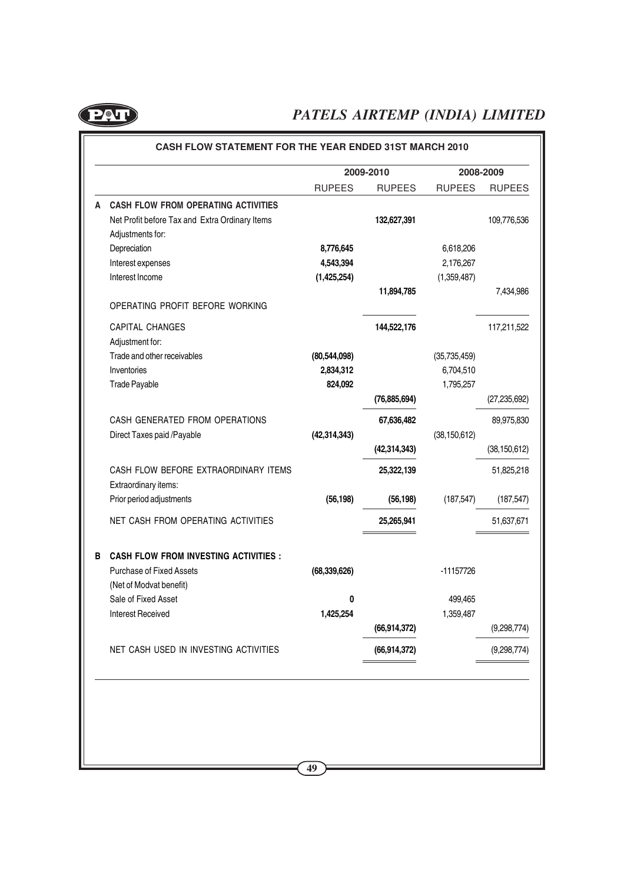## CASH FLOW STATEMENT FOR THE YEAR ENDED 31ST MARCH 2010

| | | 2009-2010 | | 2008-2009 | |
|---|---|---|---|---|---|
| | | RUPEES | RUPEES | RUPEES | RUPEES |
| **A** | **CASH FLOW FROM OPERATING ACTIVITIES** | | | | |
| | Net Profit before Tax and Extra Ordinary Items | | **132,627,391** | | 109,776,536 |
| | Adjustments for: | | | | |
| | Depreciation | **8,776,645** | | 6,618,206 | |
| | Interest expenses | **4,543,394** | | 2,176,267 | |
| | Interest Income | **(1,425,254)** | | (1,359,487) | |
| | | | **11,894,785** | | 7,434,986 |
| | OPERATING PROFIT BEFORE WORKING CAPITAL CHANGES | | **144,522,176** | | 117,211,522 |
| | Adjustment for: | | | | |
| | Trade and other receivables | **(80,544,098)** | | (35,735,459) | |
| | Inventories | **2,834,312** | | 6,704,510 | |
| | Trade Payable | **824,092** | | 1,795,257 | |
| | | | **(76,885,694)** | | (27,235,692) |
| | CASH GENERATED FROM OPERATIONS | | **67,636,482** | | 89,975,830 |
| | Direct Taxes paid /Payable | **(42,314,343)** | | (38,150,612) | |
| | | | **(42,314,343)** | | (38,150,612) |
| | CASH FLOW BEFORE EXTRAORDINARY ITEMS | | **25,322,139** | | 51,825,218 |
| | Extraordinary items: | | | | |
| | Prior period adjustments | **(56,198)** | **(56,198)** | (187,547) | (187,547) |
| | NET CASH FROM OPERATING ACTIVITIES | | **25,265,941** | | 51,637,671 |
| **B** | **CASH FLOW FROM INVESTING ACTIVITIES :** | | | | |
| | Purchase of Fixed Assets (Net of Modvat benefit) | **(68,339,626)** | | -11157726 | |
| | Sale of Fixed Asset | **0** | | 499,465 | |
| | Interest Received | **1,425,254** | | 1,359,487 | |
| | | | **(66,914,372)** | | (9,298,774) |
| | NET CASH USED IN INVESTING ACTIVITIES | | **(66,914,372)** | | (9,298,774) |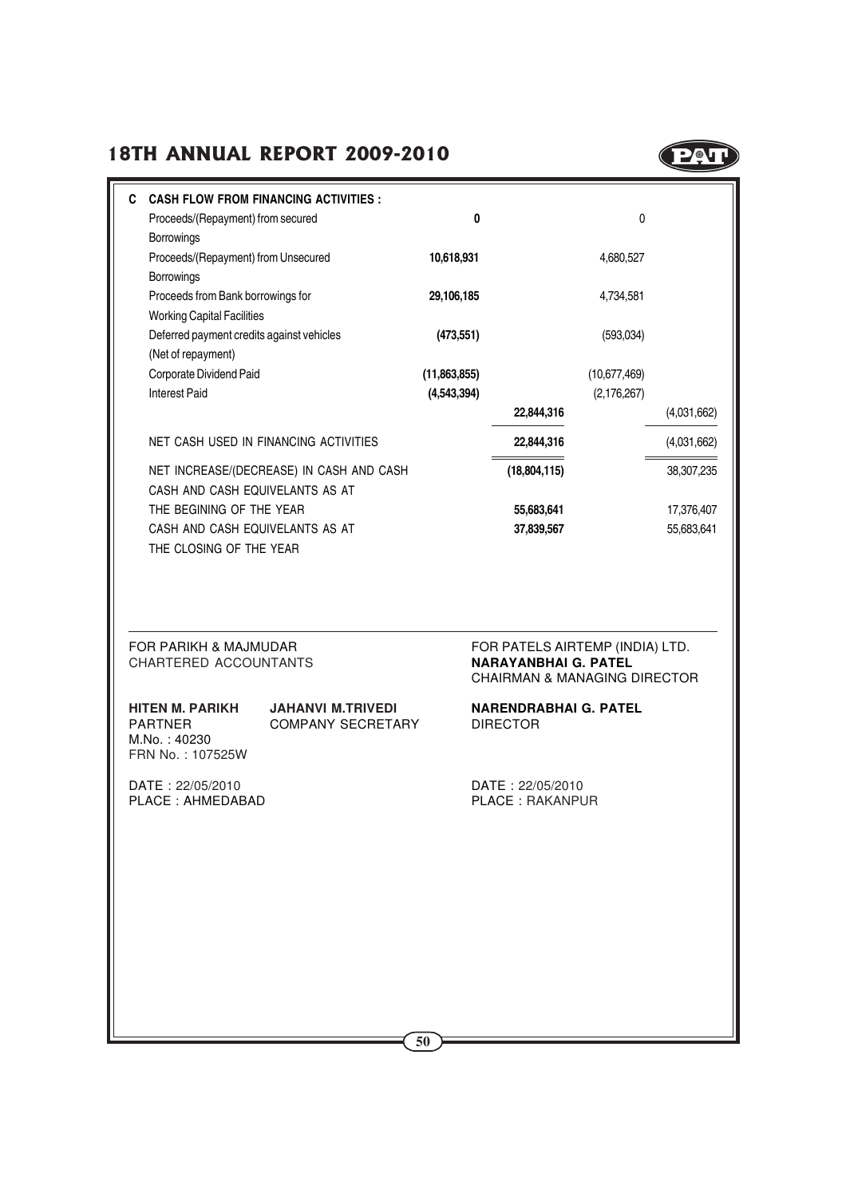| C | CASH FLOW FROM FINANCING ACTIVITIES : | | | | |
|---|---|---|---|---|---|
| | Proceeds/(Repayment) from secured Borrowings | **0** | | 0 | |
| | Proceeds/(Repayment) from Unsecured Borrowings | **10,618,931** | | 4,680,527 | |
| | Proceeds from Bank borrowings for Working Capital Facilities | **29,106,185** | | 4,734,581 | |
| | Deferred payment credits against vehicles (Net of repayment) | **(473,551)** | | (593,034) | |
| | Corporate Dividend Paid | **(11,863,855)** | | (10,677,469) | |
| | Interest Paid | **(4,543,394)** | | (2,176,267) | |
| | | | **22,844,316** | | (4,031,662) |
| | NET CASH USED IN FINANCING ACTIVITIES | | **22,844,316** | | (4,031,662) |
| | NET INCREASE/(DECREASE) IN CASH AND CASH | | **(18,804,115)** | | 38,307,235 |
| | CASH AND CASH EQUIVELANTS AS AT THE BEGINING OF THE YEAR | | **55,683,641** | | 17,376,407 |
| | CASH AND CASH EQUIVELANTS AS AT THE CLOSING OF THE YEAR | | **37,839,567** | | 55,683,641 |

FOR PARIKH & MAJMUDAR
CHARTERED ACCOUNTANTS

**HITEN M. PARIKH**
PARTNER
M.No. : 40230
FRN No. : 107525W

**JAHANVI M.TRIVEDI**
COMPANY SECRETARY

DATE : 22/05/2010
PLACE : AHMEDABAD

FOR PATELS AIRTEMP (INDIA) LTD.
**NARAYANBHAI G. PATEL**
CHAIRMAN & MANAGING DIRECTOR

**NARENDRABHAI G. PATEL**
DIRECTOR

DATE : 22/05/2010
PLACE : RAKANPUR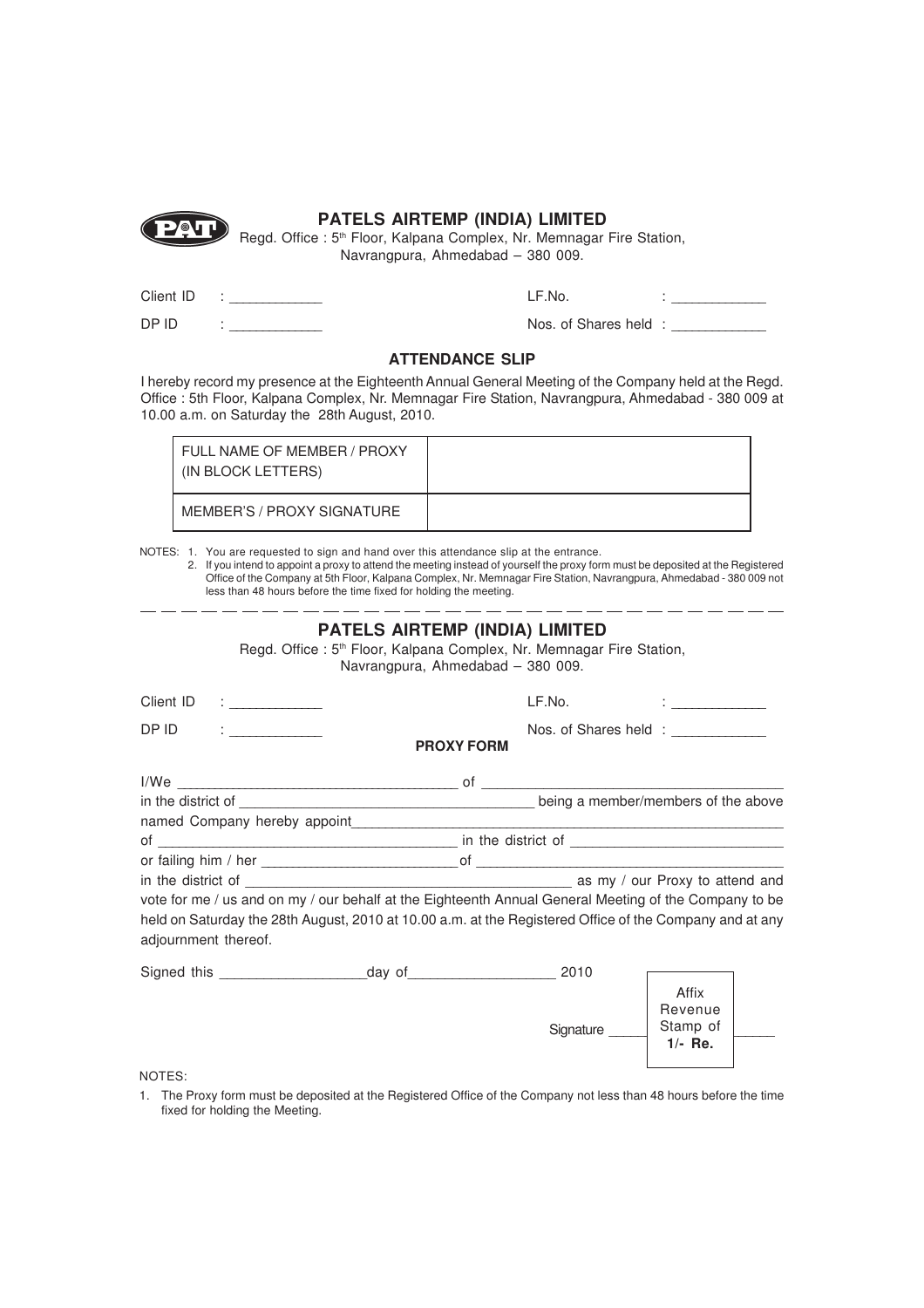## PATELS AIRTEMP (INDIA) LIMITED

Regd. Office : 5th Floor, Kalpana Complex, Nr. Memnagar Fire Station, Navrangpura, Ahmedabad – 380 009.

Client ID : ____________  LF.No. : ____________

DP ID : ____________  Nos. of Shares held : ____________

### ATTENDANCE SLIP

I hereby record my presence at the Eighteenth Annual General Meeting of the Company held at the Regd. Office : 5th Floor, Kalpana Complex, Nr. Memnagar Fire Station, Navrangpura, Ahmedabad - 380 009 at 10.00 a.m. on Saturday the 28th August, 2010.

| FULL NAME OF MEMBER / PROXY (IN BLOCK LETTERS) | |
|---|---|
| MEMBER'S / PROXY SIGNATURE | |

NOTES:
1. You are requested to sign and hand over this attendance slip at the entrance.
2. If you intend to appoint a proxy to attend the meeting instead of yourself the proxy form must be deposited at the Registered Office of the Company at 5th Floor, Kalpana Complex, Nr. Memnagar Fire Station, Navrangpura, Ahmedabad - 380 009 not less than 48 hours before the time fixed for holding the meeting.

---

## PATELS AIRTEMP (INDIA) LIMITED

Regd. Office : 5th Floor, Kalpana Complex, Nr. Memnagar Fire Station, Navrangpura, Ahmedabad – 380 009.

Client ID : ____________  LF.No. : ____________

DP ID : ____________  Nos. of Shares held : ____________

### PROXY FORM

I/We ____________________________________ of ______________________________________ in the district of ______________________________________ being a member/members of the above named Company hereby appoint__________________________________________________________ of ________________________________________ in the district of ____________________________ or failing him / her __________________________of ____________________________________________ in the district of ______________________________________________ as my / our Proxy to attend and vote for me / us and on my / our behalf at the Eighteenth Annual General Meeting of the Company to be held on Saturday the 28th August, 2010 at 10.00 a.m. at the Registered Office of the Company and at any adjournment thereof.

Signed this ___________________day of___________________ 2010

Signature ______ Affix Revenue Stamp of **1/- Re.**

NOTES:

1. The Proxy form must be deposited at the Registered Office of the Company not less than 48 hours before the time fixed for holding the Meeting.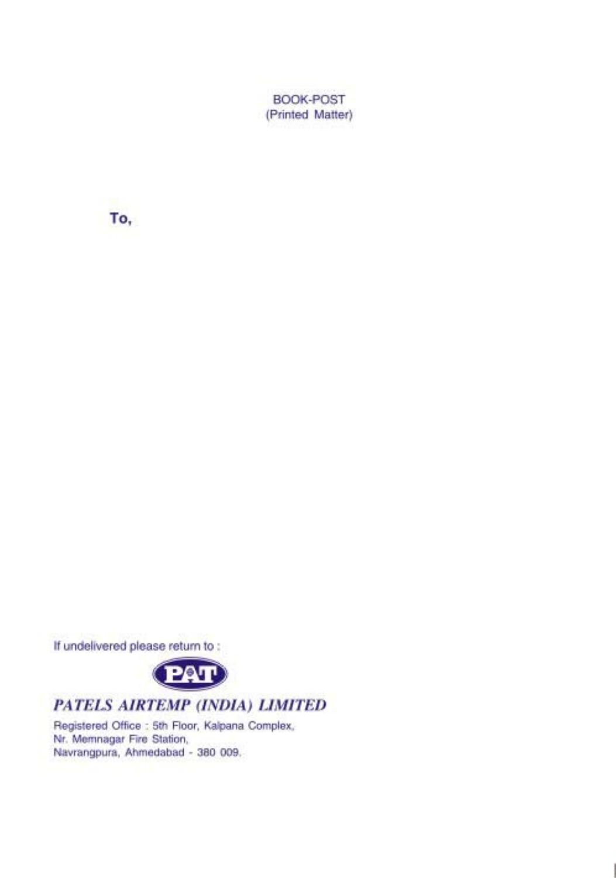BOOK-POST
(Printed Matter)

To,

If undelivered please return to :

PAT

***PATELS AIRTEMP (INDIA) LIMITED***

Registered Office : 5th Floor, Kalpana Complex,
Nr. Memnagar Fire Station,
Navrangpura, Ahmedabad - 380 009.